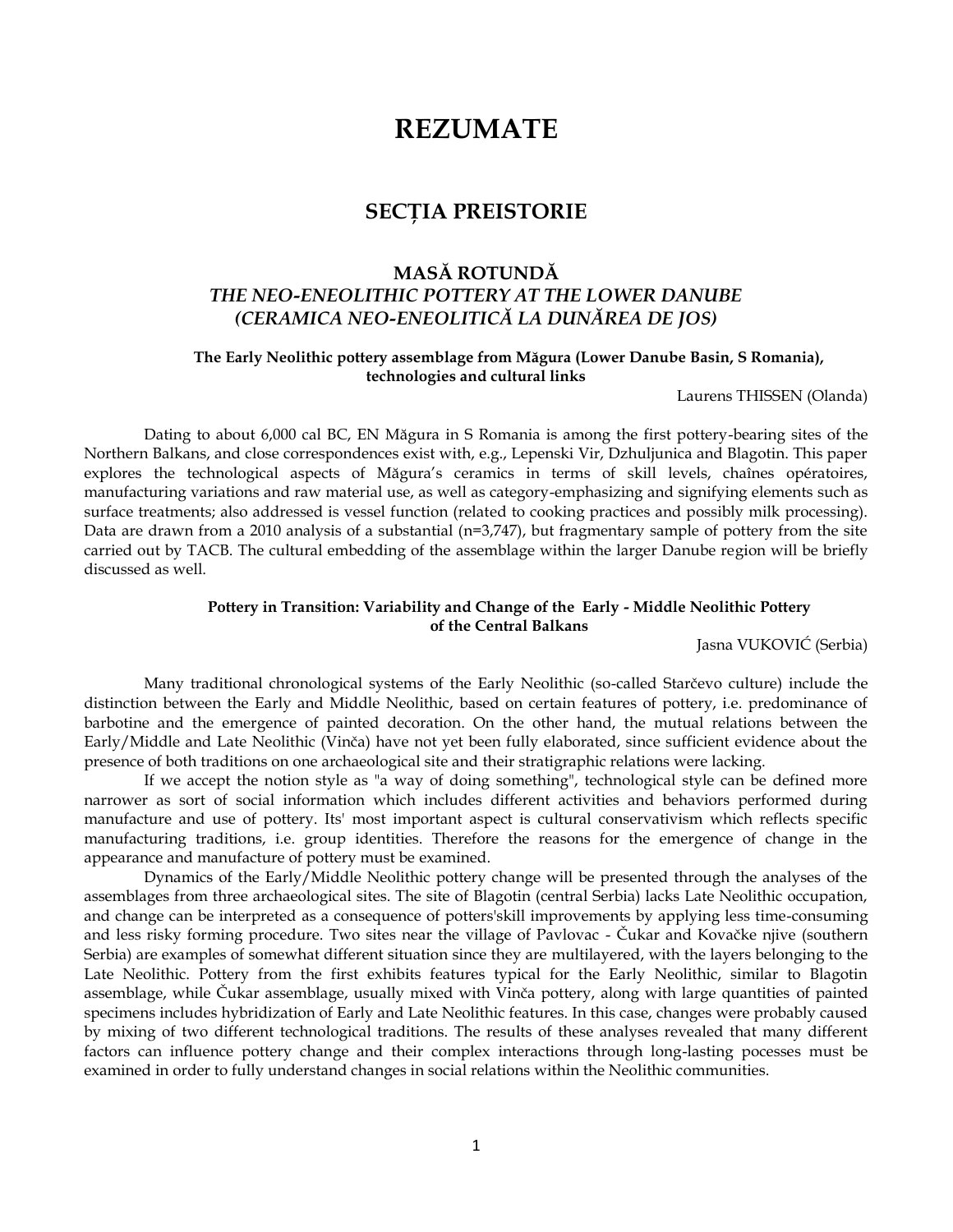# REZUMATE

## SECȚIA PREISTORIE

### MASĂ ROTUNDĂ
### *THE NEO-ENEOLITHIC POTTERY AT THE LOWER DANUBE (CERAMICA NEO-ENEOLITICĂ LA DUNĂREA DE JOS)*

**The Early Neolithic pottery assemblage from Măgura (Lower Danube Basin, S Romania), technologies and cultural links**

Laurens THISSEN (Olanda)

Dating to about 6,000 cal BC, EN Măgura in S Romania is among the first pottery-bearing sites of the Northern Balkans, and close correspondences exist with, e.g., Lepenski Vir, Dzhuljunica and Blagotin. This paper explores the technological aspects of Măgura's ceramics in terms of skill levels, chaînes opératoires, manufacturing variations and raw material use, as well as category-emphasizing and signifying elements such as surface treatments; also addressed is vessel function (related to cooking practices and possibly milk processing). Data are drawn from a 2010 analysis of a substantial (n=3,747), but fragmentary sample of pottery from the site carried out by TACB. The cultural embedding of the assemblage within the larger Danube region will be briefly discussed as well.

**Pottery in Transition: Variability and Change of the Early - Middle Neolithic Pottery of the Central Balkans**

Jasna VUKOVIĆ (Serbia)

Many traditional chronological systems of the Early Neolithic (so-called Starčevo culture) include the distinction between the Early and Middle Neolithic, based on certain features of pottery, i.e. predominance of barbotine and the emergence of painted decoration. On the other hand, the mutual relations between the Early/Middle and Late Neolithic (Vinča) have not yet been fully elaborated, since sufficient evidence about the presence of both traditions on one archaeological site and their stratigraphic relations were lacking.

If we accept the notion style as "a way of doing something", technological style can be defined more narrower as sort of social information which includes different activities and behaviors performed during manufacture and use of pottery. Its' most important aspect is cultural conservativism which reflects specific manufacturing traditions, i.e. group identities. Therefore the reasons for the emergence of change in the appearance and manufacture of pottery must be examined.

Dynamics of the Early/Middle Neolithic pottery change will be presented through the analyses of the assemblages from three archaeological sites. The site of Blagotin (central Serbia) lacks Late Neolithic occupation, and change can be interpreted as a consequence of potters'skill improvements by applying less time-consuming and less risky forming procedure. Two sites near the village of Pavlovac - Čukar and Kovačke njive (southern Serbia) are examples of somewhat different situation since they are multilayered, with the layers belonging to the Late Neolithic. Pottery from the first exhibits features typical for the Early Neolithic, similar to Blagotin assemblage, while Čukar assemblage, usually mixed with Vinča pottery, along with large quantities of painted specimens includes hybridization of Early and Late Neolithic features. In this case, changes were probably caused by mixing of two different technological traditions. The results of these analyses revealed that many different factors can influence pottery change and their complex interactions through long-lasting pocesses must be examined in order to fully understand changes in social relations within the Neolithic communities.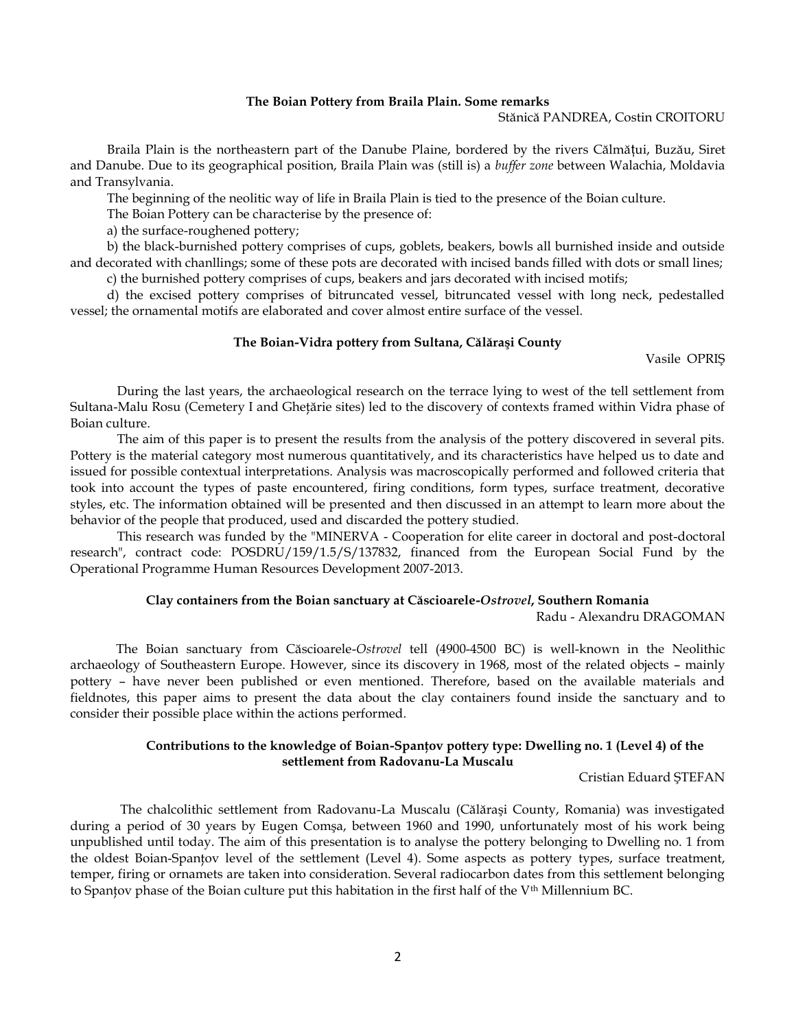### The Boian Pottery from Braila Plain. Some remarks

Stănică PANDREA, Costin CROITORU

Braila Plain is the northeastern part of the Danube Plaine, bordered by the rivers Călmățui, Buzău, Siret and Danube. Due to its geographical position, Braila Plain was (still is) a *buffer zone* between Walachia, Moldavia and Transylvania.

The beginning of the neolitic way of life in Braila Plain is tied to the presence of the Boian culture.

The Boian Pottery can be characterise by the presence of:

a) the surface-roughened pottery;

b) the black-burnished pottery comprises of cups, goblets, beakers, bowls all burnished inside and outside and decorated with chanllings; some of these pots are decorated with incised bands filled with dots or small lines;

c) the burnished pottery comprises of cups, beakers and jars decorated with incised motifs;

d) the excised pottery comprises of bitruncated vessel, bitruncated vessel with long neck, pedestalled vessel; the ornamental motifs are elaborated and cover almost entire surface of the vessel.

### The Boian-Vidra pottery from Sultana, Călăraşi County

Vasile OPRIŞ

During the last years, the archaeological research on the terrace lying to west of the tell settlement from Sultana-Malu Rosu (Cemetery I and Gheţărie sites) led to the discovery of contexts framed within Vidra phase of Boian culture.

The aim of this paper is to present the results from the analysis of the pottery discovered in several pits. Pottery is the material category most numerous quantitatively, and its characteristics have helped us to date and issued for possible contextual interpretations. Analysis was macroscopically performed and followed criteria that took into account the types of paste encountered, firing conditions, form types, surface treatment, decorative styles, etc. The information obtained will be presented and then discussed in an attempt to learn more about the behavior of the people that produced, used and discarded the pottery studied.

This research was funded by the "MINERVA - Cooperation for elite career in doctoral and post-doctoral research", contract code: POSDRU/159/1.5/S/137832, financed from the European Social Fund by the Operational Programme Human Resources Development 2007-2013.

### Clay containers from the Boian sanctuary at Căscioarele-*Ostrovel*, Southern Romania

Radu - Alexandru DRAGOMAN

The Boian sanctuary from Căscioarele-*Ostrovel* tell (4900-4500 BC) is well-known in the Neolithic archaeology of Southeastern Europe. However, since its discovery in 1968, most of the related objects – mainly pottery – have never been published or even mentioned. Therefore, based on the available materials and fieldnotes, this paper aims to present the data about the clay containers found inside the sanctuary and to consider their possible place within the actions performed.

### Contributions to the knowledge of Boian-Spanțov pottery type: Dwelling no. 1 (Level 4) of the settlement from Radovanu-La Muscalu

Cristian Eduard ȘTEFAN

The chalcolithic settlement from Radovanu-La Muscalu (Călărași County, Romania) was investigated during a period of 30 years by Eugen Comşa, between 1960 and 1990, unfortunately most of his work being unpublished until today. The aim of this presentation is to analyse the pottery belonging to Dwelling no. 1 from the oldest Boian-Spanțov level of the settlement (Level 4). Some aspects as pottery types, surface treatment, temper, firing or ornamets are taken into consideration. Several radiocarbon dates from this settlement belonging to Spanțov phase of the Boian culture put this habitation in the first half of the V$^{th}$ Millennium BC.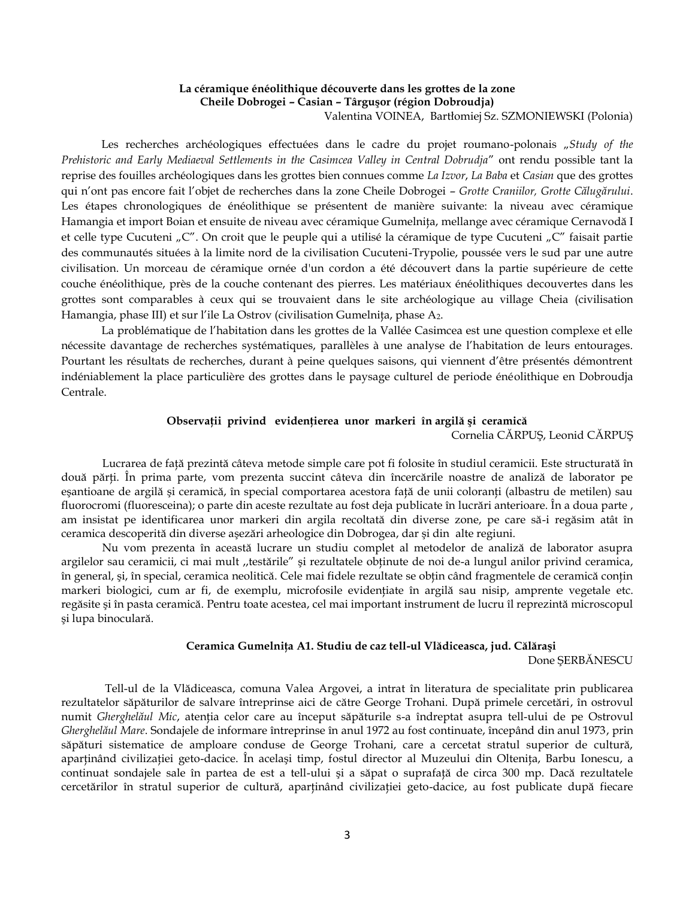**La céramique énéolithique découverte dans les grottes de la zone Cheile Dobrogei – Casian – Târgușor (région Dobroudja)**

Valentina VOINEA, Bartłomiej Sz. SZMONIEWSKI (Polonia)

Les recherches archéologiques effectuées dans le cadre du projet roumano-polonais „*Study of the Prehistoric and Early Mediaeval Settlements in the Casimcea Valley in Central Dobrudja*" ont rendu possible tant la reprise des fouilles archéologiques dans les grottes bien connues comme *La Izvor*, *La Baba* et *Casian* que des grottes qui n'ont pas encore fait l'objet de recherches dans la zone Cheile Dobrogei – *Grotte Craniilor, Grotte Călugărului*. Les étapes chronologiques de énéolithique se présentent de manière suivante: la niveau avec céramique Hamangia et import Boian et ensuite de niveau avec céramique Gumelnița, mellange avec céramique Cernavodă I et celle type Cucuteni „C". On croit que le peuple qui a utilisé la céramique de type Cucuteni „C" faisait partie des communautés situées à la limite nord de la civilisation Cucuteni-Trypolie, poussée vers le sud par une autre civilisation. Un morceau de céramique ornée d'un cordon a été découvert dans la partie supérieure de cette couche énéolithique, près de la couche contenant des pierres. Les matériaux énéolithiques decouvertes dans les grottes sont comparables à ceux qui se trouvaient dans le site archéologique au village Cheia (civilisation Hamangia, phase III) et sur l'ile La Ostrov (civilisation Gumelnița, phase $A_2$.

La problématique de l'habitation dans les grottes de la Vallée Casimcea est une question complexe et elle nécessite davantage de recherches systématiques, parallèles à une analyse de l'habitation de leurs entourages. Pourtant les résultats de recherches, durant à peine quelques saisons, qui viennent d'être présentés démontrent indéniablement la place particulière des grottes dans le paysage culturel de periode énéolithique en Dobroudja Centrale.

**Observații privind evidențierea unor markeri în argilă și ceramică**

Cornelia CĂRPUȘ, Leonid CĂRPUȘ

Lucrarea de față prezintă câteva metode simple care pot fi folosite în studiul ceramicii. Este structurată în două părți. În prima parte, vom prezenta succint câteva din încercările noastre de analiză de laborator pe eșantioane de argilă și ceramică, în special comportarea acestora față de unii coloranți (albastru de metilen) sau fluorocromi (fluoresceina); o parte din aceste rezultate au fost deja publicate în lucrări anterioare. În a doua parte , am insistat pe identificarea unor markeri din argila recoltată din diverse zone, pe care să-i regăsim atât în ceramica descoperită din diverse așezări arheologice din Dobrogea, dar și din alte regiuni.

Nu vom prezenta în această lucrare un studiu complet al metodelor de analiză de laborator asupra argilelor sau ceramicii, ci mai mult „testările" și rezultatele obținute de noi de-a lungul anilor privind ceramica, în general, și, în special, ceramica neolitică. Cele mai fidele rezultate se obțin când fragmentele de ceramică conțin markeri biologici, cum ar fi, de exemplu, microfosile evidențiate în argilă sau nisip, amprente vegetale etc. regăsite și în pasta ceramică. Pentru toate acestea, cel mai important instrument de lucru îl reprezintă microscopul și lupa binoculară.

**Ceramica Gumelnița A1. Studiu de caz tell-ul Vlădiceasca, jud. Călărași**

Done ȘERBĂNESCU

Tell-ul de la Vlădiceasca, comuna Valea Argovei, a intrat în literatura de specialitate prin publicarea rezultatelor săpăturilor de salvare întreprinse aici de către George Trohani. După primele cercetări, în ostrovul numit *Gherghelăul Mic*, atenția celor care au început săpăturile s-a îndreptat asupra tell-ului de pe Ostrovul *Gherghelăul Mare*. Sondajele de informare întreprinse în anul 1972 au fost continuate, începând din anul 1973, prin săpături sistematice de amploare conduse de George Trohani, care a cercetat stratul superior de cultură, aparținând civilizației geto-dacice. În același timp, fostul director al Muzeului din Oltenița, Barbu Ionescu, a continuat sondajele sale în partea de est a tell-ului și a săpat o suprafață de circa 300 mp. Dacă rezultatele cercetărilor în stratul superior de cultură, aparținând civilizației geto-dacice, au fost publicate după fiecare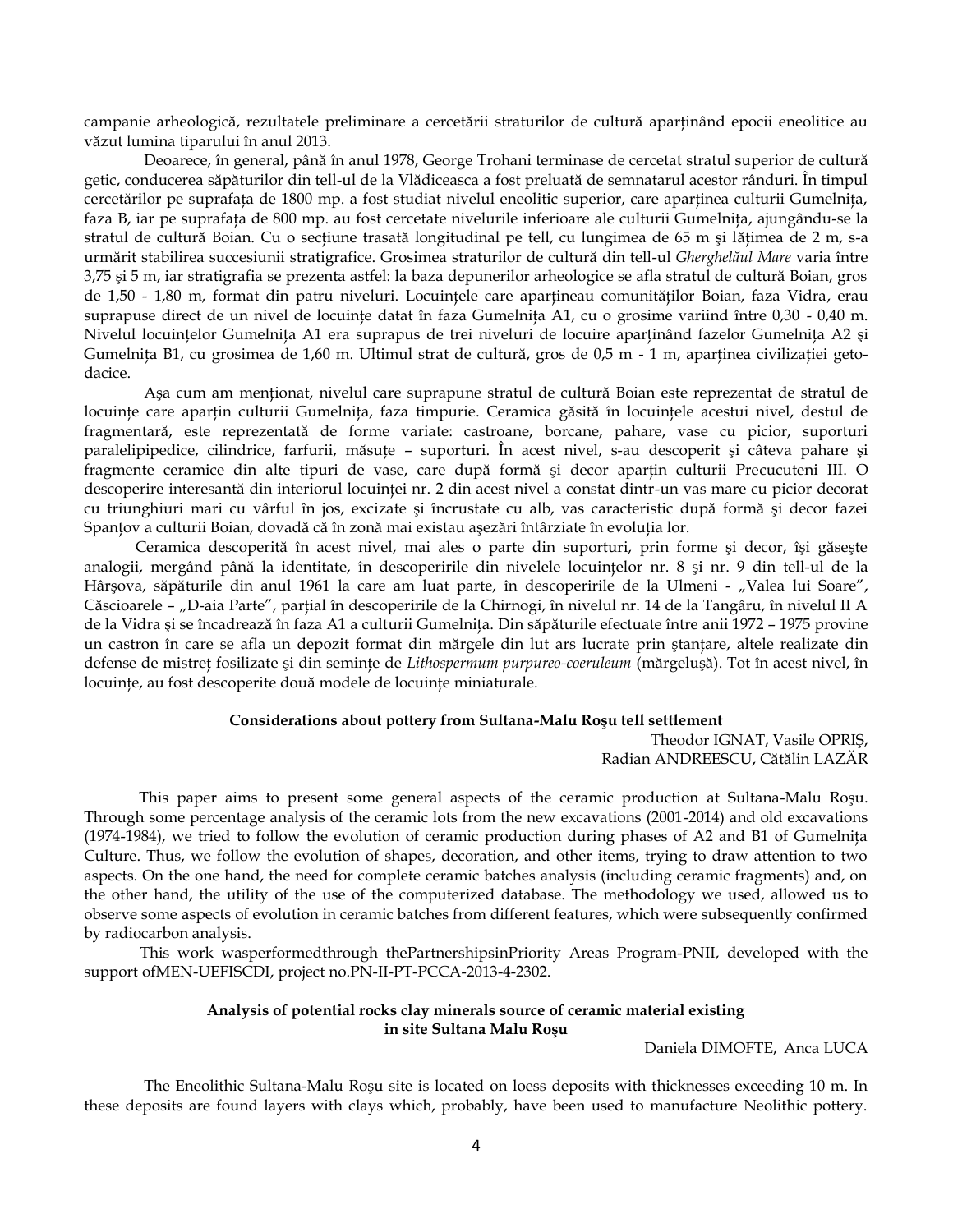campanie arheologică, rezultatele preliminare a cercetării straturilor de cultură aparținând epocii eneolitice au văzut lumina tiparului în anul 2013.

Deoarece, în general, până în anul 1978, George Trohani terminase de cercetat stratul superior de cultură getic, conducerea săpăturilor din tell-ul de la Vlădiceasca a fost preluată de semnatarul acestor rânduri. În timpul cercetărilor pe suprafața de 1800 mp. a fost studiat nivelul eneolitic superior, care aparținea culturii Gumelnița, faza B, iar pe suprafața de 800 mp. au fost cercetate nivelurile inferioare ale culturii Gumelnița, ajungându-se la stratul de cultură Boian. Cu o secțiune trasată longitudinal pe tell, cu lungimea de 65 m și lățimea de 2 m, s-a urmărit stabilirea succesiunii stratigrafice. Grosimea straturilor de cultură din tell-ul *Ghergheläul Mare* varia între 3,75 și 5 m, iar stratigrafia se prezenta astfel: la baza depunerilor arheologice se afla stratul de cultură Boian, gros de 1,50 - 1,80 m, format din patru niveluri. Locuințele care aparțineau comunităților Boian, faza Vidra, erau suprapuse direct de un nivel de locuințe datat în faza Gumelnița A1, cu o grosime variind între 0,30 - 0,40 m. Nivelul locuințelor Gumelnița A1 era suprapus de trei niveluri de locuire aparținând fazelor Gumelnița A2 și Gumelnița B1, cu grosimea de 1,60 m. Ultimul strat de cultură, gros de 0,5 m - 1 m, aparținea civilizației geto-dacice.

Așa cum am menționat, nivelul care suprapune stratul de cultură Boian este reprezentat de stratul de locuințe care aparțin culturii Gumelnița, faza timpurie. Ceramica găsită în locuințele acestui nivel, destul de fragmentară, este reprezentată de forme variate: castroane, borcane, pahare, vase cu picior, suporturi paralelipipedice, cilindrice, farfurii, măsuțe – suporturi. În acest nivel, s-au descoperit și câteva pahare și fragmente ceramice din alte tipuri de vase, care după formă și decor aparțin culturii Precucuteni III. O descoperire interesantă din interiorul locuinței nr. 2 din acest nivel a constat dintr-un vas mare cu picior decorat cu triunghiuri mari cu vârful în jos, excizate și încrustate cu alb, vas caracteristic după formă și decor fazei Spanțov a culturii Boian, dovadă că în zonă mai existau așezări întârziate în evoluția lor.

Ceramica descoperită în acest nivel, mai ales o parte din suporturi, prin forme și decor, își găsește analogii, mergând până la identitate, în descoperirile din nivelele locuințelor nr. 8 și nr. 9 din tell-ul de la Hârșova, săpăturile din anul 1961 la care am luat parte, în descoperirile de la Ulmeni - „Valea lui Soare", Căscioarele – „D-aia Parte", parțial în descoperirile de la Chirnogi, în nivelul nr. 14 de la Tangâru, în nivelul II A de la Vidra și se încadrează în faza A1 a culturii Gumelnița. Din săpăturile efectuate între anii 1972 – 1975 provine un castron în care se afla un depozit format din mărgele din lut ars lucrate prin ștanțare, altele realizate din defense de mistreț fosilizate și din semințe de *Lithospermum purpureo-coeruleum* (mărgelușă). Tot în acest nivel, în locuințe, au fost descoperite două modele de locuințe miniaturale.

### Considerations about pottery from Sultana-Malu Roşu tell settlement

Theodor IGNAT, Vasile OPRIȘ,
Radian ANDREESCU, Cătălin LAZĂR

This paper aims to present some general aspects of the ceramic production at Sultana-Malu Roșu. Through some percentage analysis of the ceramic lots from the new excavations (2001-2014) and old excavations (1974-1984), we tried to follow the evolution of ceramic production during phases of A2 and B1 of Gumelnița Culture. Thus, we follow the evolution of shapes, decoration, and other items, trying to draw attention to two aspects. On the one hand, the need for complete ceramic batches analysis (including ceramic fragments) and, on the other hand, the utility of the use of the computerized database. The methodology we used, allowed us to observe some aspects of evolution in ceramic batches from different features, which were subsequently confirmed by radiocarbon analysis.

This work wasperformedthrough thePartnershipsinPriority Areas Program-PNII, developed with the support ofMEN-UEFISCDI, project no.PN-II-PT-PCCA-2013-4-2302.

### Analysis of potential rocks clay minerals source of ceramic material existing in site Sultana Malu Roşu

Daniela DIMOFTE, Anca LUCA

The Eneolithic Sultana-Malu Roșu site is located on loess deposits with thicknesses exceeding 10 m. In these deposits are found layers with clays which, probably, have been used to manufacture Neolithic pottery.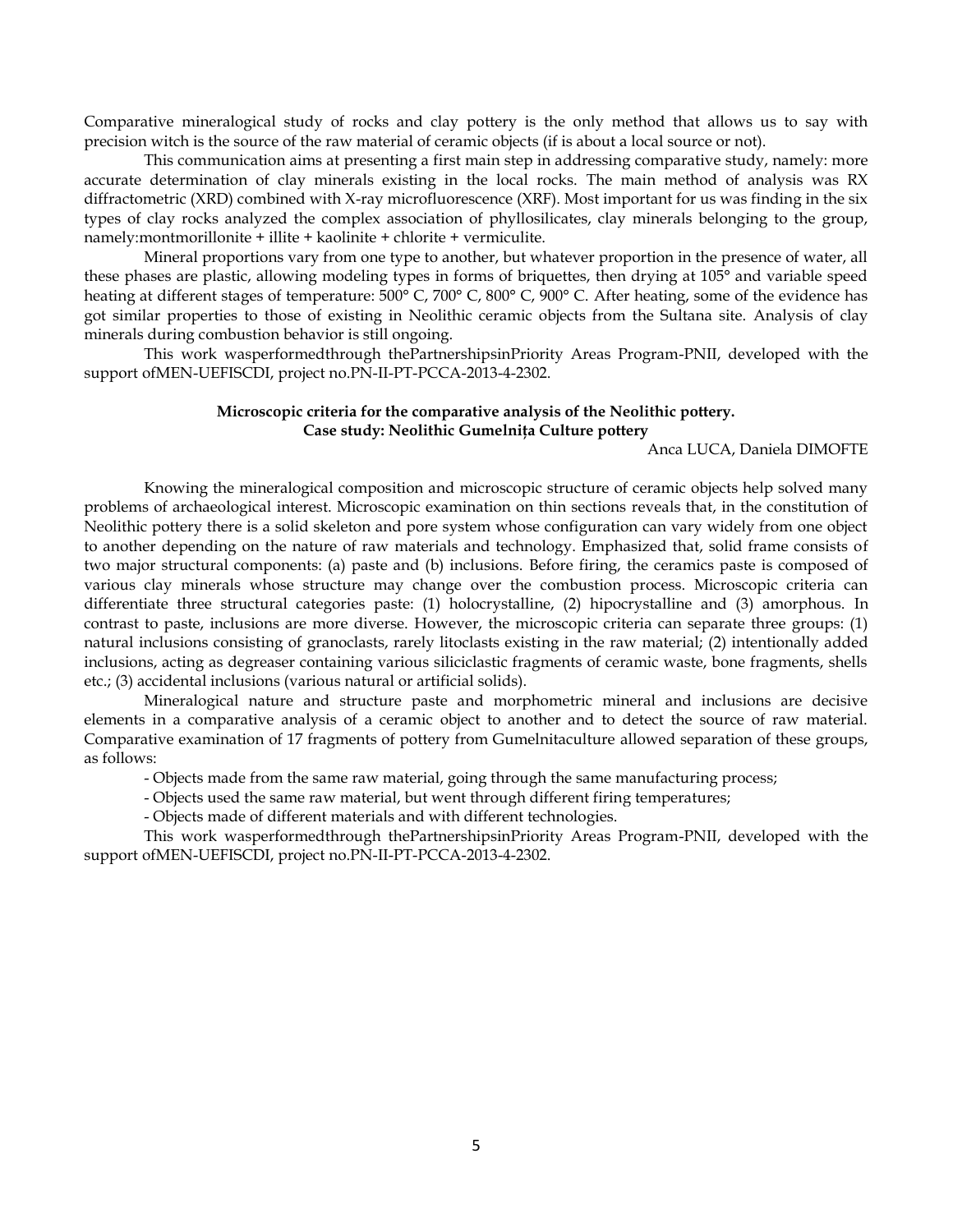Comparative mineralogical study of rocks and clay pottery is the only method that allows us to say with precision witch is the source of the raw material of ceramic objects (if is about a local source or not).

This communication aims at presenting a first main step in addressing comparative study, namely: more accurate determination of clay minerals existing in the local rocks. The main method of analysis was RX diffractometric (XRD) combined with X-ray microfluorescence (XRF). Most important for us was finding in the six types of clay rocks analyzed the complex association of phyllosilicates, clay minerals belonging to the group, namely:montmorillonite + illite + kaolinite + chlorite + vermiculite.

Mineral proportions vary from one type to another, but whatever proportion in the presence of water, all these phases are plastic, allowing modeling types in forms of briquettes, then drying at 105° and variable speed heating at different stages of temperature: 500° C, 700° C, 800° C, 900° C. After heating, some of the evidence has got similar properties to those of existing in Neolithic ceramic objects from the Sultana site. Analysis of clay minerals during combustion behavior is still ongoing.

This work wasperformedthrough thePartnershipsinPriority Areas Program-PNII, developed with the support ofMEN-UEFISCDI, project no.PN-II-PT-PCCA-2013-4-2302.

## Microscopic criteria for the comparative analysis of the Neolithic pottery. Case study: Neolithic Gumelnița Culture pottery

Anca LUCA, Daniela DIMOFTE

Knowing the mineralogical composition and microscopic structure of ceramic objects help solved many problems of archaeological interest. Microscopic examination on thin sections reveals that, in the constitution of Neolithic pottery there is a solid skeleton and pore system whose configuration can vary widely from one object to another depending on the nature of raw materials and technology. Emphasized that, solid frame consists of two major structural components: (a) paste and (b) inclusions. Before firing, the ceramics paste is composed of various clay minerals whose structure may change over the combustion process. Microscopic criteria can differentiate three structural categories paste: (1) holocrystalline, (2) hipocrystalline and (3) amorphous. In contrast to paste, inclusions are more diverse. However, the microscopic criteria can separate three groups: (1) natural inclusions consisting of granoclasts, rarely litoclasts existing in the raw material; (2) intentionally added inclusions, acting as degreaser containing various siliciclastic fragments of ceramic waste, bone fragments, shells etc.; (3) accidental inclusions (various natural or artificial solids).

Mineralogical nature and structure paste and morphometric mineral and inclusions are decisive elements in a comparative analysis of a ceramic object to another and to detect the source of raw material. Comparative examination of 17 fragments of pottery from Gumelnitaculture allowed separation of these groups, as follows:

- Objects made from the same raw material, going through the same manufacturing process;
- Objects used the same raw material, but went through different firing temperatures;
- Objects made of different materials and with different technologies.

This work wasperformedthrough thePartnershipsinPriority Areas Program-PNII, developed with the support ofMEN-UEFISCDI, project no.PN-II-PT-PCCA-2013-4-2302.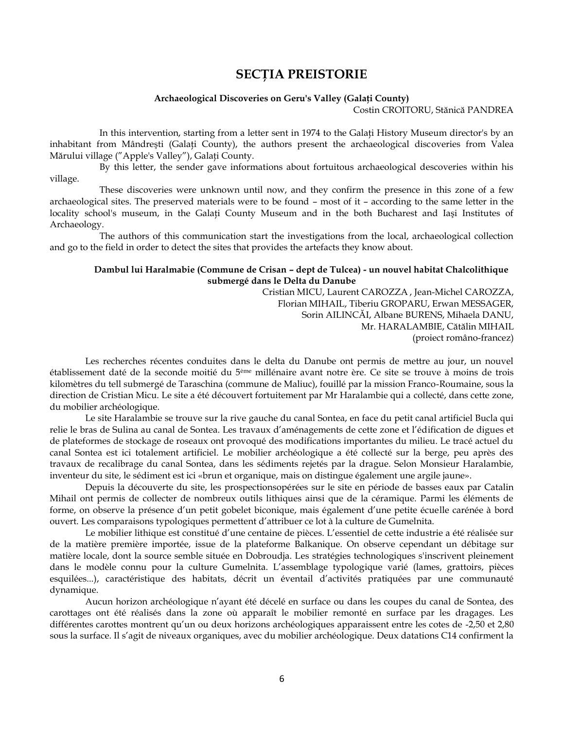# SECȚIA PREISTORIE

### Archaeological Discoveries on Geru's Valley (Galați County)

Costin CROITORU, Stănică PANDREA

In this intervention, starting from a letter sent in 1974 to the Galați History Museum director's by an inhabitant from Mândrești (Galați County), the authors present the archaeological discoveries from Valea Mărului village (”Apple's Valley”), Galați County.

By this letter, the sender gave informations about fortuitous archaeological descoveries within his village.

These discoveries were unknown until now, and they confirm the presence in this zone of a few archaeological sites. The preserved materials were to be found – most of it – according to the same letter in the locality school's museum, in the Galați County Museum and in the both Bucharest and Iași Institutes of Archaeology.

The authors of this communication start the investigations from the local, archaeological collection and go to the field in order to detect the sites that provides the artefacts they know about.

### Dambul lui Haralmabie (Commune de Crisan – dept de Tulcea) - un nouvel habitat Chalcolithique submergé dans le Delta du Danube

Cristian MICU, Laurent CAROZZA , Jean-Michel CAROZZA,
Florian MIHAIL, Tiberiu GROPARU, Erwan MESSAGER,
Sorin AILINCĂI, Albane BURENS, Mihaela DANU,
Mr. HARALAMBIE, Cătălin MIHAIL
(proiect româno-francez)

Les recherches récentes conduites dans le delta du Danube ont permis de mettre au jour, un nouvel établissement daté de la seconde moitié du 5ème millénaire avant notre ère. Ce site se trouve à moins de trois kilomètres du tell submergé de Taraschina (commune de Maliuc), fouillé par la mission Franco-Roumaine, sous la direction de Cristian Micu. Le site a été découvert fortuitement par Mr Haralambie qui a collecté, dans cette zone, du mobilier archéologique.

Le site Haralambie se trouve sur la rive gauche du canal Sontea, en face du petit canal artificiel Bucla qui relie le bras de Sulina au canal de Sontea. Les travaux d'aménagements de cette zone et l'édification de digues et de plateformes de stockage de roseaux ont provoqué des modifications importantes du milieu. Le tracé actuel du canal Sontea est ici totalement artificiel. Le mobilier archéologique a été collecté sur la berge, peu après des travaux de recalibrage du canal Sontea, dans les sédiments rejetés par la drague. Selon Monsieur Haralambie, inventeur du site, le sédiment est ici «brun et organique, mais on distingue également une argile jaune».

Depuis la découverte du site, les prospectionsopérées sur le site en période de basses eaux par Catalin Mihail ont permis de collecter de nombreux outils lithiques ainsi que de la céramique. Parmi les éléments de forme, on observe la présence d'un petit gobelet biconique, mais également d'une petite écuelle carénée à bord ouvert. Les comparaisons typologiques permettent d'attribuer ce lot à la culture de Gumelnita.

Le mobilier lithique est constitué d'une centaine de pièces. L'essentiel de cette industrie a été réalisée sur de la matière première importée, issue de la plateforme Balkanique. On observe cependant un débitage sur matière locale, dont la source semble située en Dobroudja. Les stratégies technologiques s'inscrivent pleinement dans le modèle connu pour la culture Gumelnita. L'assemblage typologique varié (lames, grattoirs, pièces esquilées...), caractéristique des habitats, décrit un éventail d'activités pratiquées par une communauté dynamique.

Aucun horizon archéologique n'ayant été décelé en surface ou dans les coupes du canal de Sontea, des carottages ont été réalisés dans la zone où apparaît le mobilier remonté en surface par les dragages. Les différentes carottes montrent qu'un ou deux horizons archéologiques apparaissent entre les cotes de -2,50 et 2,80 sous la surface. Il s'agit de niveaux organiques, avec du mobilier archéologique. Deux datations C14 confirment la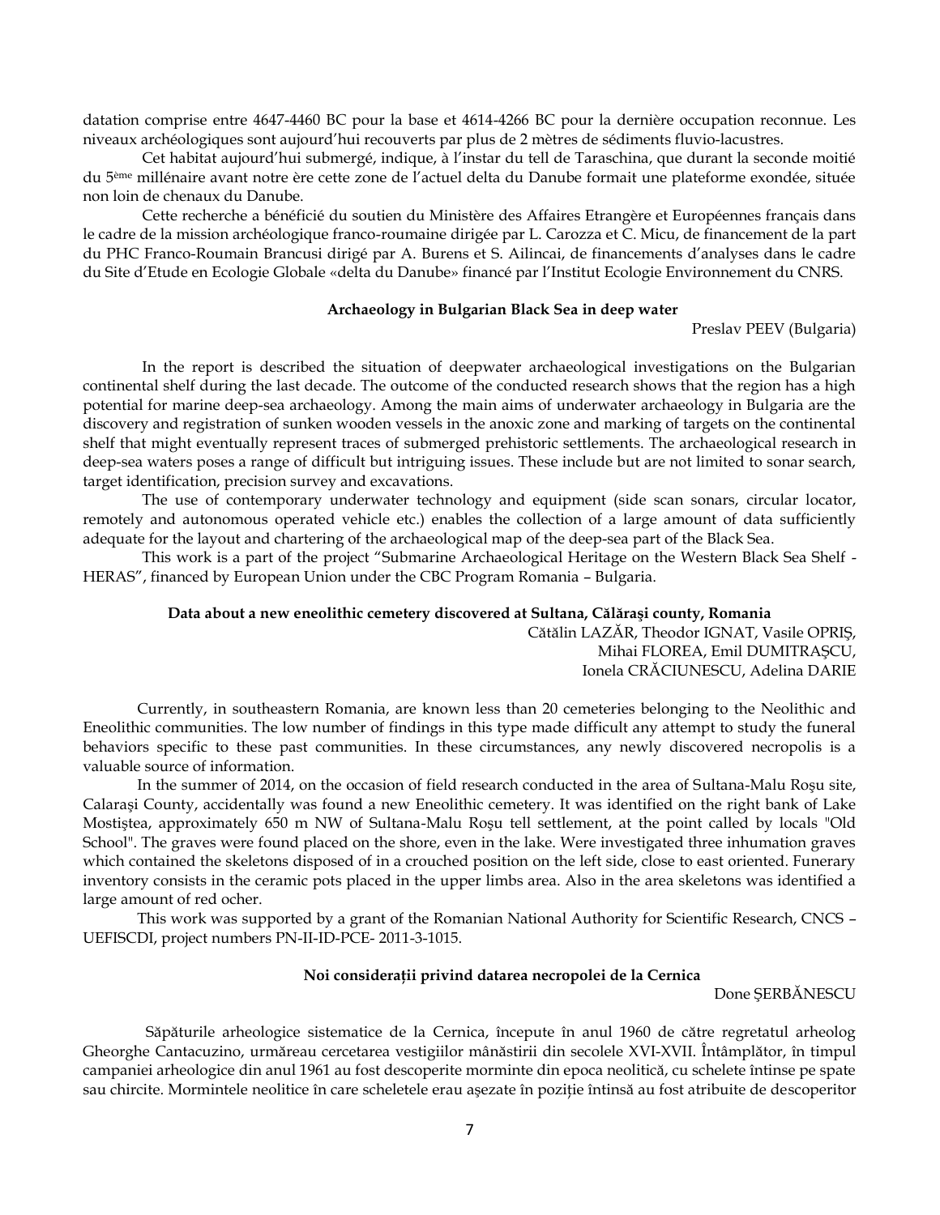datation comprise entre 4647-4460 BC pour la base et 4614-4266 BC pour la dernière occupation reconnue. Les niveaux archéologiques sont aujourd'hui recouverts par plus de 2 mètres de sédiments fluvio-lacustres.

Cet habitat aujourd'hui submergé, indique, à l'instar du tell de Taraschina, que durant la seconde moitié du 5[ème] millénaire avant notre ère cette zone de l'actuel delta du Danube formait une plateforme exondée, située non loin de chenaux du Danube.

Cette recherche a bénéficié du soutien du Ministère des Affaires Etrangère et Européennes français dans le cadre de la mission archéologique franco-roumaine dirigée par L. Carozza et C. Micu, de financement de la part du PHC Franco-Roumain Brancusi dirigé par A. Burens et S. Ailincai, de financements d'analyses dans le cadre du Site d'Etude en Ecologie Globale «delta du Danube» financé par l'Institut Ecologie Environnement du CNRS.

### Archaeology in Bulgarian Black Sea in deep water

Preslav PEEV (Bulgaria)

In the report is described the situation of deepwater archaeological investigations on the Bulgarian continental shelf during the last decade. The outcome of the conducted research shows that the region has a high potential for marine deep-sea archaeology. Among the main aims of underwater archaeology in Bulgaria are the discovery and registration of sunken wooden vessels in the anoxic zone and marking of targets on the continental shelf that might eventually represent traces of submerged prehistoric settlements. The archaeological research in deep-sea waters poses a range of difficult but intriguing issues. These include but are not limited to sonar search, target identification, precision survey and excavations.

The use of contemporary underwater technology and equipment (side scan sonars, circular locator, remotely and autonomous operated vehicle etc.) enables the collection of a large amount of data sufficiently adequate for the layout and chartering of the archaeological map of the deep-sea part of the Black Sea.

This work is a part of the project "Submarine Archaeological Heritage on the Western Black Sea Shelf - HERAS", financed by European Union under the CBC Program Romania – Bulgaria.

### Data about a new eneolithic cemetery discovered at Sultana, Călăraşi county, Romania

Cătălin LAZĂR, Theodor IGNAT, Vasile OPRIŞ, Mihai FLOREA, Emil DUMITRAȘCU, Ionela CRĂCIUNESCU, Adelina DARIE

Currently, in southeastern Romania, are known less than 20 cemeteries belonging to the Neolithic and Eneolithic communities. The low number of findings in this type made difficult any attempt to study the funeral behaviors specific to these past communities. In these circumstances, any newly discovered necropolis is a valuable source of information.

In the summer of 2014, on the occasion of field research conducted in the area of Sultana-Malu Roşu site, Calaraşi County, accidentally was found a new Eneolithic cemetery. It was identified on the right bank of Lake Mostiștea, approximately 650 m NW of Sultana-Malu Roşu tell settlement, at the point called by locals "Old School". The graves were found placed on the shore, even in the lake. Were investigated three inhumation graves which contained the skeletons disposed of in a crouched position on the left side, close to east oriented. Funerary inventory consists in the ceramic pots placed in the upper limbs area. Also in the area skeletons was identified a large amount of red ocher.

This work was supported by a grant of the Romanian National Authority for Scientific Research, CNCS – UEFISCDI, project numbers PN-II-ID-PCE- 2011-3-1015.

### Noi considerații privind datarea necropolei de la Cernica

Done ŞERBĂNESCU

Săpăturile arheologice sistematice de la Cernica, începute în anul 1960 de către regretatul arheolog Gheorghe Cantacuzino, urmăreau cercetarea vestigiilor mânăstirii din secolele XVI-XVII. Întâmplător, în timpul campaniei arheologice din anul 1961 au fost descoperite morminte din epoca neolitică, cu schelete întinse pe spate sau chircite. Mormintele neolitice în care scheletele erau așezate în poziție întinsă au fost atribuite de descoperitor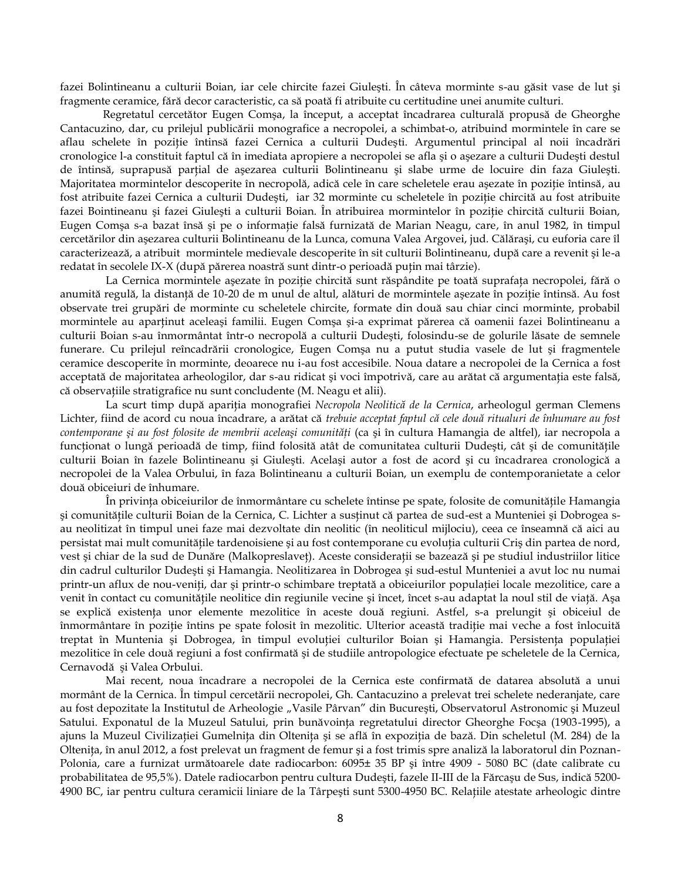fazei Bolintineanu a culturii Boian, iar cele chircite fazei Giuleşti. În câteva morminte s-au găsit vase de lut şi fragmente ceramice, fără decor caracteristic, ca să poată fi atribuite cu certitudine unei anumite culturi.

Regretatul cercetător Eugen Comşa, la început, a acceptat încadrarea culturală propusă de Gheorghe Cantacuzino, dar, cu prilejul publicării monografice a necropolei, a schimbat-o, atribuind mormintele în care se aflau schelete în poziţie întinsă fazei Cernica a culturii Dudeşti. Argumentul principal al noii încadrări cronologice l-a constituit faptul că în imediata apropiere a necropolei se afla şi o aşezare a culturii Dudeşti destul de întinsă, suprapusă parţial de aşezarea culturii Bolintineanu şi slabe urme de locuire din faza Giuleşti. Majoritatea mormintelor descoperite în necropolă, adică cele în care scheletele erau aşezate în poziţie întinsă, au fost atribuite fazei Cernica a culturii Dudeşti, iar 32 morminte cu scheletele în poziţie chircită au fost atribuite fazei Bointineanu şi fazei Giuleşti a culturii Boian. În atribuirea mormintelor în poziţie chircită culturii Boian, Eugen Comşa s-a bazat însă şi pe o informaţie falsă furnizată de Marian Neagu, care, în anul 1982, în timpul cercetărilor din aşezarea culturii Bolintineanu de la Lunca, comuna Valea Argovei, jud. Călăraşi, cu euforia care îl caracterizează, a atribuit mormintele medievale descoperite în sit culturii Bolintineanu, după care a revenit şi le-a redatat în secolele IX-X (după părerea noastră sunt dintr-o perioadă puţin mai târzie).

La Cernica mormintele aşezate în poziţie chircită sunt răspândite pe toată suprafaţa necropolei, fără o anumită regulă, la distanţă de 10-20 de m unul de altul, alături de mormintele aşezate în poziţie întinsă. Au fost observate trei grupări de morminte cu scheletele chircite, formate din două sau chiar cinci morminte, probabil mormintele au aparţinut aceleaşi familii. Eugen Comşa şi-a exprimat părerea că oamenii fazei Bolintineanu a culturii Boian s-au înmormântat într-o necropolă a culturii Dudeşti, folosindu-se de golurile lăsate de semnele funerare. Cu prilejul reîncadrării cronologice, Eugen Comşa nu a putut studia vasele de lut şi fragmentele ceramice descoperite în morminte, deoarece nu i-au fost accesibile. Noua datare a necropolei de la Cernica a fost acceptată de majoritatea arheologilor, dar s-au ridicat şi voci împotrivă, care au arătat că argumentaţia este falsă, că observaţiile stratigrafice nu sunt concludente (M. Neagu et alii).

La scurt timp după apariţia monografiei *Necropola Neolitică de la Cernica*, arheologul german Clemens Lichter, fiind de acord cu noua încadrare, a arătat că *trebuie acceptat faptul că cele două ritualuri de înhumare au fost contemporane şi au fost folosite de membrii aceleaşi comunităţi* (ca şi în cultura Hamangia de altfel), iar necropola a funcţionat o lungă perioadă de timp, fiind folosită atât de comunitatea culturii Dudeşti, cât şi de comunităţile culturii Boian în fazele Bolintineanu şi Giuleşti. Acelaşi autor a fost de acord şi cu încadrarea cronologică a necropolei de la Valea Orbului, în faza Bolintineanu a culturii Boian, un exemplu de contemporanietate a celor două obiceiuri de înhumare.

În privinţa obiceiurilor de înmormântare cu schelete întinse pe spate, folosite de comunităţile Hamangia şi comunităţile culturii Boian de la Cernica, C. Lichter a susţinut că partea de sud-est a Munteniei şi Dobrogea s-au neolitizat în timpul unei faze mai dezvoltate din neolitic (în neoliticul mijlociu), ceea ce înseamnă că aici au persistat mai mult comunităţile tardenoisiene şi au fost contemporane cu evoluţia culturii Criş din partea de nord, vest şi chiar de la sud de Dunăre (Malkopreslaveţ). Aceste consideraţii se bazează şi pe studiul industriilor litice din cadrul culturilor Dudeşti şi Hamangia. Neolitizarea în Dobrogea şi sud-estul Munteniei a avut loc nu numai printr-un aflux de nou-veniţi, dar şi printr-o schimbare treptată a obiceiurilor populaţiei locale mezolitice, care a venit în contact cu comunităţile neolitice din regiunile vecine şi încet, încet s-au adaptat la noul stil de viaţă. Aşa se explică existenţa unor elemente mezolitice în aceste două regiuni. Astfel, s-a prelungit şi obiceiul de înmormântare în poziţie întins pe spate folosit în mezolitic. Ulterior această tradiţie mai veche a fost înlocuită treptat în Muntenia şi Dobrogea, în timpul evoluţiei culturilor Boian şi Hamangia. Persistenţa populaţiei mezolitice în cele două regiuni a fost confirmată şi de studiile antropologice efectuate pe scheletele de la Cernica, Cernavodă şi Valea Orbului.

Mai recent, noua încadrare a necropolei de la Cernica este confirmată de datarea absolută a unui mormânt de la Cernica. În timpul cercetării necropolei, Gh. Cantacuzino a prelevat trei schelete nederanjate, care au fost depozitate la Institutul de Arheologie „Vasile Pârvan" din Bucureşti, Observatorul Astronomic şi Muzeul Satului. Exponatul de la Muzeul Satului, prin bunăvoinţa regretatului director Gheorghe Focşa (1903-1995), a ajuns la Muzeul Civilizaţiei Gumelniţa din Olteniţa şi se află în expoziţia de bază. Din scheletul (M. 284) de la Olteniţa, în anul 2012, a fost prelevat un fragment de femur şi a fost trimis spre analiză la laboratorul din Poznan-Polonia, care a furnizat următoarele date radiocarbon: 6095± 35 BP şi între 4909 - 5080 BC (date calibrate cu probabilitatea de 95,5%). Datele radiocarbon pentru cultura Dudeşti, fazele II-III de la Fărcaşu de Sus, indică 5200-4900 BC, iar pentru cultura ceramicii liniare de la Târpeşti sunt 5300-4950 BC. Relaţiile atestate arheologic dintre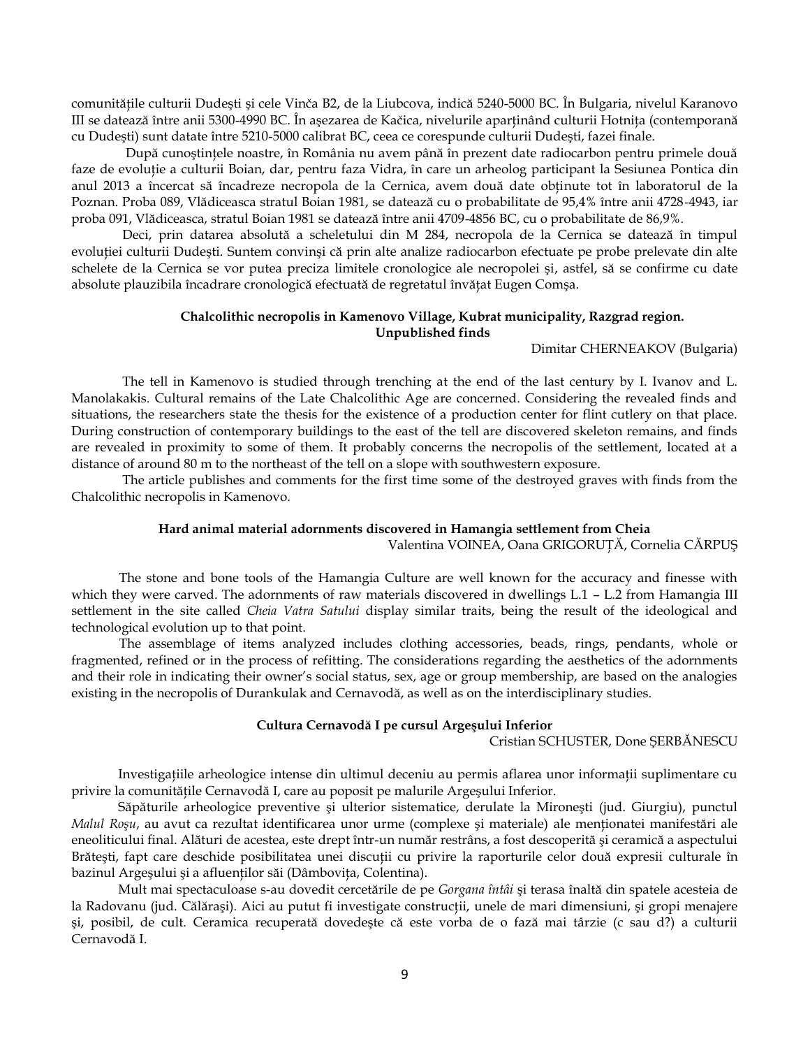comunitățile culturii Dudești și cele Vinča B2, de la Liubcova, indică 5240-5000 BC. În Bulgaria, nivelul Karanovo III se datează între anii 5300-4990 BC. În așezarea de Kačica, nivelurile aparținând culturii Hotnița (contemporană cu Dudești) sunt datate între 5210-5000 calibrat BC, ceea ce corespunde culturii Dudești, fazei finale.

După cunoștințele noastre, în România nu avem până în prezent date radiocarbon pentru primele două faze de evoluție a culturii Boian, dar, pentru faza Vidra, în care un arheolog participant la Sesiunea Pontica din anul 2013 a încercat să încadreze necropola de la Cernica, avem două date obținute tot în laboratorul de la Poznan. Proba 089, Vlădiceasca stratul Boian 1981, se datează cu o probabilitate de 95,4% între anii 4728-4943, iar proba 091, Vlădiceasca, stratul Boian 1981 se datează între anii 4709-4856 BC, cu o probabilitate de 86,9%.

Deci, prin datarea absolută a scheletului din M 284, necropola de la Cernica se datează în timpul evoluției culturii Dudești. Suntem convinși că prin alte analize radiocarbon efectuate pe probe prelevate din alte schelete de la Cernica se vor putea preciza limitele cronologice ale necropolei și, astfel, să se confirme cu date absolute plauzibila încadrare cronologică efectuată de regretatul învățat Eugen Comșa.

### Chalcolithic necropolis in Kamenovo Village, Kubrat municipality, Razgrad region. Unpublished finds

Dimitar CHERNEAKOV (Bulgaria)

The tell in Kamenovo is studied through trenching at the end of the last century by I. Ivanov and L. Manolakakis. Cultural remains of the Late Chalcolithic Age are concerned. Considering the revealed finds and situations, the researchers state the thesis for the existence of a production center for flint cutlery on that place. During construction of contemporary buildings to the east of the tell are discovered skeleton remains, and finds are revealed in proximity to some of them. It probably concerns the necropolis of the settlement, located at a distance of around 80 m to the northeast of the tell on a slope with southwestern exposure.

The article publishes and comments for the first time some of the destroyed graves with finds from the Chalcolithic necropolis in Kamenovo.

### Hard animal material adornments discovered in Hamangia settlement from Cheia

Valentina VOINEA, Oana GRIGORUȚĂ, Cornelia CĂRPUȘ

The stone and bone tools of the Hamangia Culture are well known for the accuracy and finesse with which they were carved. The adornments of raw materials discovered in dwellings L.1 – L.2 from Hamangia III settlement in the site called *Cheia Vatra Satului* display similar traits, being the result of the ideological and technological evolution up to that point.

The assemblage of items analyzed includes clothing accessories, beads, rings, pendants, whole or fragmented, refined or in the process of refitting. The considerations regarding the aesthetics of the adornments and their role in indicating their owner's social status, sex, age or group membership, are based on the analogies existing in the necropolis of Durankulak and Cernavodă, as well as on the interdisciplinary studies.

### Cultura Cernavodă I pe cursul Argeșului Inferior

Cristian SCHUSTER, Done ȘERBĂNESCU

Investigațiile arheologice intense din ultimul deceniu au permis aflarea unor informații suplimentare cu privire la comunitățile Cernavodă I, care au poposit pe malurile Argeșului Inferior.

Săpăturile arheologice preventive și ulterior sistematice, derulate la Mironești (jud. Giurgiu), punctul *Malul Roșu*, au avut ca rezultat identificarea unor urme (complexe și materiale) ale menționatei manifestări ale eneoliticului final. Alături de acestea, este drept într-un număr restrâns, a fost descoperită și ceramică a aspectului Brătești, fapt care deschide posibilitatea unei discuții cu privire la raporturile celor două expresii culturale în bazinul Argeșului și a afluenților săi (Dâmbovița, Colentina).

Mult mai spectaculoase s-au dovedit cercetările de pe *Gorgana întâi* și terasa înaltă din spatele acesteia de la Radovanu (jud. Călărași). Aici au putut fi investigate construcții, unele de mari dimensiuni, și gropi menajere și, posibil, de cult. Ceramica recuperată dovedește că este vorba de o fază mai târzie (c sau d?) a culturii Cernavodă I.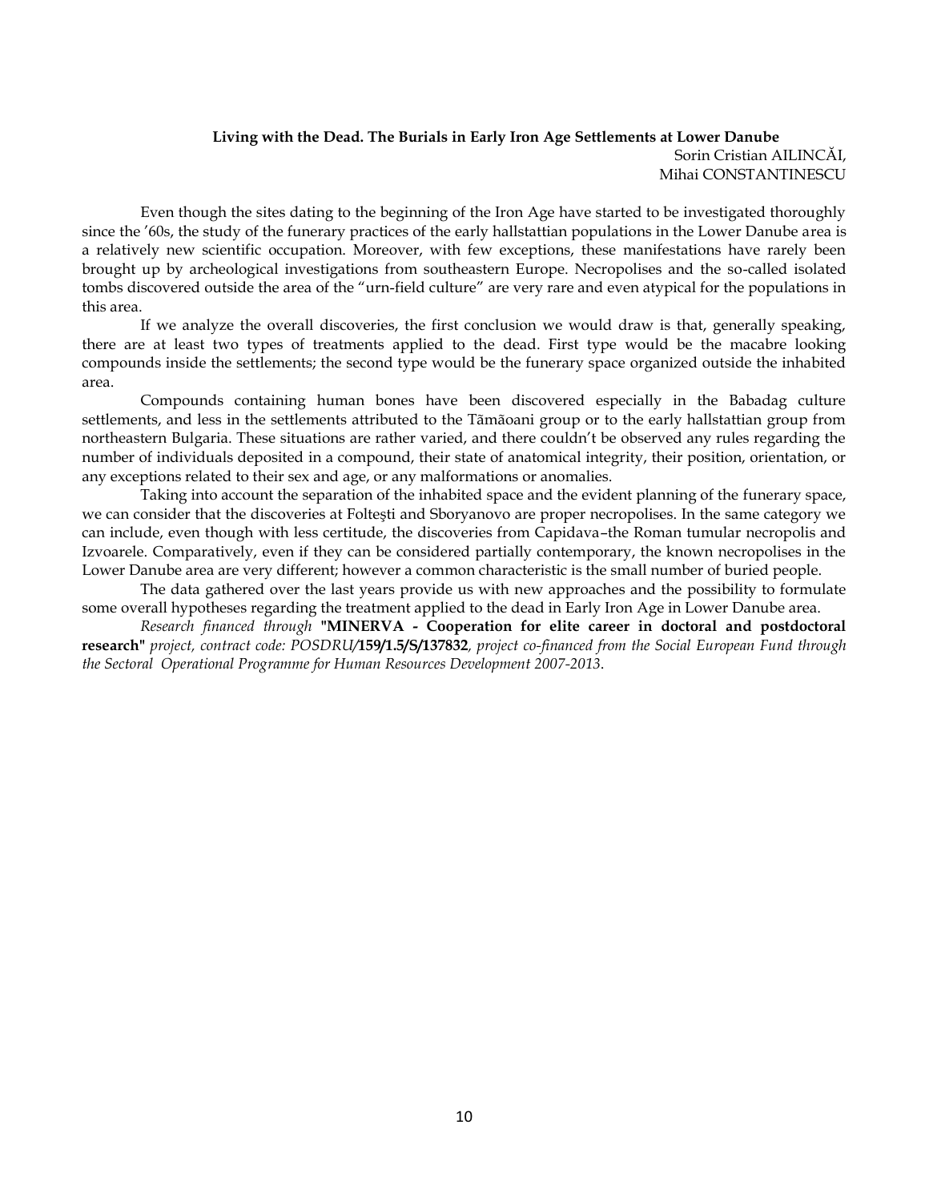**Living with the Dead. The Burials in Early Iron Age Settlements at Lower Danube**

Sorin Cristian AILINCĂI,
Mihai CONSTANTINESCU

Even though the sites dating to the beginning of the Iron Age have started to be investigated thoroughly since the '60s, the study of the funerary practices of the early hallstattian populations in the Lower Danube area is a relatively new scientific occupation. Moreover, with few exceptions, these manifestations have rarely been brought up by archeological investigations from southeastern Europe. Necropolises and the so-called isolated tombs discovered outside the area of the "urn-field culture" are very rare and even atypical for the populations in this area.

If we analyze the overall discoveries, the first conclusion we would draw is that, generally speaking, there are at least two types of treatments applied to the dead. First type would be the macabre looking compounds inside the settlements; the second type would be the funerary space organized outside the inhabited area.

Compounds containing human bones have been discovered especially in the Babadag culture settlements, and less in the settlements attributed to the Tămăoani group or to the early hallstattian group from northeastern Bulgaria. These situations are rather varied, and there couldn't be observed any rules regarding the number of individuals deposited in a compound, their state of anatomical integrity, their position, orientation, or any exceptions related to their sex and age, or any malformations or anomalies.

Taking into account the separation of the inhabited space and the evident planning of the funerary space, we can consider that the discoveries at Foltești and Sboryanovo are proper necropolises. In the same category we can include, even though with less certitude, the discoveries from Capidava–the Roman tumular necropolis and Izvoarele. Comparatively, even if they can be considered partially contemporary, the known necropolises in the Lower Danube area are very different; however a common characteristic is the small number of buried people.

The data gathered over the last years provide us with new approaches and the possibility to formulate some overall hypotheses regarding the treatment applied to the dead in Early Iron Age in Lower Danube area.

*Research financed through* **"MINERVA - Cooperation for elite career in doctoral and postdoctoral research"** *project, contract code: POSDRU/***159/1.5/S/137832***, project co-financed from the Social European Fund through the Sectoral Operational Programme for Human Resources Development 2007-2013.*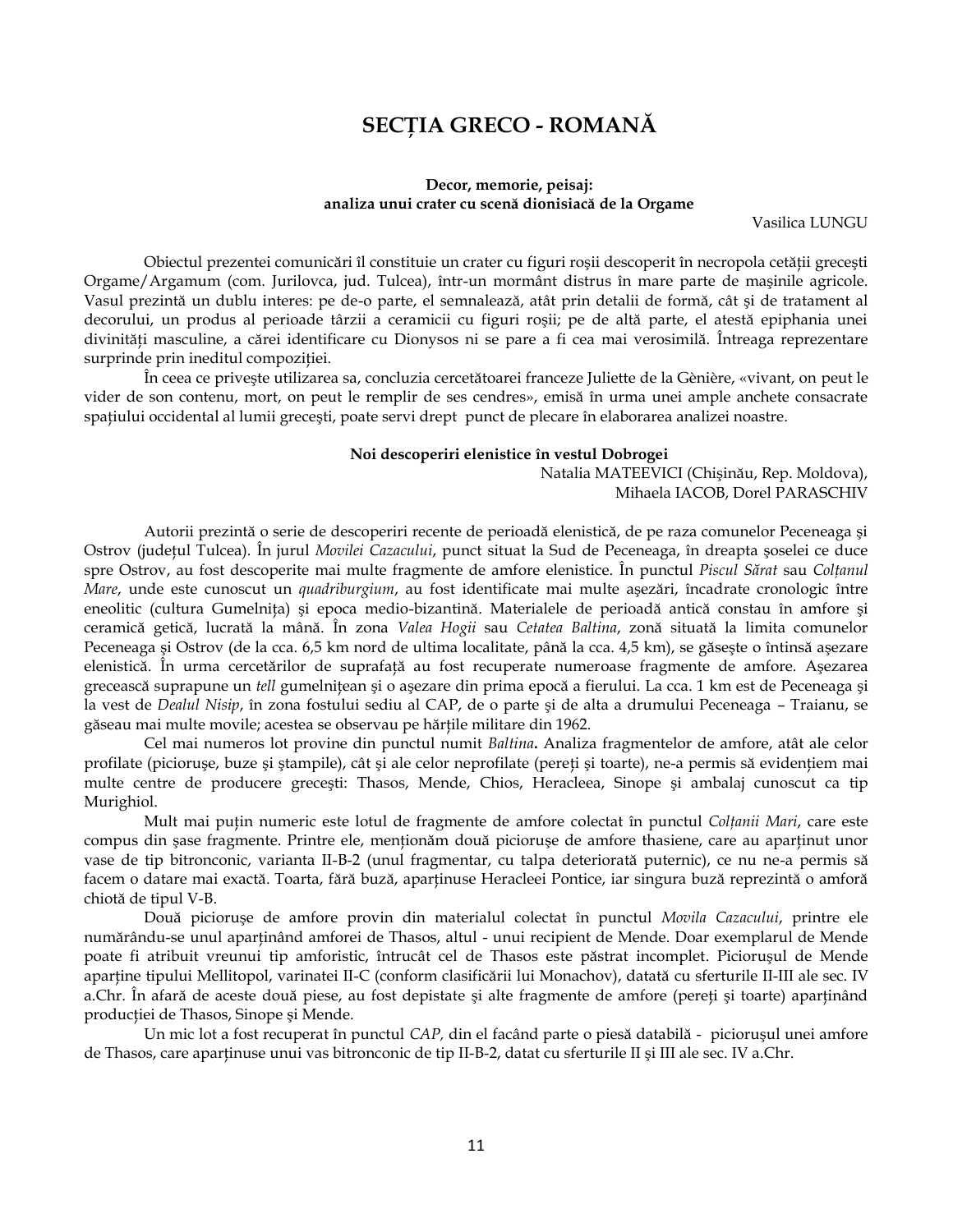# SECȚIA GRECO - ROMANĂ

### Decor, memorie, peisaj: analiza unui crater cu scenă dionisiacă de la Orgame

Vasilica LUNGU

Obiectul prezentei comunicări îl constituie un crater cu figuri roșii descoperit în necropola cetății grecești Orgame/Argamum (com. Jurilovca, jud. Tulcea), într-un mormânt distrus în mare parte de mașinile agricole. Vasul prezintă un dublu interes: pe de-o parte, el semnalează, atât prin detalii de formă, cât și de tratament al decorului, un produs al perioade târzii a ceramicii cu figuri roșii; pe de altă parte, el atestă epiphania unei divinități masculine, a cărei identificare cu Dionysos ni se pare a fi cea mai verosimilă. Întreaga reprezentare surprinde prin ineditul compoziției.

În ceea ce privește utilizarea sa, concluzia cercetătoarei franceze Juliette de la Gènière, «vivant, on peut le vider de son contenu, mort, on peut le remplir de ses cendres», emisă în urma unei ample anchete consacrate spațiului occidental al lumii grecești, poate servi drept punct de plecare în elaborarea analizei noastre.

### Noi descoperiri elenistice în vestul Dobrogei

Natalia MATEEVICI (Chișinău, Rep. Moldova),
Mihaela IACOB, Dorel PARASCHIV

Autorii prezintă o serie de descoperiri recente de perioadă elenistică, de pe raza comunelor Peceneaga și Ostrov (județul Tulcea). În jurul *Movilei Cazacului*, punct situat la Sud de Peceneaga, în dreapta șoselei ce duce spre Ostrov, au fost descoperite mai multe fragmente de amfore elenistice. În punctul *Piscul Sărat* sau *Colțanul Mare*, unde este cunoscut un *quadriburgium*, au fost identificate mai multe așezări, încadrate cronologic între eneolitic (cultura Gumelnița) și epoca medio-bizantină. Materialele de perioadă antică constau în amfore și ceramică getică, lucrată la mână. În zona *Valea Hogii* sau *Cetatea Baltina*, zonă situată la limita comunelor Peceneaga și Ostrov (de la cca. 6,5 km nord de ultima localitate, până la cca. 4,5 km), se găsește o întinsă așezare elenistică. În urma cercetărilor de suprafață au fost recuperate numeroase fragmente de amfore. Așezarea grecească suprapune un *tell* gumelnițean și o așezare din prima epocă a fierului. La cca. 1 km est de Peceneaga și la vest de *Dealul Nisip*, în zona fostului sediu al CAP, de o parte și de alta a drumului Peceneaga – Traianu, se găseau mai multe movile; acestea se observau pe hărțile militare din 1962.

Cel mai numeros lot provine din punctul numit *Baltina***.** Analiza fragmentelor de amfore, atât ale celor profilate (piciorușe, buze și ștampile), cât și ale celor neprofilate (pereți și toarte), ne-a permis să evidențiem mai multe centre de producere grecești: Thasos, Mende, Chios, Heracleea, Sinope și ambalaj cunoscut ca tip Murighiol.

Mult mai puțin numeric este lotul de fragmente de amfore colectat în punctul *Colțanii Mari*, care este compus din șase fragmente. Printre ele, menționăm două piciorușe de amfore thasiene, care au aparținut unor vase de tip bitronconic, varianta II-B-2 (unul fragmentar, cu talpa deteriorată puternic), ce nu ne-a permis să facem o datare mai exactă. Toarta, fără buză, aparținuse Heracleei Pontice, iar singura buză reprezintă o amforă chiotă de tipul V-B.

Două piciorușe de amfore provin din materialul colectat în punctul *Movila Cazacului*, printre ele numărându-se unul aparținând amforei de Thasos, altul - unui recipient de Mende. Doar exemplarul de Mende poate fi atribuit vreunui tip amforistic, întrucât cel de Thasos este păstrat incomplet. Piciorușul de Mende aparține tipului Mellitopol, varinatei II-C (conform clasificării lui Monachov), datată cu sferturile II-III ale sec. IV a.Chr. În afară de aceste două piese, au fost depistate și alte fragmente de amfore (pereți și toarte) aparținând producției de Thasos, Sinope și Mende.

Un mic lot a fost recuperat în punctul *CAP,* din el facând parte o piesă databilă - piciorușul unei amfore de Thasos, care aparținuse unui vas bitronconic de tip II-B-2, datat cu sferturile II și III ale sec. IV a.Chr.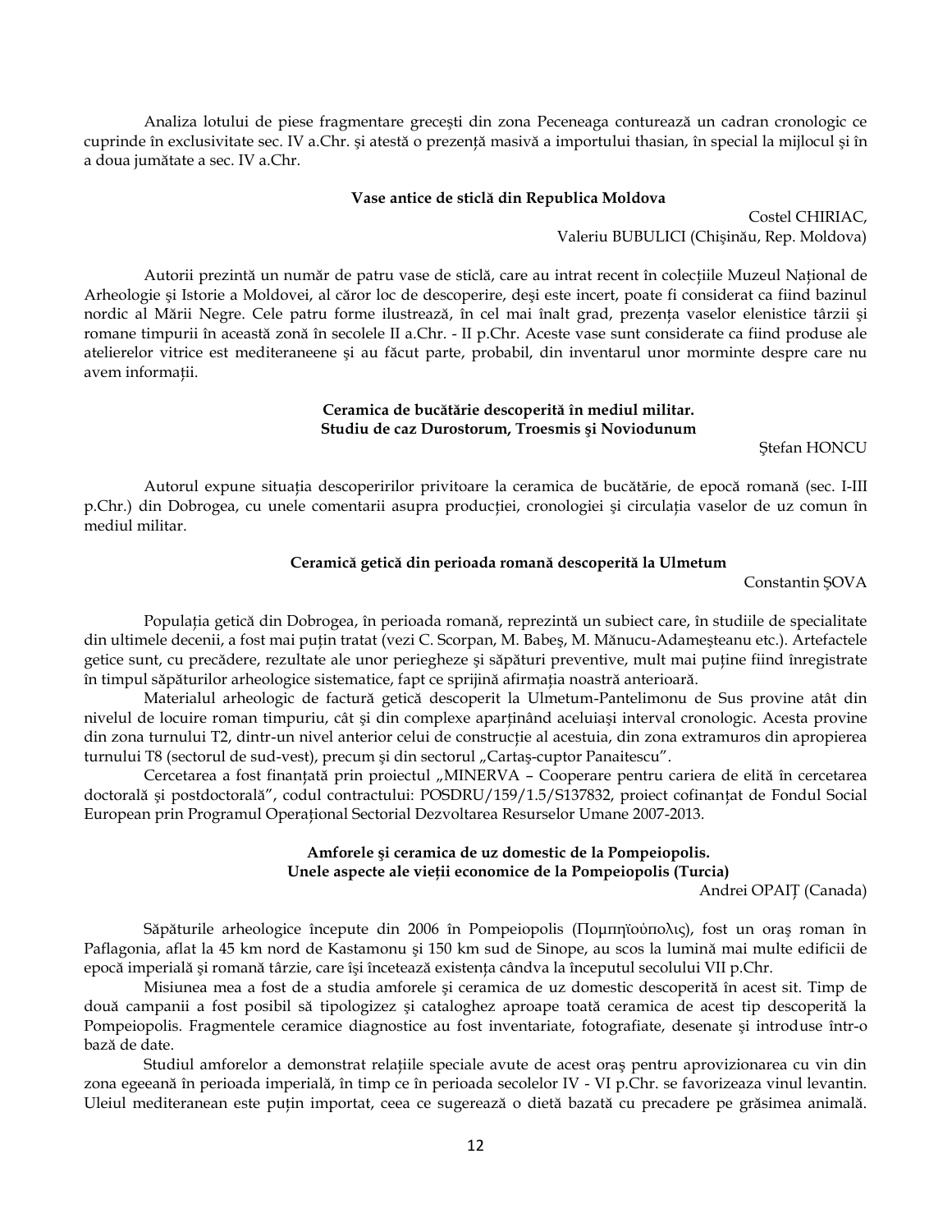Analiza lotului de piese fragmentare grecești din zona Peceneaga conturează un cadran cronologic ce cuprinde în exclusivitate sec. IV a.Chr. și atestă o prezență masivă a importului thasian, în special la mijlocul și în a doua jumătate a sec. IV a.Chr.

### Vase antice de sticlă din Republica Moldova

Costel CHIRIAC,
Valeriu BUBULICI (Chișinău, Rep. Moldova)

Autorii prezintă un număr de patru vase de sticlă, care au intrat recent în colecțiile Muzeul Național de Arheologie și Istorie a Moldovei, al căror loc de descoperire, deși este incert, poate fi considerat ca fiind bazinul nordic al Mării Negre. Cele patru forme ilustrează, în cel mai înalt grad, prezența vaselor elenistice târzii și romane timpurii în această zonă în secolele II a.Chr. - II p.Chr. Aceste vase sunt considerate ca fiind produse ale atelierelor vitrice est mediteraneene și au făcut parte, probabil, din inventarul unor morminte despre care nu avem informații.

### Ceramica de bucătărie descoperită în mediul militar. Studiu de caz Durostorum, Troesmis și Noviodunum

Ștefan HONCU

Autorul expune situația descoperirilor privitoare la ceramica de bucătărie, de epocă romană (sec. I-III p.Chr.) din Dobrogea, cu unele comentarii asupra producției, cronologiei și circulația vaselor de uz comun în mediul militar.

### Ceramică getică din perioada romană descoperită la Ulmetum

Constantin ȘOVA

Populația getică din Dobrogea, în perioada romană, reprezintă un subiect care, în studiile de specialitate din ultimele decenii, a fost mai puțin tratat (vezi C. Scorpan, M. Babeș, M. Mănucu-Adameșteanu etc.). Artefactele getice sunt, cu precădere, rezultate ale unor periegheze și săpături preventive, mult mai puține fiind înregistrate în timpul săpăturilor arheologice sistematice, fapt ce sprijină afirmația noastră anterioară.

Materialul arheologic de factură getică descoperit la Ulmetum-Pantelimonu de Sus provine atât din nivelul de locuire roman timpuriu, cât și din complexe aparținând aceluiași interval cronologic. Acesta provine din zona turnului T2, dintr-un nivel anterior celui de construcție al acestuia, din zona extramuros din apropierea turnului T8 (sectorul de sud-vest), precum și din sectorul „Cartaș-cuptor Panaitescu".

Cercetarea a fost finanțată prin proiectul „MINERVA – Cooperare pentru cariera de elită în cercetarea doctorală și postdoctorală", codul contractului: POSDRU/159/1.5/S137832, proiect cofinanțat de Fondul Social European prin Programul Operațional Sectorial Dezvoltarea Resurselor Umane 2007-2013.

### Amforele și ceramica de uz domestic de la Pompeiopolis. Unele aspecte ale vieții economice de la Pompeiopolis (Turcia)

Andrei OPAIȚ (Canada)

Săpăturile arheologice începute din 2006 în Pompeiopolis (Πομπηϊούπολις), fost un oraș roman în Paflagonia, aflat la 45 km nord de Kastamonu și 150 km sud de Sinope, au scos la lumină mai multe edificii de epocă imperială și romană târzie, care își încetează existența cândva la începutul secolului VII p.Chr.

Misiunea mea a fost de a studia amforele și ceramica de uz domestic descoperită în acest sit. Timp de două campanii a fost posibil să tipologizez și cataloghez aproape toată ceramica de acest tip descoperită la Pompeiopolis. Fragmentele ceramice diagnostice au fost inventariate, fotografiate, desenate și introduse într-o bază de date.

Studiul amforelor a demonstrat relațiile speciale avute de acest oraș pentru aprovizionarea cu vin din zona egeeană în perioada imperială, în timp ce în perioada secolelor IV - VI p.Chr. se favorizeaza vinul levantin. Uleiul mediteranean este puțin importat, ceea ce sugerează o dietă bazată cu precadere pe grăsimea animală.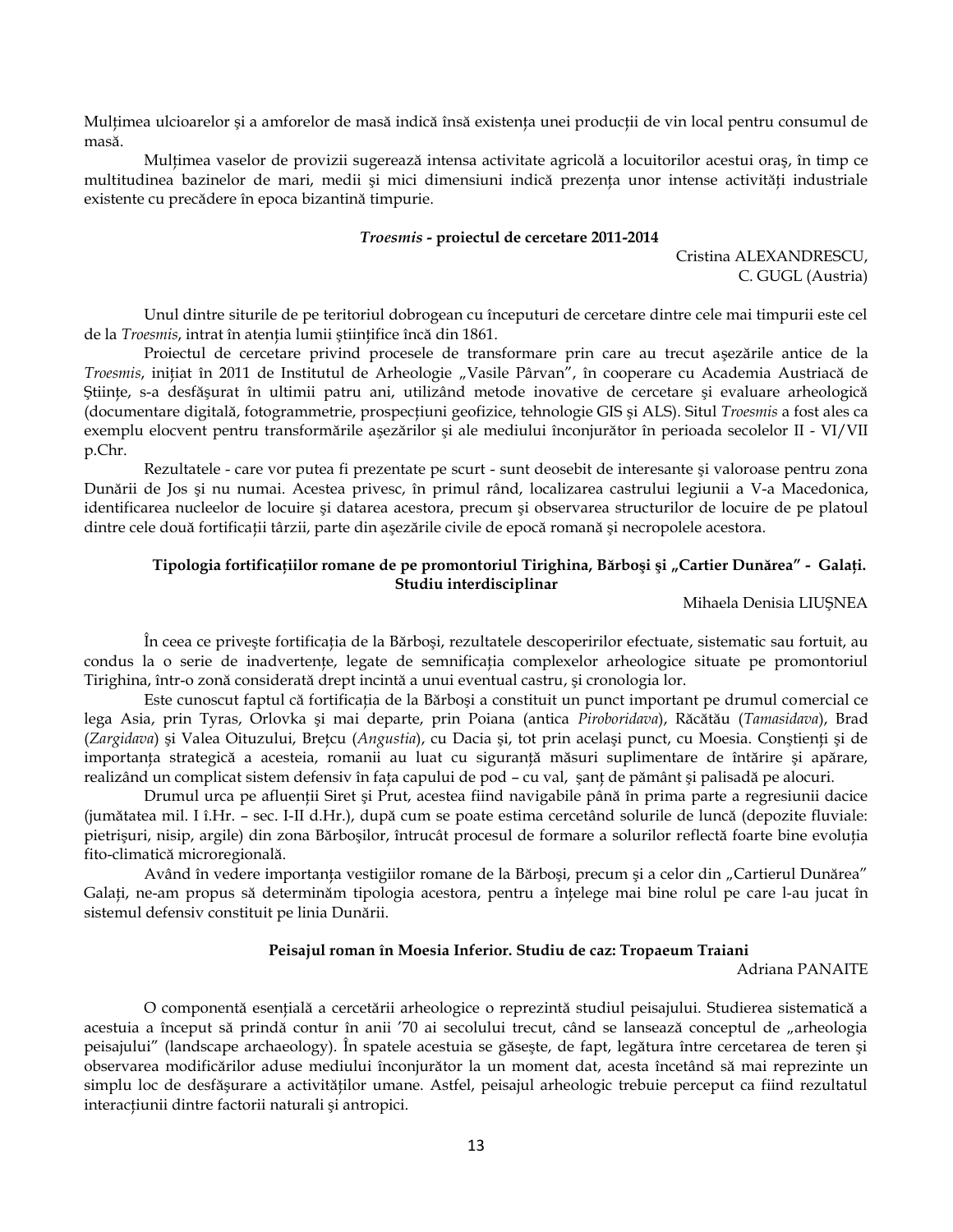Mulțimea ulcioarelor și a amforelor de masă indică însă existența unei producții de vin local pentru consumul de masă.

Mulțimea vaselor de provizii sugerează intensa activitate agricolă a locuitorilor acestui oraș, în timp ce multitudinea bazinelor de mari, medii și mici dimensiuni indică prezența unor intense activități industriale existente cu precădere în epoca bizantină timpurie.

### *Troesmis* - proiectul de cercetare 2011-2014

Cristina ALEXANDRESCU,
C. GUGL (Austria)

Unul dintre siturile de pe teritoriul dobrogean cu începuturi de cercetare dintre cele mai timpurii este cel de la *Troesmis*, intrat în atenția lumii științifice încă din 1861.

Proiectul de cercetare privind procesele de transformare prin care au trecut așezările antice de la *Troesmis*, inițiat în 2011 de Institutul de Arheologie „Vasile Pârvan", în cooperare cu Academia Austriacă de Științe, s-a desfășurat în ultimii patru ani, utilizând metode inovative de cercetare și evaluare arheologică (documentare digitală, fotogrammetrie, prospecțiuni geofizice, tehnologie GIS și ALS). Situl *Troesmis* a fost ales ca exemplu elocvent pentru transformările așezărilor și ale mediului înconjurător în perioada secolelor II - VI/VII p.Chr.

Rezultatele - care vor putea fi prezentate pe scurt - sunt deosebit de interesante și valoroase pentru zona Dunării de Jos și nu numai. Acestea privesc, în primul rând, localizarea castrului legiunii a V-a Macedonica, identificarea nucleelor de locuire și datarea acestora, precum și observarea structurilor de locuire de pe platoul dintre cele două fortificații târzii, parte din așezările civile de epocă romană și necropolele acestora.

### Tipologia fortificațiilor romane de pe promontoriul Tirighina, Bărboși și „Cartier Dunărea" - Galați. Studiu interdisciplinar

Mihaela Denisia LIUȘNEA

În ceea ce privește fortificația de la Bărboși, rezultatele descoperirilor efectuate, sistematic sau fortuit, au condus la o serie de inadvertențe, legate de semnificația complexelor arheologice situate pe promontoriul Tirighina, într-o zonă considerată drept incintă a unui eventual castru, și cronologia lor.

Este cunoscut faptul că fortificația de la Bărboși a constituit un punct important pe drumul comercial ce lega Asia, prin Tyras, Orlovka și mai departe, prin Poiana (antica *Piroboridava*), Răcătău (*Tamasidava*), Brad (*Zargidava*) și Valea Oituzului, Brețcu (*Angustia*), cu Dacia și, tot prin același punct, cu Moesia. Conștienți și de importanța strategică a acesteia, romanii au luat cu siguranță măsuri suplimentare de întărire și apărare, realizând un complicat sistem defensiv în fața capului de pod – cu val, șanț de pământ și palisadă pe alocuri.

Drumul urca pe afluenții Siret și Prut, acestea fiind navigabile până în prima parte a regresiunii dacice (jumătatea mil. I î.Hr. – sec. I-II d.Hr.), după cum se poate estima cercetând solurile de luncă (depozite fluviale: pietrișuri, nisip, argile) din zona Bărboșilor, întrucât procesul de formare a solurilor reflectă foarte bine evoluția fito-climatică microregională.

Având în vedere importanța vestigiilor romane de la Bărboși, precum și a celor din „Cartierul Dunărea" Galați, ne-am propus să determinăm tipologia acestora, pentru a înțelege mai bine rolul pe care l-au jucat în sistemul defensiv constituit pe linia Dunării.

### Peisajul roman în Moesia Inferior. Studiu de caz: Tropaeum Traiani

Adriana PANAITE

O componentă esențială a cercetării arheologice o reprezintă studiul peisajului. Studierea sistematică a acestuia a început să prindă contur în anii '70 ai secolului trecut, când se lansează conceptul de „arheologia peisajului" (landscape archaeology). În spatele acestuia se găsește, de fapt, legătura între cercetarea de teren și observarea modificărilor aduse mediului înconjurător la un moment dat, acesta încetând să mai reprezinte un simplu loc de desfășurare a activităților umane. Astfel, peisajul arheologic trebuie perceput ca fiind rezultatul interacțiunii dintre factorii naturali și antropici.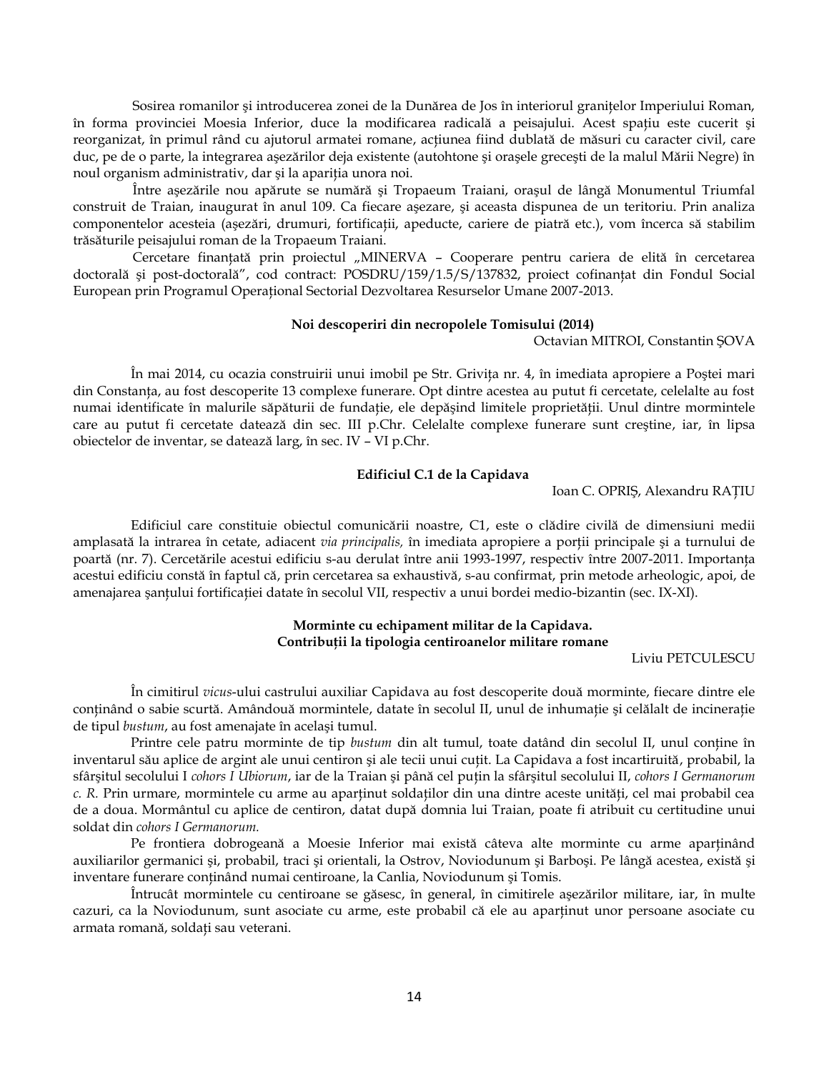Sosirea romanilor şi introducerea zonei de la Dunărea de Jos în interiorul graniţelor Imperiului Roman, în forma provinciei Moesia Inferior, duce la modificarea radicală a peisajului. Acest spaţiu este cucerit şi reorganizat, în primul rând cu ajutorul armatei romane, acţiunea fiind dublată de măsuri cu caracter civil, care duc, pe de o parte, la integrarea aşezărilor deja existente (autohtone şi oraşele greceşti de la malul Mării Negre) în noul organism administrativ, dar şi la apariţia unora noi.

Între aşezările nou apărute se numără şi Tropaeum Traiani, oraşul de lângă Monumentul Triumfal construit de Traian, inaugurat în anul 109. Ca fiecare aşezare, şi aceasta dispunea de un teritoriu. Prin analiza componentelor acesteia (aşezări, drumuri, fortificaţii, apeducte, cariere de piatră etc.), vom încerca să stabilim trăsăturile peisajului roman de la Tropaeum Traiani.

Cercetare finanţată prin proiectul „MINERVA – Cooperare pentru cariera de elită în cercetarea doctorală şi post-doctorală", cod contract: POSDRU/159/1.5/S/137832, proiect cofinanţat din Fondul Social European prin Programul Operaţional Sectorial Dezvoltarea Resurselor Umane 2007-2013.

### Noi descoperiri din necropolele Tomisului (2014)

Octavian MITROI, Constantin ŞOVA

În mai 2014, cu ocazia construirii unui imobil pe Str. Griviţa nr. 4, în imediata apropiere a Poştei mari din Constanţa, au fost descoperite 13 complexe funerare. Opt dintre acestea au putut fi cercetate, celelalte au fost numai identificate în malurile săpăturii de fundaţie, ele depăşind limitele proprietăţii. Unul dintre mormintele care au putut fi cercetate datează din sec. III p.Chr. Celelalte complexe funerare sunt creştine, iar, în lipsa obiectelor de inventar, se datează larg, în sec. IV – VI p.Chr.

### Edificiul C.1 de la Capidava

Ioan C. OPRIŞ, Alexandru RAŢIU

Edificiul care constituie obiectul comunicării noastre, C1, este o clădire civilă de dimensiuni medii amplasată la intrarea în cetate, adiacent *via principalis,* în imediata apropiere a porţii principale şi a turnului de poartă (nr. 7). Cercetările acestui edificiu s-au derulat între anii 1993-1997, respectiv între 2007-2011. Importanţa acestui edificiu constă în faptul că, prin cercetarea sa exhaustivă, s-au confirmat, prin metode arheologic, apoi, de amenajarea şanţului fortificaţiei datate în secolul VII, respectiv a unui bordei medio-bizantin (sec. IX-XI).

### Morminte cu echipament militar de la Capidava. Contribuţii la tipologia centiroanelor militare romane

Liviu PETCULESCU

În cimitirul *vicus*-ului castrului auxiliar Capidava au fost descoperite două morminte, fiecare dintre ele conţinând o sabie scurtă. Amândouă mormintele, datate în secolul II, unul de inhumaţie şi celălalt de incineraţie de tipul *bustum*, au fost amenajate în acelaşi tumul.

Printre cele patru morminte de tip *bustum* din alt tumul, toate datând din secolul II, unul conţine în inventarul său aplice de argint ale unui centiron şi ale tecii unui cuţit. La Capidava a fost incartiruită, probabil, la sfârşitul secolului I *cohors I Ubiorum*, iar de la Traian şi până cel puţin la sfârşitul secolului II, *cohors I Germanorum c. R.* Prin urmare, mormintele cu arme au aparţinut soldaţilor din una dintre aceste unităţi, cel mai probabil cea de a doua. Mormântul cu aplice de centiron, datat după domnia lui Traian, poate fi atribuit cu certitudine unui soldat din *cohors I Germanorum.*

Pe frontiera dobrogeană a Moesie Inferior mai există câteva alte morminte cu arme aparţinând auxiliarilor germanici şi, probabil, traci şi orientali, la Ostrov, Noviodunum şi Barboşi. Pe lângă acestea, există şi inventare funerare conţinând numai centiroane, la Canlia, Noviodunum şi Tomis.

Întrucât mormintele cu centiroane se găsesc, în general, în cimitirele aşezărilor militare, iar, în multe cazuri, ca la Noviodunum, sunt asociate cu arme, este probabil că ele au aparţinut unor persoane asociate cu armata romană, soldaţi sau veterani.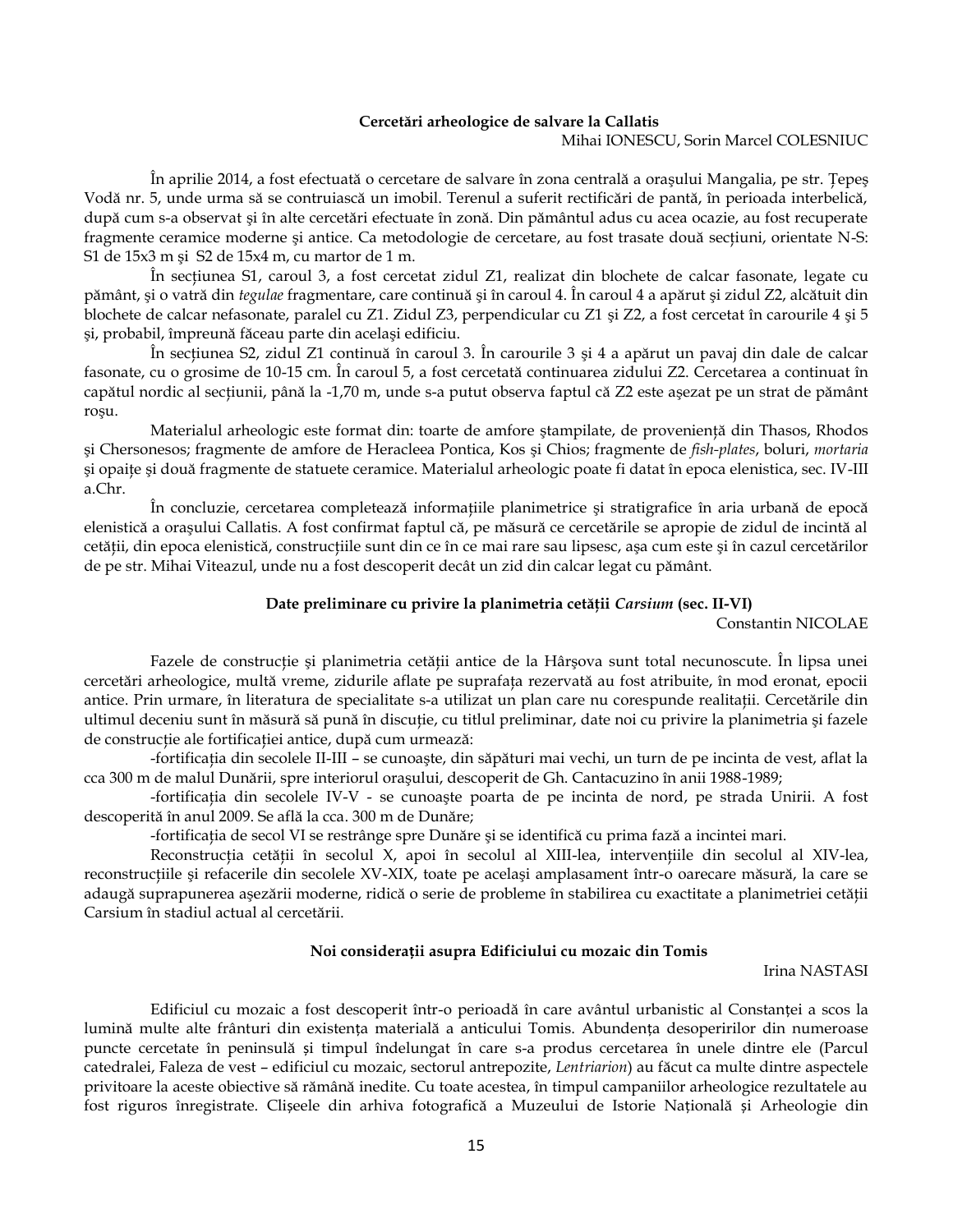**Cercetări arheologice de salvare la Callatis**

Mihai IONESCU, Sorin Marcel COLESNIUC

În aprilie 2014, a fost efectuată o cercetare de salvare în zona centrală a oraşului Mangalia, pe str. Ţepeş Vodă nr. 5, unde urma să se contruiască un imobil. Terenul a suferit rectificări de pantă, în perioada interbelică, după cum s-a observat şi în alte cercetări efectuate în zonă. Din pământul adus cu acea ocazie, au fost recuperate fragmente ceramice moderne şi antice. Ca metodologie de cercetare, au fost trasate două secţiuni, orientate N-S: S1 de 15x3 m şi S2 de 15x4 m, cu martor de 1 m.

În secţiunea S1, caroul 3, a fost cercetat zidul Z1, realizat din blochete de calcar fasonate, legate cu pământ, şi o vatră din *tegulae* fragmentare, care continuă şi în caroul 4. În caroul 4 a apărut şi zidul Z2, alcătuit din blochete de calcar nefasonate, paralel cu Z1. Zidul Z3, perpendicular cu Z1 şi Z2, a fost cercetat în carourile 4 şi 5 şi, probabil, împreună făceau parte din acelaşi edificiu.

În secţiunea S2, zidul Z1 continuă în caroul 3. În carourile 3 şi 4 a apărut un pavaj din dale de calcar fasonate, cu o grosime de 10-15 cm. În caroul 5, a fost cercetată continuarea zidului Z2. Cercetarea a continuat în capătul nordic al secţiunii, până la -1,70 m, unde s-a putut observa faptul că Z2 este aşezat pe un strat de pământ roşu.

Materialul arheologic este format din: toarte de amfore ştampilate, de provenienţă din Thasos, Rhodos şi Chersonesos; fragmente de amfore de Heracleea Pontica, Kos şi Chios; fragmente de *fish-plates*, boluri, *mortaria* şi opaiţe şi două fragmente de statuete ceramice. Materialul arheologic poate fi datat în epoca elenistica, sec. IV-III a.Chr.

În concluzie, cercetarea completează informaţiile planimetrice şi stratigrafice în aria urbană de epocă elenistică a oraşului Callatis. A fost confirmat faptul că, pe măsură ce cercetările se apropie de zidul de incintă al cetăţii, din epoca elenistică, construcţiile sunt din ce în ce mai rare sau lipsesc, aşa cum este şi în cazul cercetărilor de pe str. Mihai Viteazul, unde nu a fost descoperit decât un zid din calcar legat cu pământ.

**Date preliminare cu privire la planimetria cetăţii *Carsium* (sec. II-VI)**

Constantin NICOLAE

Fazele de construcţie şi planimetria cetăţii antice de la Hârşova sunt total necunoscute. În lipsa unei cercetări arheologice, multă vreme, zidurile aflate pe suprafaţa rezervată au fost atribuite, în mod eronat, epocii antice. Prin urmare, în literatura de specialitate s-a utilizat un plan care nu corespunde realităţii. Cercetările din ultimul deceniu sunt în măsură să pună în discuţie, cu titlul preliminar, date noi cu privire la planimetria şi fazele de construcţie ale fortificaţiei antice, după cum urmează:

-fortificaţia din secolele II-III – se cunoaşte, din săpături mai vechi, un turn de pe incinta de vest, aflat la cca 300 m de malul Dunării, spre interiorul oraşului, descoperit de Gh. Cantacuzino în anii 1988-1989;

-fortificaţia din secolele IV-V - se cunoaşte poarta de pe incinta de nord, pe strada Unirii. A fost descoperită în anul 2009. Se află la cca. 300 m de Dunăre;

-fortificaţia de secol VI se restrânge spre Dunăre şi se identifică cu prima fază a incintei mari.

Reconstrucţia cetăţii în secolul X, apoi în secolul al XIII-lea, intervenţiile din secolul al XIV-lea, reconstrucţiile şi refacerile din secolele XV-XIX, toate pe acelaşi amplasament într-o oarecare măsură, la care se adaugă suprapunerea aşezării moderne, ridică o serie de probleme în stabilirea cu exactitate a planimetriei cetăţii Carsium în stadiul actual al cercetării.

**Noi consideraţii asupra Edificiului cu mozaic din Tomis**

Irina NASTASI

Edificiul cu mozaic a fost descoperit într-o perioadă în care avântul urbanistic al Constanţei a scos la lumină multe alte frânturi din existenţa materială a anticului Tomis. Abundenţa desoperirilor din numeroase puncte cercetate în peninsulă şi timpul îndelungat în care s-a produs cercetarea în unele dintre ele (Parcul catedralei, Faleza de vest – edificiul cu mozaic, sectorul antrepozite, *Lentriarion*) au făcut ca multe dintre aspectele privitoare la aceste obiective să rămână inedite. Cu toate acestea, în timpul campaniilor arheologice rezultatele au fost riguros înregistrate. Clişeele din arhiva fotografică a Muzeului de Istorie Naţională şi Arheologie din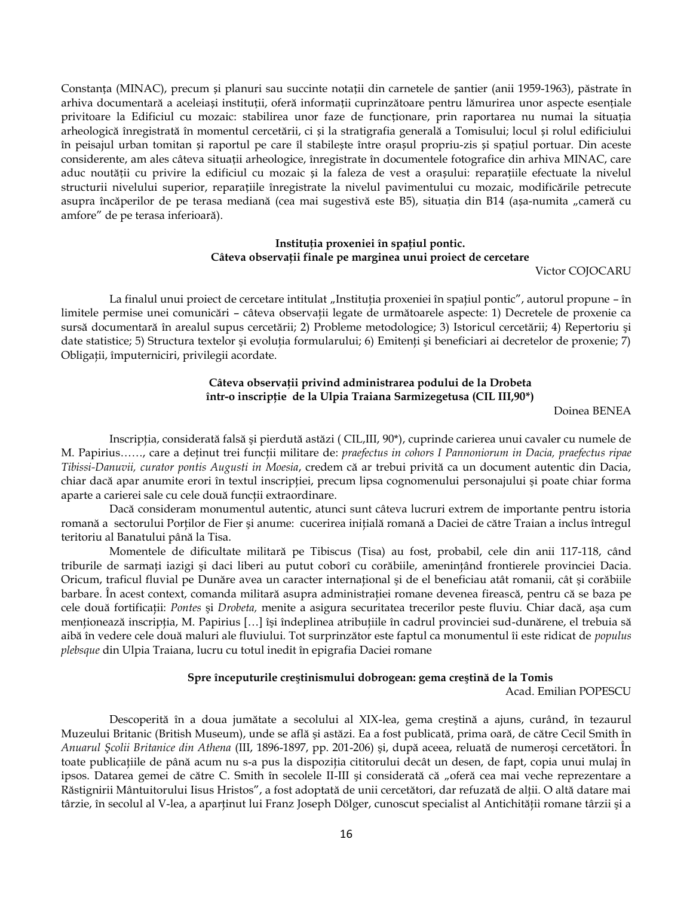Constanța (MINAC), precum și planuri sau succinte notații din carnetele de șantier (anii 1959-1963), păstrate în arhiva documentară a aceleiași instituții, oferă informații cuprinzătoare pentru lămurirea unor aspecte esențiale privitoare la Edificiul cu mozaic: stabilirea unor faze de funcționare, prin raportarea nu numai la situația arheologică înregistrată în momentul cercetării, ci și la stratigrafia generală a Tomisului; locul și rolul edificiului în peisajul urban tomitan și raportul pe care îl stabilește între orașul propriu-zis și spațiul portuar. Din aceste considerente, am ales câteva situații arheologice, înregistrate în documentele fotografice din arhiva MINAC, care aduc noutății cu privire la edificiul cu mozaic și la faleza de vest a orașului: reparațiile efectuate la nivelul structurii nivelului superior, reparațiile înregistrate la nivelul pavimentului cu mozaic, modificările petrecute asupra încăperilor de pe terasa mediană (cea mai sugestivă este B5), situația din B14 (așa-numita „cameră cu amfore" de pe terasa inferioară).

### Instituția proxeniei în spațiul pontic. Câteva observații finale pe marginea unui proiect de cercetare

Victor COJOCARU

La finalul unui proiect de cercetare intitulat „Instituția proxeniei în spațiul pontic", autorul propune – în limitele permise unei comunicări – câteva observații legate de următoarele aspecte: 1) Decretele de proxenie ca sursă documentară în arealul supus cercetării; 2) Probleme metodologice; 3) Istoricul cercetării; 4) Repertoriu şi date statistice; 5) Structura textelor şi evoluția formularului; 6) Emitenți şi beneficiari ai decretelor de proxenie; 7) Obligații, împuterniciri, privilegii acordate.

### Câteva observații privind administrarea podului de la Drobeta într-o inscripție de la Ulpia Traiana Sarmizegetusa (CIL III,90*)

Doinea BENEA

Inscripția, considerată falsă şi pierdută astăzi ( CIL,III, 90*), cuprinde cariera unui cavaler cu numele de M. Papirius……, care a deținut trei funcții militare de: *praefectus in cohors I Pannoniorum in Dacia, praefectus ripae Tibissi-Danuvii, curator pontis Augusti in Moesia*, credem că ar trebui privită ca un document autentic din Dacia, chiar dacă apar anumite erori în textul inscripției, precum lipsa cognomenului personajului şi poate chiar forma aparte a carierei sale cu cele două funcții extraordinare.

Dacă consideram monumentul autentic, atunci sunt câteva lucruri extrem de importante pentru istoria romană a sectorului Porților de Fier şi anume: cucerirea inițială romană a Daciei de către Traian a inclus întregul teritoriu al Banatului până la Tisa.

Momentele de dificultate militară pe Tibiscus (Tisa) au fost, probabil, cele din anii 117-118, când triburile de sarmați iazigi şi daci liberi au putut coborî cu corăbiile, amenințând frontierele provinciei Dacia. Oricum, traficul fluvial pe Dunăre avea un caracter internațional şi de el beneficiau atât romanii, cât şi corăbiile barbare. În acest context, comanda militară asupra administrației romane devenea firească, pentru că se baza pe cele două fortificații: *Pontes* şi *Drobeta,* menite a asigura securitatea trecerilor peste fluviu. Chiar dacă, așa cum menționează inscripția, M. Papirius […] își îndeplinea atribuțiile în cadrul provinciei sud-dunărene, el trebuia să aibă în vedere cele două maluri ale fluviului. Tot surprinzător este faptul ca monumentul îi este ridicat de *populus plebsque* din Ulpia Traiana, lucru cu totul inedit în epigrafia Daciei romane

### Spre începuturile creştinismului dobrogean: gema creştină de la Tomis

Acad. Emilian POPESCU

Descoperită în a doua jumătate a secolului al XIX-lea, gema creştină a ajuns, curând, în tezaurul Muzeului Britanic (British Museum), unde se află şi astăzi. Ea a fost publicată, prima oară, de către Cecil Smith în *Anuarul Şcolii Britanice din Athena* (III, 1896-1897, pp. 201-206) şi, după aceea, reluată de numeroşi cercetători. În toate publicațiile de până acum nu s-a pus la dispoziția cititorului decât un desen, de fapt, copia unui mulaj în ipsos. Datarea gemei de către C. Smith în secolele II-III şi considerată că „oferă cea mai veche reprezentare a Răstignirii Mântuitorului Iisus Hristos", a fost adoptată de unii cercetători, dar refuzată de alții. O altă datare mai târzie, în secolul al V-lea, a aparținut lui Franz Joseph Dölger, cunoscut specialist al Antichității romane târzii şi a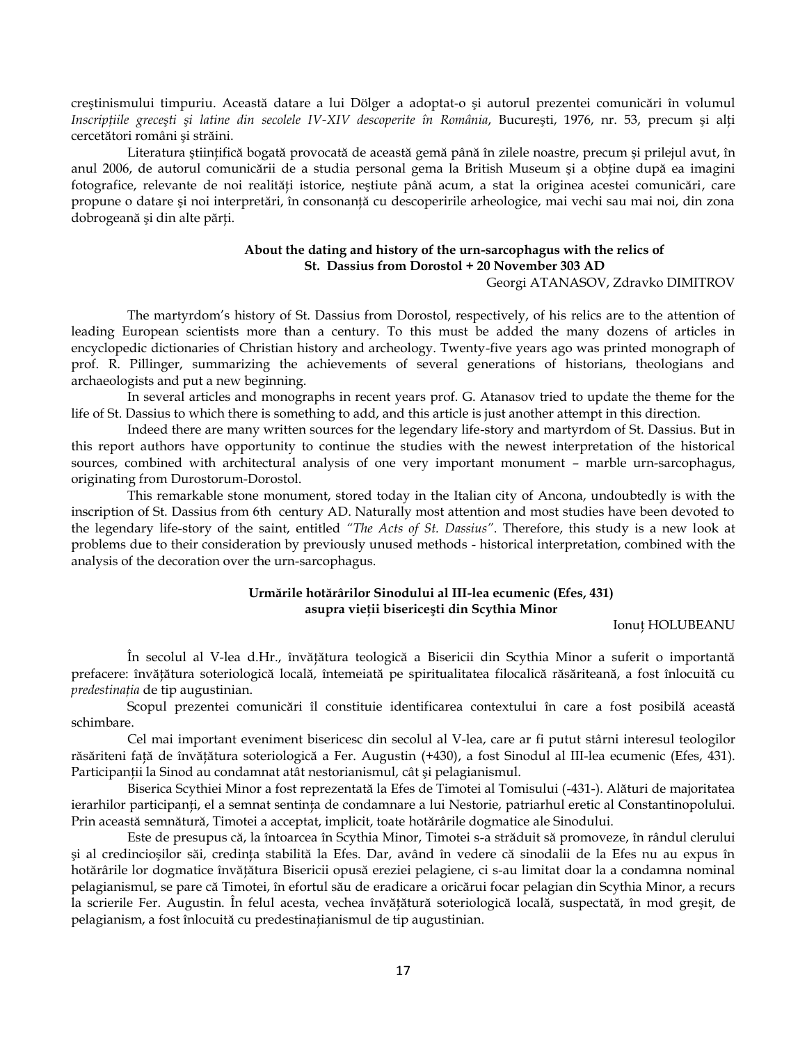creştinismului timpuriu. Această datare a lui Dölger a adoptat-o şi autorul prezentei comunicări în volumul *Inscripţiile greceşti şi latine din secolele IV-XIV descoperite în România*, Bucureşti, 1976, nr. 53, precum şi alţi cercetători români şi străini.

Literatura ştiinţifică bogată provocată de această gemă până în zilele noastre, precum şi prilejul avut, în anul 2006, de autorul comunicării de a studia personal gema la British Museum şi a obţine după ea imagini fotografice, relevante de noi realităţi istorice, neştiute până acum, a stat la originea acestei comunicări, care propune o datare şi noi interpretări, în consonanţă cu descoperirile arheologice, mai vechi sau mai noi, din zona dobrogeană şi din alte părţi.

### About the dating and history of the urn-sarcophagus with the relics of St. Dassius from Dorostol + 20 November 303 AD

Georgi ATANASOV, Zdravko DIMITROV

The martyrdom's history of St. Dassius from Dorostol, respectively, of his relics are to the attention of leading European scientists more than a century. To this must be added the many dozens of articles in encyclopedic dictionaries of Christian history and archeology. Twenty-five years ago was printed monograph of prof. R. Pillinger, summarizing the achievements of several generations of historians, theologians and archaeologists and put a new beginning.

In several articles and monographs in recent years prof. G. Atanasov tried to update the theme for the life of St. Dassius to which there is something to add, and this article is just another attempt in this direction.

Indeed there are many written sources for the legendary life-story and martyrdom of St. Dassius. But in this report authors have opportunity to continue the studies with the newest interpretation of the historical sources, combined with architectural analysis of one very important monument – marble urn-sarcophagus, originating from Durostorum-Dorostol.

This remarkable stone monument, stored today in the Italian city of Ancona, undoubtedly is with the inscription of St. Dassius from 6th century AD. Naturally most attention and most studies have been devoted to the legendary life-story of the saint, entitled *"The Acts of St. Dassius"*. Therefore, this study is a new look at problems due to their consideration by previously unused methods - historical interpretation, combined with the analysis of the decoration over the urn-sarcophagus.

### Urmările hotărârilor Sinodului al III-lea ecumenic (Efes, 431) asupra vieţii bisericeşti din Scythia Minor

Ionuţ HOLUBEANU

În secolul al V-lea d.Hr., învăţătura teologică a Bisericii din Scythia Minor a suferit o importantă prefacere: învăţătura soteriologică locală, întemeiată pe spiritualitatea filocalică răsăriteană, a fost înlocuită cu *predestinaţia* de tip augustinian.

Scopul prezentei comunicări îl constituie identificarea contextului în care a fost posibilă această schimbare.

Cel mai important eveniment bisericesc din secolul al V-lea, care ar fi putut stârni interesul teologilor răsăriteni faţă de învăţătura soteriologică a Fer. Augustin (+430), a fost Sinodul al III-lea ecumenic (Efes, 431). Participanţii la Sinod au condamnat atât nestorianismul, cât şi pelagianismul.

Biserica Scythiei Minor a fost reprezentată la Efes de Timotei al Tomisului (-431-). Alături de majoritatea ierarhilor participanţi, el a semnat sentinţa de condamnare a lui Nestorie, patriarhul eretic al Constantinopolului. Prin această semnătură, Timotei a acceptat, implicit, toate hotărârile dogmatice ale Sinodului.

Este de presupus că, la întoarcea în Scythia Minor, Timotei s-a străduit să promoveze, în rândul clerului şi al credincioşilor săi, credinţa stabilită la Efes. Dar, având în vedere că sinodalii de la Efes nu au expus în hotărârile lor dogmatice învăţătura Bisericii opusă ereziei pelagiene, ci s-au limitat doar la a condamna nominal pelagianismul, se pare că Timotei, în efortul său de eradicare a oricărui focar pelagian din Scythia Minor, a recurs la scrierile Fer. Augustin. În felul acesta, vechea învăţătură soteriologică locală, suspectată, în mod greşit, de pelagianism, a fost înlocuită cu predestinaţianismul de tip augustinian.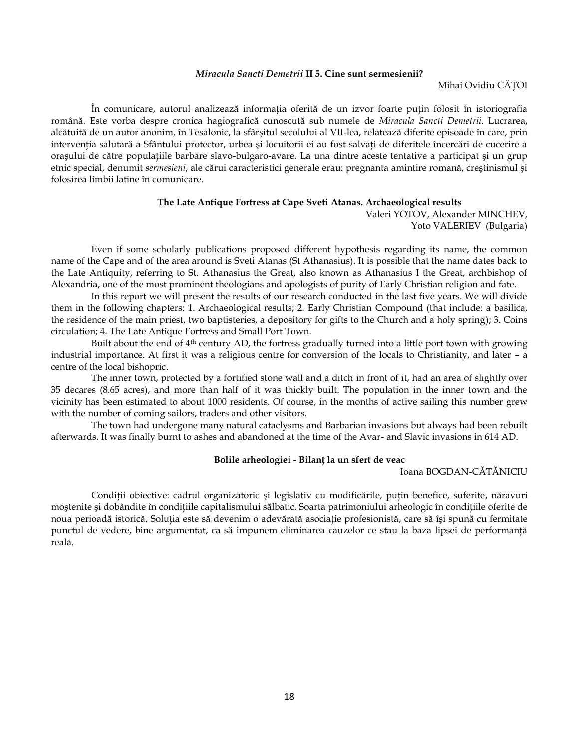### *Miracula Sancti Demetrii* II 5. Cine sunt sermesienii?

Mihai Ovidiu CĂȚOI

În comunicare, autorul analizează informația oferită de un izvor foarte puțin folosit în istoriografia română. Este vorba despre cronica hagiografică cunoscută sub numele de *Miracula Sancti Demetrii*. Lucrarea, alcătuită de un autor anonim, în Tesalonic, la sfârșitul secolului al VII-lea, relatează diferite episoade în care, prin intervenția salutară a Sfântului protector, urbea și locuitorii ei au fost salvați de diferitele încercări de cucerire a orașului de către populațiile barbare slavo-bulgaro-avare. La una dintre aceste tentative a participat și un grup etnic special, denumit *sermesieni*, ale cărui caracteristici generale erau: pregnanta amintire romană, creștinismul și folosirea limbii latine în comunicare.

### The Late Antique Fortress at Cape Sveti Atanas. Archaeological results

Valeri YOTOV, Alexander MINCHEV,
Yoto VALERIEV (Bulgaria)

Even if some scholarly publications proposed different hypothesis regarding its name, the common name of the Cape and of the area around is Sveti Atanas (St Athanasius). It is possible that the name dates back to the Late Antiquity, referring to St. Athanasius the Great, also known as Athanasius I the Great, archbishop of Alexandria, one of the most prominent theologians and apologists of purity of Early Christian religion and fate.

In this report we will present the results of our research conducted in the last five years. We will divide them in the following chapters: 1. Archaeological results; 2. Early Christian Compound (that include: a basilica, the residence of the main priest, two baptisteries, a depository for gifts to the Church and a holy spring); 3. Coins circulation; 4. The Late Antique Fortress and Small Port Town.

Built about the end of 4th century AD, the fortress gradually turned into a little port town with growing industrial importance. At first it was a religious centre for conversion of the locals to Christianity, and later – a centre of the local bishopric.

The inner town, protected by a fortified stone wall and a ditch in front of it, had an area of slightly over 35 decares (8.65 acres), and more than half of it was thickly built. The population in the inner town and the vicinity has been estimated to about 1000 residents. Of course, in the months of active sailing this number grew with the number of coming sailors, traders and other visitors.

The town had undergone many natural cataclysms and Barbarian invasions but always had been rebuilt afterwards. It was finally burnt to ashes and abandoned at the time of the Avar- and Slavic invasions in 614 AD.

### Bolile arheologiei - Bilanț la un sfert de veac

Ioana BOGDAN-CĂTĂNICIU

Condiții obiective: cadrul organizatoric și legislativ cu modificările, puțin benefice, suferite, năravuri moștenite și dobândite în condițiile capitalismului sălbatic. Soarta patrimoniului arheologic în condițiile oferite de noua perioadă istorică. Soluția este să devenim o adevărată asociație profesionistă, care să își spună cu fermitate punctul de vedere, bine argumentat, ca să impunem eliminarea cauzelor ce stau la baza lipsei de performanță reală.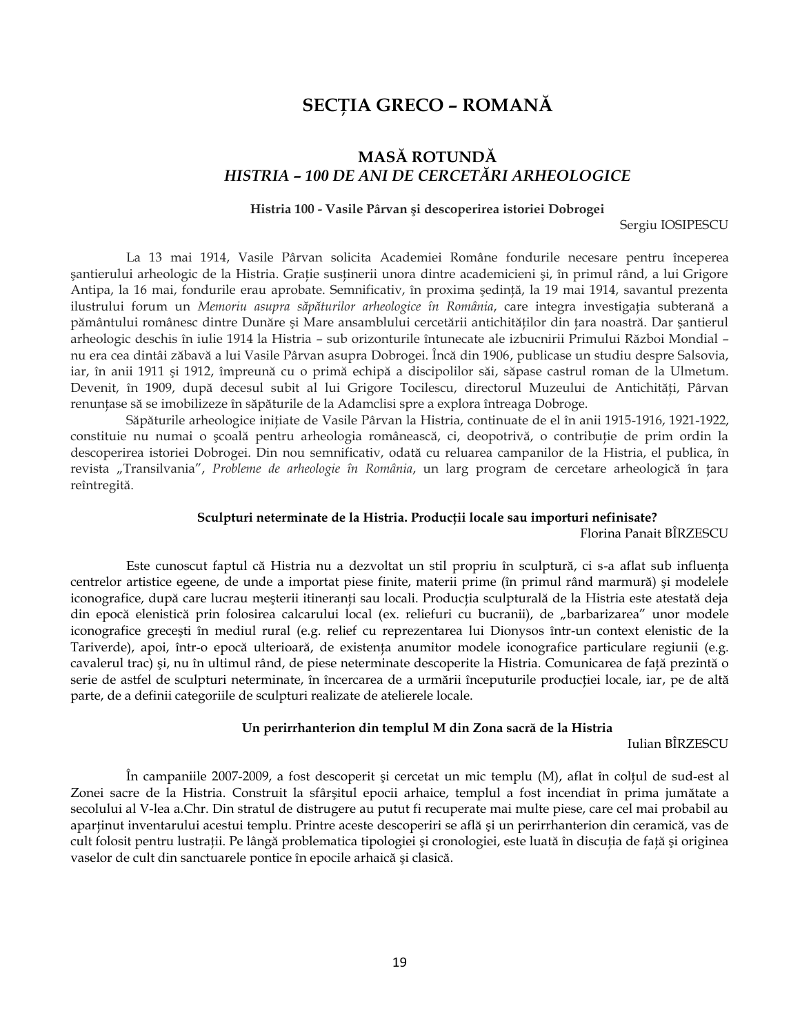# SECȚIA GRECO – ROMANĂ

## MASĂ ROTUNDĂ
## *HISTRIA – 100 DE ANI DE CERCETĂRI ARHEOLOGICE*

### Histria 100 - Vasile Pârvan şi descoperirea istoriei Dobrogei

Sergiu IOSIPESCU

La 13 mai 1914, Vasile Pârvan solicita Academiei Române fondurile necesare pentru începerea şantierului arheologic de la Histria. Grație susținerii unora dintre academicieni şi, în primul rând, a lui Grigore Antipa, la 16 mai, fondurile erau aprobate. Semnificativ, în proxima şedință, la 19 mai 1914, savantul prezenta ilustrului forum un *Memoriu asupra săpăturilor arheologice în România*, care integra investigația subterană a pământului românesc dintre Dunăre şi Mare ansamblului cercetării antichităților din țara noastră. Dar şantierul arheologic deschis în iulie 1914 la Histria – sub orizonturile întunecate ale izbucnirii Primului Război Mondial – nu era cea dintâi zăbavă a lui Vasile Pârvan asupra Dobrogei. Încă din 1906, publicase un studiu despre Salsovia, iar, în anii 1911 şi 1912, împreună cu o primă echipă a discipolilor săi, săpase castrul roman de la Ulmetum. Devenit, în 1909, după decesul subit al lui Grigore Tocilescu, directorul Muzeului de Antichități, Pârvan renunțase să se imobilizeze în săpăturile de la Adamclisi spre a explora întreaga Dobroge.

Săpăturile arheologice inițiate de Vasile Pârvan la Histria, continuate de el în anii 1915-1916, 1921-1922, constituie nu numai o şcoală pentru arheologia românească, ci, deopotrivă, o contribuție de prim ordin la descoperirea istoriei Dobrogei. Din nou semnificativ, odată cu reluarea campanilor de la Histria, el publica, în revista „Transilvania", *Probleme de arheologie în România*, un larg program de cercetare arheologică în țara reîntregită.

### Sculpturi neterminate de la Histria. Producții locale sau importuri nefinisate?

Florina Panait BÎRZESCU

Este cunoscut faptul că Histria nu a dezvoltat un stil propriu în sculptură, ci s-a aflat sub influența centrelor artistice egeene, de unde a importat piese finite, materii prime (în primul rând marmură) şi modelele iconografice, după care lucrau meşterii itineranți sau locali. Producția sculpturală de la Histria este atestată deja din epocă elenistică prin folosirea calcarului local (ex. reliefuri cu bucranii), de „barbarizarea" unor modele iconografice greceşti în mediul rural (e.g. relief cu reprezentarea lui Dionysos într-un context elenistic de la Tariverde), apoi, într-o epocă ulterioară, de existența anumitor modele iconografice particulare regiunii (e.g. cavalerul trac) şi, nu în ultimul rând, de piese neterminate descoperite la Histria. Comunicarea de față prezintă o serie de astfel de sculpturi neterminate, în încercarea de a urmării începuturile producției locale, iar, pe de altă parte, de a definii categoriile de sculpturi realizate de atelierele locale.

### Un perirrhanterion din templul M din Zona sacră de la Histria

Iulian BÎRZESCU

În campaniile 2007-2009, a fost descoperit şi cercetat un mic templu (M), aflat în colțul de sud-est al Zonei sacre de la Histria. Construit la sfârşitul epocii arhaice, templul a fost incendiat în prima jumătate a secolului al V-lea a.Chr. Din stratul de distrugere au putut fi recuperate mai multe piese, care cel mai probabil au aparținut inventarului acestui templu. Printre aceste descoperiri se află şi un perirrhanterion din ceramică, vas de cult folosit pentru lustrații. Pe lângă problematica tipologiei şi cronologiei, este luată în discuția de față şi originea vaselor de cult din sanctuarele pontice în epocile arhaică şi clasică.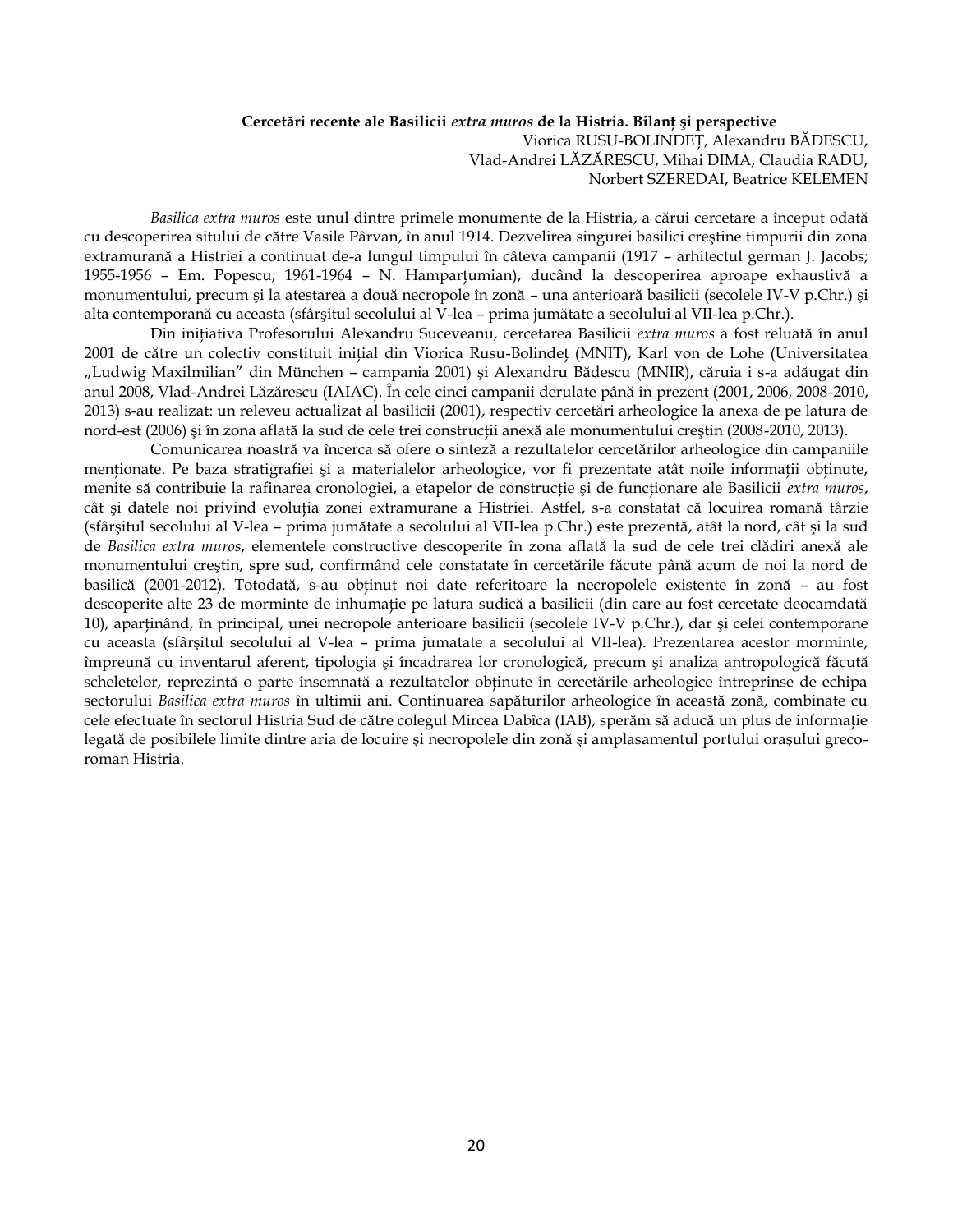**Cercetări recente ale Basilicii *extra muros* de la Histria. Bilanț și perspective**

Viorica RUSU-BOLINDEȚ, Alexandru BĂDESCU,
Vlad-Andrei LĂZĂRESCU, Mihai DIMA, Claudia RADU,
Norbert SZEREDAI, Beatrice KELEMEN

*Basilica extra muros* este unul dintre primele monumente de la Histria, a cărui cercetare a început odată cu descoperirea sitului de către Vasile Pârvan, în anul 1914. Dezvelirea singurei basilici creştine timpurii din zona extramurană a Histriei a continuat de-a lungul timpului în câteva campanii (1917 – arhitectul german J. Jacobs; 1955-1956 – Em. Popescu; 1961-1964 – N. Hamparțumian), ducând la descoperirea aproape exhaustivă a monumentului, precum şi la atestarea a două necropole în zonă – una anterioară basilicii (secolele IV-V p.Chr.) şi alta contemporană cu aceasta (sfârşitul secolului al V-lea – prima jumătate a secolului al VII-lea p.Chr.).

Din inițiativa Profesorului Alexandru Suceveanu, cercetarea Basilicii *extra muros* a fost reluată în anul 2001 de către un colectiv constituit inițial din Viorica Rusu-Bolindeț (MNIT), Karl von de Lohe (Universitatea „Ludwig Maxilmilian" din München – campania 2001) şi Alexandru Bădescu (MNIR), căruia i s-a adăugat din anul 2008, Vlad-Andrei Lăzărescu (IAIAC). În cele cinci campanii derulate până în prezent (2001, 2006, 2008-2010, 2013) s-au realizat: un releveu actualizat al basilicii (2001), respectiv cercetări arheologice la anexa de pe latura de nord-est (2006) şi în zona aflată la sud de cele trei construcții anexă ale monumentului creştin (2008-2010, 2013).

Comunicarea noastră va încerca să ofere o sinteză a rezultatelor cercetărilor arheologice din campaniile menționate. Pe baza stratigrafiei şi a materialelor arheologice, vor fi prezentate atât noile informații obținute, menite să contribuie la rafinarea cronologiei, a etapelor de construcție şi de funcționare ale Basilicii *extra muros*, cât şi datele noi privind evoluția zonei extramurane a Histriei. Astfel, s-a constatat că locuirea romană târzie (sfârşitul secolului al V-lea – prima jumătate a secolului al VII-lea p.Chr.) este prezentă, atât la nord, cât şi la sud de *Basilica extra muros*, elementele constructive descoperite în zona aflată la sud de cele trei clădiri anexă ale monumentului creştin, spre sud, confirmând cele constatate în cercetările făcute până acum de noi la nord de basilică (2001-2012). Totodată, s-au obținut noi date referitoare la necropolele existente în zonă – au fost descoperite alte 23 de morminte de inhumație pe latura sudică a basilicii (din care au fost cercetate deocamdată 10), aparținând, în principal, unei necropole anterioare basilicii (secolele IV-V p.Chr.), dar şi celei contemporane cu aceasta (sfârşitul secolului al V-lea – prima jumatate a secolului al VII-lea). Prezentarea acestor morminte, împreună cu inventarul aferent, tipologia şi încadrarea lor cronologică, precum şi analiza antropologică făcută scheletelor, reprezintă o parte însemnată a rezultatelor obținute în cercetările arheologice întreprinse de echipa sectorului *Basilica extra muros* în ultimii ani. Continuarea săpăturilor arheologice în această zonă, combinate cu cele efectuate în sectorul Histria Sud de către colegul Mircea Dabîca (IAB), sperăm să aducă un plus de informație legată de posibilele limite dintre aria de locuire şi necropolele din zonă şi amplasamentul portului oraşului greco-roman Histria.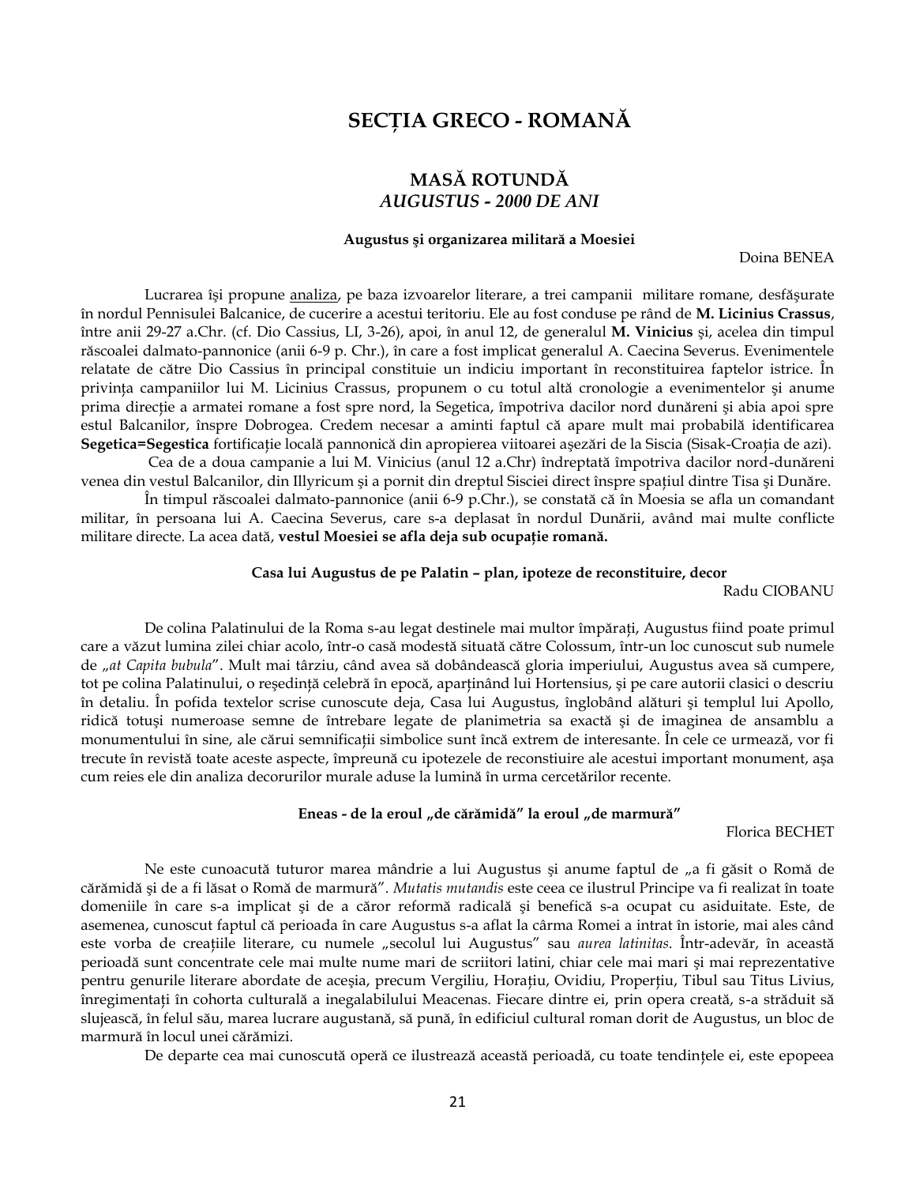# SECȚIA GRECO - ROMANĂ

## MASĂ ROTUNDĂ
## *AUGUSTUS - 2000 DE ANI*

### Augustus şi organizarea militară a Moesiei

Doina BENEA

Lucrarea îşi propune analiza, pe baza izvoarelor literare, a trei campanii militare romane, desfăşurate în nordul Pennisului Balcanice, de cucerire a acestui teritoriu. Ele au fost conduse pe rând de **M. Licinius Crassus**, între anii 29-27 a.Chr. (cf. Dio Cassius, LI, 3-26), apoi, în anul 12, de generalul **M. Vinicius** şi, acelea din timpul răscoalei dalmato-pannonice (anii 6-9 p. Chr.), în care a fost implicat generalul A. Caecina Severus. Evenimentele relatate de către Dio Cassius în principal constituie un indiciu important în reconstituirea faptelor istrice. În privința campaniilor lui M. Licinius Crassus, propunem o cu totul altă cronologie a evenimentelor şi anume prima direcție a armatei romane a fost spre nord, la Segetica, împotriva dacilor nord dunăreni şi abia apoi spre estul Balcanilor, înspre Dobrogea. Credem necesar a aminti faptul că apare mult mai probabilă identificarea **Segetica=Segestica** fortificație locală pannonică din apropierea viitoarei aşezări de la Siscia (Sisak-Croația de azi).

Cea de a doua campanie a lui M. Vinicius (anul 12 a.Chr) îndreptată împotriva dacilor nord-dunăreni venea din vestul Balcanilor, din Illyricum şi a pornit din dreptul Sisciei direct înspre spațiul dintre Tisa şi Dunăre.

În timpul răscoalei dalmato-pannonice (anii 6-9 p.Chr.), se constată că în Moesia se afla un comandant militar, în persoana lui A. Caecina Severus, care s-a deplasat în nordul Dunării, având mai multe conflicte militare directe. La acea dată, **vestul Moesiei se afla deja sub ocupație romană.**

### Casa lui Augustus de pe Palatin – plan, ipoteze de reconstituire, decor

Radu CIOBANU

De colina Palatinului de la Roma s-au legat destinele mai multor împărați, Augustus fiind poate primul care a văzut lumina zilei chiar acolo, într-o casă modestă situată către Colossum, într-un loc cunoscut sub numele de „*at Capita bubula*”. Mult mai târziu, când avea să dobândească gloria imperiului, Augustus avea să cumpere, tot pe colina Palatinului, o reşedință celebră în epocă, aparținând lui Hortensius, şi pe care autorii clasici o descriu în detaliu. În pofida textelor scrise cunoscute deja, Casa lui Augustus, înglobând alături şi templul lui Apollo, ridică totuşi numeroase semne de întrebare legate de planimetria sa exactă şi de imaginea de ansamblu a monumentului în sine, ale cărui semnificații simbolice sunt încă extrem de interesante. În cele ce urmează, vor fi trecute în revistă toate aceste aspecte, împreună cu ipotezele de reconstiuire ale acestui important monument, aşa cum reies ele din analiza decorurilor murale aduse la lumină în urma cercetărilor recente.

### Eneas - de la eroul „de cărămidă” la eroul „de marmură”

Florica BECHET

Ne este cunoacută tuturor marea mândrie a lui Augustus şi anume faptul de „a fi găsit o Romă de cărămidă şi de a fi lăsat o Romă de marmură”. *Mutatis mutandis* este ceea ce ilustrul Principe va fi realizat în toate domeniile în care s-a implicat şi de a căror reformă radicală şi benefică s-a ocupat cu asiduitate. Este, de asemenea, cunoscut faptul că perioada în care Augustus s-a aflat la cârma Romei a intrat în istorie, mai ales când este vorba de creațiile literare, cu numele „secolul lui Augustus” sau *aurea latinitas*. Într-adevăr, în această perioadă sunt concentrate cele mai multe nume mari de scriitori latini, chiar cele mai mari şi mai reprezentative pentru genurile literare abordate de aceşia, precum Vergiliu, Horațiu, Ovidiu, Properțiu, Tibul sau Titus Livius, înregimentați în cohorta culturală a inegalabilului Meacenas. Fiecare dintre ei, prin opera creată, s-a străduit să slujească, în felul său, marea lucrare augustană, să pună, în edificiul cultural roman dorit de Augustus, un bloc de marmură în locul unei cărămizi.

De departe cea mai cunoscută operă ce ilustrează această perioadă, cu toate tendințele ei, este epopeea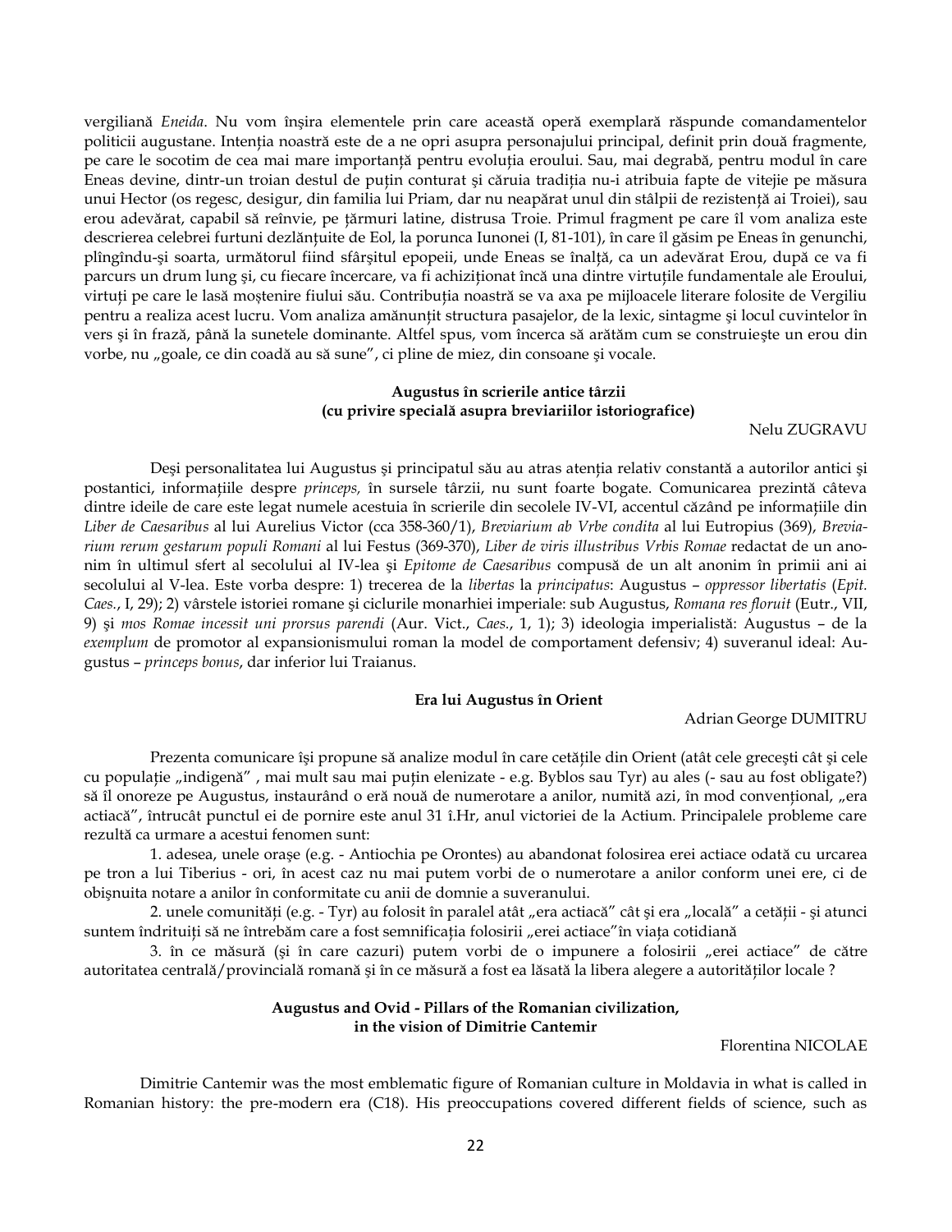vergiliană *Eneida*. Nu vom înşira elementele prin care această operă exemplară răspunde comandamentelor politicii augustane. Intenţia noastră este de a ne opri asupra personajului principal, definit prin două fragmente, pe care le socotim de cea mai mare importanţă pentru evoluţia eroului. Sau, mai degrabă, pentru modul în care Eneas devine, dintr-un troian destul de puţin conturat şi căruia tradiţia nu-i atribuia fapte de vitejie pe măsura unui Hector (os regesc, desigur, din familia lui Priam, dar nu neapărat unul din stâlpii de rezistenţă ai Troiei), sau erou adevărat, capabil să reînvie, pe ţărmuri latine, distrusa Troie. Primul fragment pe care îl vom analiza este descrierea celebrei furtuni dezlănţuite de Eol, la porunca Iunonei (I, 81-101), în care îl găsim pe Eneas în genunchi, plîngîndu-şi soarta, următorul fiind sfârşitul epopeii, unde Eneas se înalţă, ca un adevărat Erou, după ce va fi parcurs un drum lung şi, cu fiecare încercare, va fi achiziţionat încă una dintre virtuţile fundamentale ale Eroului, virtuţi pe care le lasă moştenire fiului său. Contribuţia noastră se va axa pe mijloacele literare folosite de Vergiliu pentru a realiza acest lucru. Vom analiza amănunţit structura pasajelor, de la lexic, sintagme şi locul cuvintelor în vers şi în frază, până la sunetele dominante. Altfel spus, vom încerca să arătăm cum se construieşte un erou din vorbe, nu „goale, ce din coadă au să sune", ci pline de miez, din consoane şi vocale.

## Augustus în scrierile antice târzii (cu privire specială asupra breviariilor istoriografice)

Nelu ZUGRAVU

Deşi personalitatea lui Augustus şi principatul său au atras atenţia relativ constantă a autorilor antici şi postantici, informaţiile despre *princeps,* în sursele târzii, nu sunt foarte bogate. Comunicarea prezintă câteva dintre ideile de care este legat numele acestuia în scrierile din secolele IV-VI, accentul căzând pe informaţiile din *Liber de Caesaribus* al lui Aurelius Victor (cca 358-360/1), *Breviarium ab Vrbe condita* al lui Eutropius (369), *Breviarium rerum gestarum populi Romani* al lui Festus (369-370), *Liber de viris illustribus Vrbis Romae* redactat de un anonim în ultimul sfert al secolului al IV-lea şi *Epitome de Caesaribus* compusă de un alt anonim în primii ani ai secolului al V-lea. Este vorba despre: 1) trecerea de la *libertas* la *principatus*: Augustus – *oppressor libertatis* (*Epit. Caes.*, I, 29); 2) vârstele istoriei romane şi ciclurile monarhiei imperiale: sub Augustus, *Romana res floruit* (Eutr., VII, 9) şi *mos Romae incessit uni prorsus parendi* (Aur. Vict., *Caes.*, 1, 1); 3) ideologia imperialistă: Augustus – de la *exemplum* de promotor al expansionismului roman la model de comportament defensiv; 4) suveranul ideal: Augustus – *princeps bonus*, dar inferior lui Traianus.

## Era lui Augustus în Orient

Adrian George DUMITRU

Prezenta comunicare îşi propune să analize modul în care cetăţile din Orient (atât cele greceşti cât şi cele cu populaţie „indigenă" , mai mult sau mai puţin elenizate - e.g. Byblos sau Tyr) au ales (- sau au fost obligate?) să îl onoreze pe Augustus, instaurând o eră nouă de numerotare a anilor, numită azi, în mod convenţional, „era actiacă", întrucât punctul ei de pornire este anul 31 î.Hr, anul victoriei de la Actium. Principalele probleme care rezultă ca urmare a acestui fenomen sunt:

1. adesea, unele oraşe (e.g. - Antiochia pe Orontes) au abandonat folosirea erei actiace odată cu urcarea pe tron a lui Tiberius - ori, în acest caz nu mai putem vorbi de o numerotare a anilor conform unei ere, ci de obişnuita notare a anilor în conformitate cu anii de domnie a suveranului.

2. unele comunităţi (e.g. - Tyr) au folosit în paralel atât „era actiacă" cât şi era „locală" a cetăţii - şi atunci suntem îndrituiţi să ne întrebăm care a fost semnificaţia folosirii „erei actiace"în viaţa cotidiană

3. în ce măsură (şi în care cazuri) putem vorbi de o impunere a folosirii „erei actiace" de către autoritatea centrală/provincială romană şi în ce măsură a fost ea lăsată la libera alegere a autorităţilor locale ?

## Augustus and Ovid - Pillars of the Romanian civilization, in the vision of Dimitrie Cantemir

Florentina NICOLAE

Dimitrie Cantemir was the most emblematic figure of Romanian culture in Moldavia in what is called in Romanian history: the pre-modern era (C18). His preoccupations covered different fields of science, such as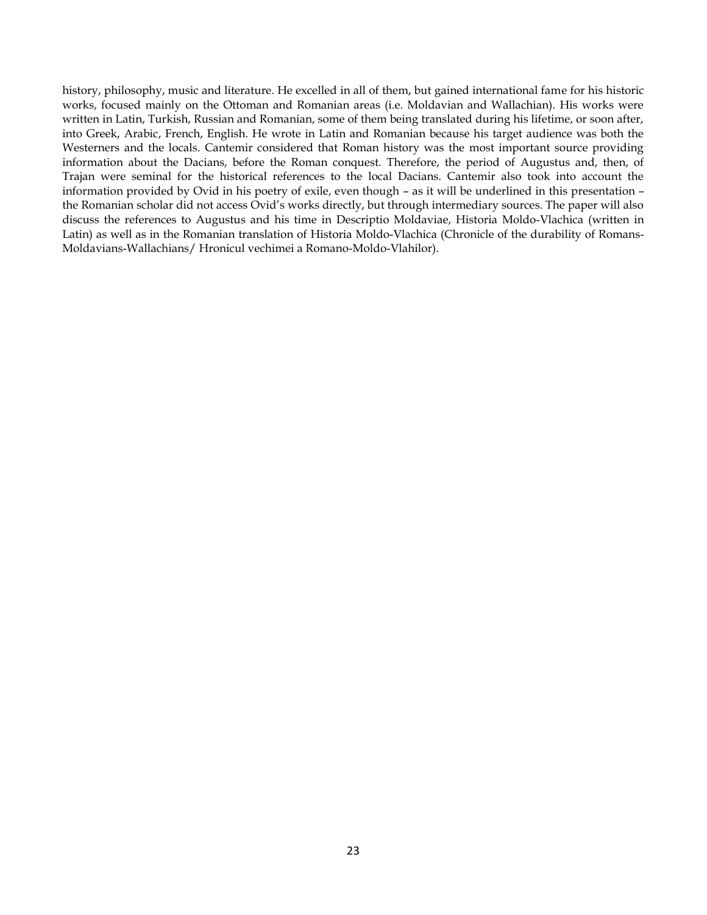history, philosophy, music and literature. He excelled in all of them, but gained international fame for his historic works, focused mainly on the Ottoman and Romanian areas (i.e. Moldavian and Wallachian). His works were written in Latin, Turkish, Russian and Romanian, some of them being translated during his lifetime, or soon after, into Greek, Arabic, French, English. He wrote in Latin and Romanian because his target audience was both the Westerners and the locals. Cantemir considered that Roman history was the most important source providing information about the Dacians, before the Roman conquest. Therefore, the period of Augustus and, then, of Trajan were seminal for the historical references to the local Dacians. Cantemir also took into account the information provided by Ovid in his poetry of exile, even though – as it will be underlined in this presentation – the Romanian scholar did not access Ovid's works directly, but through intermediary sources. The paper will also discuss the references to Augustus and his time in Descriptio Moldaviae, Historia Moldo-Vlachica (written in Latin) as well as in the Romanian translation of Historia Moldo-Vlachica (Chronicle of the durability of Romans-Moldavians-Wallachians/ Hronicul vechimei a Romano-Moldo-Vlahilor).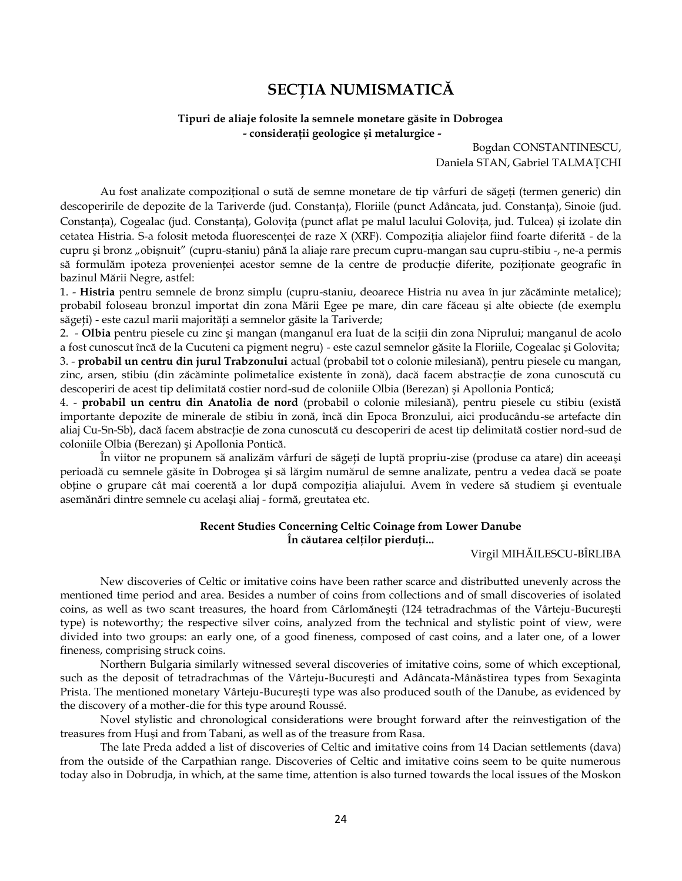# SECȚIA NUMISMATICĂ

**Tipuri de aliaje folosite la semnele monetare găsite în Dobrogea**
**- considerații geologice și metalurgice -**

Bogdan CONSTANTINESCU,
Daniela STAN, Gabriel TALMAȚCHI

Au fost analizate compozițional o sută de semne monetare de tip vârfuri de săgeți (termen generic) din descoperirile de depozite de la Tariverde (jud. Constanța), Floriile (punct Adâncata, jud. Constanța), Sinoie (jud. Constanța), Cogealac (jud. Constanța), Golovița (punct aflat pe malul lacului Golovița, jud. Tulcea) și izolate din cetatea Histria. S-a folosit metoda fluorescenței de raze X (XRF). Compoziția aliajelor fiind foarte diferită - de la cupru și bronz „obișnuit" (cupru-staniu) până la aliaje rare precum cupru-mangan sau cupru-stibiu -, ne-a permis să formulăm ipoteza provenienței acestor semne de la centre de producție diferite, poziționate geografic în bazinul Mării Negre, astfel:

1. - **Histria** pentru semnele de bronz simplu (cupru-staniu, deoarece Histria nu avea în jur zăcăminte metalice); probabil foloseau bronzul importat din zona Mării Egee pe mare, din care făceau și alte obiecte (de exemplu săgeți) - este cazul marii majorități a semnelor găsite la Tariverde;
2. - **Olbia** pentru piesele cu zinc și mangan (manganul era luat de la sciții din zona Niprului; manganul de acolo a fost cunoscut încă de la Cucuteni ca pigment negru) - este cazul semnelor găsite la Floriile, Cogealac și Golovita;
3. - **probabil un centru din jurul Trabzonului** actual (probabil tot o colonie milesiană), pentru piesele cu mangan, zinc, arsen, stibiu (din zăcăminte polimetalice existente în zonă), dacă facem abstracție de zona cunoscută cu descoperiri de acest tip delimitată costier nord-sud de coloniile Olbia (Berezan) și Apollonia Pontică;
4. - **probabil un centru din Anatolia de nord** (probabil o colonie milesiană), pentru piesele cu stibiu (există importante depozite de minerale de stibiu în zonă, încă din Epoca Bronzului, aici producându-se artefacte din aliaj Cu-Sn-Sb), dacă facem abstracție de zona cunoscută cu descoperiri de acest tip delimitată costier nord-sud de coloniile Olbia (Berezan) și Apollonia Pontică.

În viitor ne propunem să analizăm vârfuri de săgeți de luptă propriu-zise (produse ca atare) din aceeași perioadă cu semnele găsite în Dobrogea și să lărgim numărul de semne analizate, pentru a vedea dacă se poate obține o grupare cât mai coerentă a lor după compoziția aliajului. Avem în vedere să studiem și eventuale asemănări dintre semnele cu același aliaj - formă, greutatea etc.

**Recent Studies Concerning Celtic Coinage from Lower Danube**
**În căutarea celților pierduți...**

Virgil MIHĂILESCU-BÎRLIBA

New discoveries of Celtic or imitative coins have been rather scarce and distributted unevenly across the mentioned time period and area. Besides a number of coins from collections and of small discoveries of isolated coins, as well as two scant treasures, the hoard from Cârlomănești (124 tetradrachmas of the Vârteju-București type) is noteworthy; the respective silver coins, analyzed from the technical and stylistic point of view, were divided into two groups: an early one, of a good fineness, composed of cast coins, and a later one, of a lower fineness, comprising struck coins.

Northern Bulgaria similarly witnessed several discoveries of imitative coins, some of which exceptional, such as the deposit of tetradrachmas of the Vârteju-București and Adâncata-Mânăstirea types from Sexaginta Prista. The mentioned monetary Vârteju-București type was also produced south of the Danube, as evidenced by the discovery of a mother-die for this type around Roussé.

Novel stylistic and chronological considerations were brought forward after the reinvestigation of the treasures from Huși and from Tabani, as well as of the treasure from Rasa.

The late Preda added a list of discoveries of Celtic and imitative coins from 14 Dacian settlements (dava) from the outside of the Carpathian range. Discoveries of Celtic and imitative coins seem to be quite numerous today also in Dobrudja, in which, at the same time, attention is also turned towards the local issues of the Moskon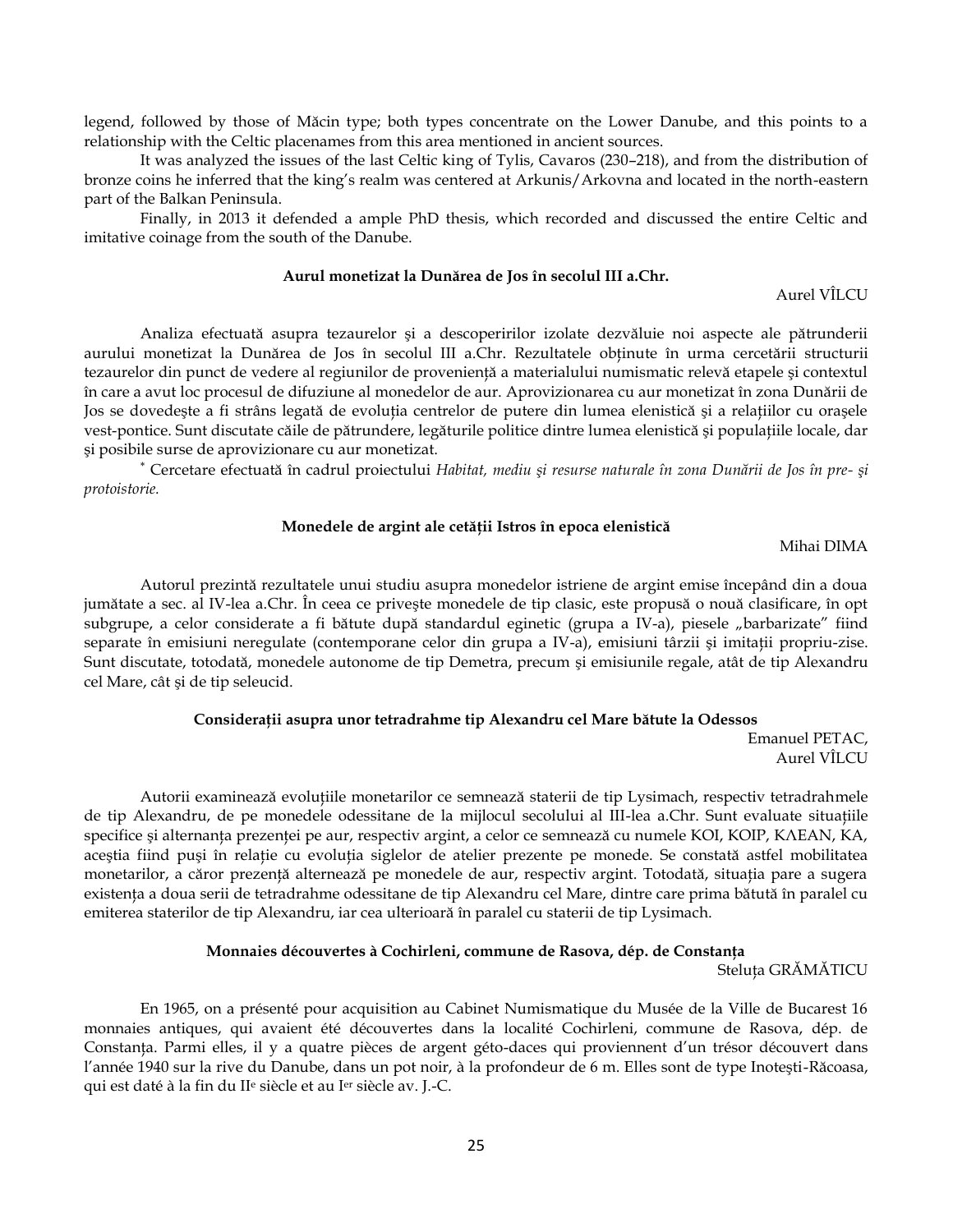legend, followed by those of Măcin type; both types concentrate on the Lower Danube, and this points to a relationship with the Celtic placenames from this area mentioned in ancient sources.

It was analyzed the issues of the last Celtic king of Tylis, Cavaros (230–218), and from the distribution of bronze coins he inferred that the king's realm was centered at Arkunis/Arkovna and located in the north-eastern part of the Balkan Peninsula.

Finally, in 2013 it defended a ample PhD thesis, which recorded and discussed the entire Celtic and imitative coinage from the south of the Danube.

### Aurul monetizat la Dunărea de Jos în secolul III a.Chr.

Aurel VÎLCU

Analiza efectuată asupra tezaurelor şi a descoperirilor izolate dezvăluie noi aspecte ale pătrunderii aurului monetizat la Dunărea de Jos în secolul III a.Chr. Rezultatele obţinute în urma cercetării structurii tezaurelor din punct de vedere al regiunilor de provenienţă a materialului numismatic relevă etapele şi contextul în care a avut loc procesul de difuziune al monedelor de aur. Aprovizionarea cu aur monetizat în zona Dunării de Jos se dovedeşte a fi strâns legată de evoluţia centrelor de putere din lumea elenistică şi a relaţiilor cu oraşele vest-pontice. Sunt discutate căile de pătrundere, legăturile politice dintre lumea elenistică şi populaţiile locale, dar şi posibile surse de aprovizionare cu aur monetizat.

\* Cercetare efectuată în cadrul proiectului *Habitat, mediu şi resurse naturale în zona Dunării de Jos în pre- şi protoistorie.*

### Monedele de argint ale cetăţii Istros în epoca elenistică

Mihai DIMA

Autorul prezintă rezultatele unui studiu asupra monedelor istriene de argint emise începând din a doua jumătate a sec. al IV-lea a.Chr. În ceea ce priveşte monedele de tip clasic, este propusă o nouă clasificare, în opt subgrupe, a celor considerate a fi bătute după standardul eginetic (grupa a IV-a), piesele „barbarizate" fiind separate în emisiuni neregulate (contemporane celor din grupa a IV-a), emisiuni târzii şi imitaţii propriu-zise. Sunt discutate, totodată, monedele autonome de tip Demetra, precum şi emisiunile regale, atât de tip Alexandru cel Mare, cât şi de tip seleucid.

### Consideraţii asupra unor tetradrahme tip Alexandru cel Mare bătute la Odessos

Emanuel PETAC,
Aurel VÎLCU

Autorii examinează evoluţiile monetarilor ce semnează staterii de tip Lysimach, respectiv tetradrahmele de tip Alexandru, de pe monedele odessitane de la mijlocul secolului al III-lea a.Chr. Sunt evaluate situaţiile specifice şi alternanţa prezenţei pe aur, respectiv argint, a celor ce semnează cu numele ΚΟΙ, ΚΟΙΡ, ΚΛΕΑΝ, ΚΑ, aceştia fiind puşi în relaţie cu evoluţia siglelor de atelier prezente pe monede. Se constată astfel mobilitatea monetarilor, a căror prezenţă alternează pe monedele de aur, respectiv argint. Totodată, situaţia pare a sugera existenţa a doua serii de tetradrahme odessitane de tip Alexandru cel Mare, dintre care prima bătută în paralel cu emiterea staterilor de tip Alexandru, iar cea ulterioară în paralel cu staterii de tip Lysimach.

### Monnaies découvertes à Cochirleni, commune de Rasova, dép. de Constanţa

Steluţa GRĂMĂTICU

En 1965, on a présenté pour acquisition au Cabinet Numismatique du Musée de la Ville de Bucarest 16 monnaies antiques, qui avaient été découvertes dans la localité Cochirleni, commune de Rasova, dép. de Constanţa. Parmi elles, il y a quatre pièces de argent géto-daces qui proviennent d'un trésor découvert dans l'année 1940 sur la rive du Danube, dans un pot noir, à la profondeur de 6 m. Elles sont de type Inoteşti-Răcoasa, qui est daté à la fin du II$^{e}$ siècle et au I$^{er}$ siècle av. J.-C.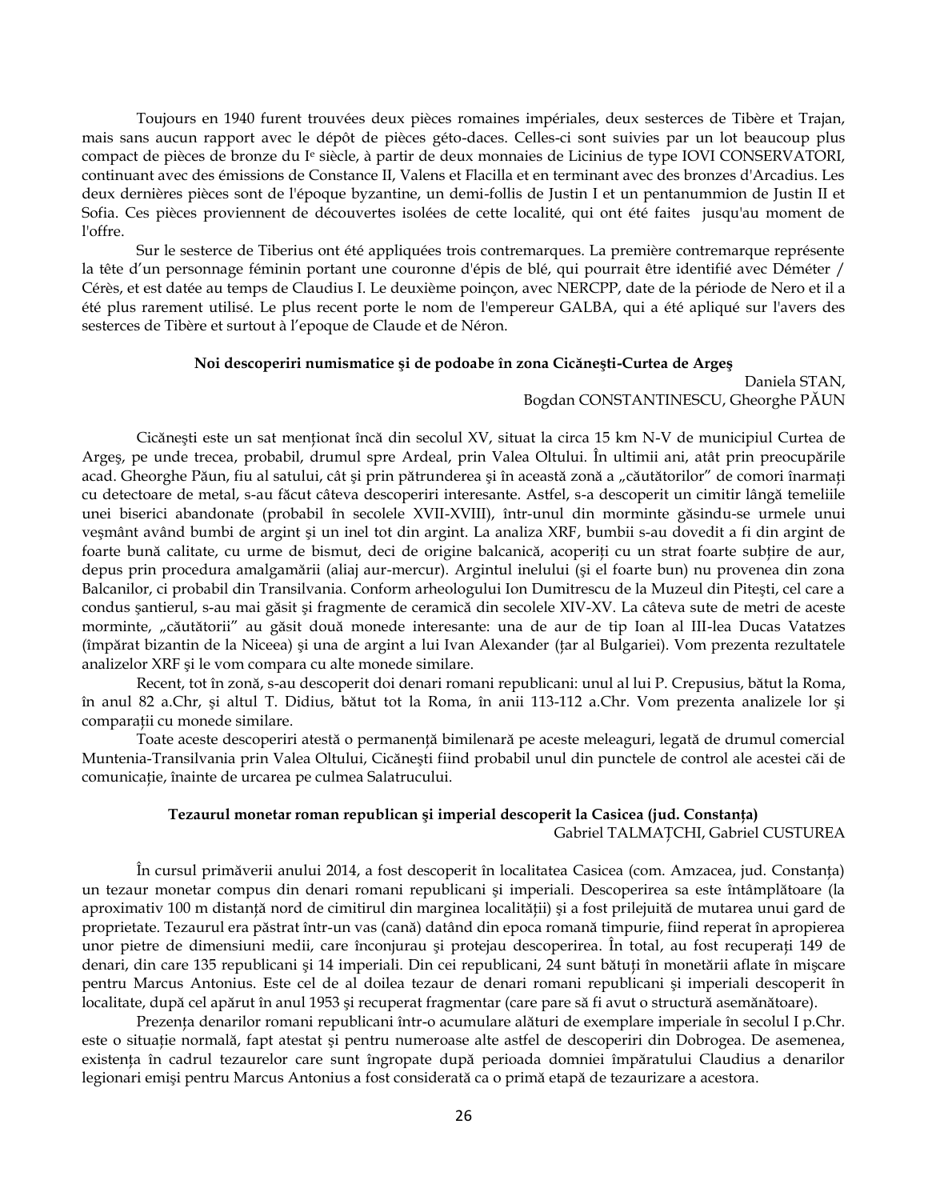Toujours en 1940 furent trouvées deux pièces romaines impériales, deux sesterces de Tibère et Trajan, mais sans aucun rapport avec le dépôt de pièces géto-daces. Celles-ci sont suivies par un lot beaucoup plus compact de pièces de bronze du I[e] siècle, à partir de deux monnaies de Licinius de type IOVI CONSERVATORI, continuant avec des émissions de Constance II, Valens et Flacilla et en terminant avec des bronzes d'Arcadius. Les deux dernières pièces sont de l'époque byzantine, un demi-follis de Justin I et un pentanummion de Justin II et Sofia. Ces pièces proviennent de découvertes isolées de cette localité, qui ont été faites jusqu'au moment de l'offre.

Sur le sesterce de Tiberius ont été appliquées trois contremarques. La première contremarque représente la tête d'un personnage féminin portant une couronne d'épis de blé, qui pourrait être identifié avec Déméter / Cérès, et est datée au temps de Claudius I. Le deuxième poinçon, avec NERCPP, date de la période de Nero et il a été plus rarement utilisé. Le plus recent porte le nom de l'empereur GALBA, qui a été apliqué sur l'avers des sesterces de Tibère et surtout à l'epoque de Claude et de Néron.

### Noi descoperiri numismatice şi de podoabe în zona Cicăneşti-Curtea de Argeş

Daniela STAN,
Bogdan CONSTANTINESCU, Gheorghe PĂUN

Cicăneşti este un sat menționat încă din secolul XV, situat la circa 15 km N-V de municipiul Curtea de Argeş, pe unde trecea, probabil, drumul spre Ardeal, prin Valea Oltului. În ultimii ani, atât prin preocupările acad. Gheorghe Păun, fiu al satului, cât şi prin pătrunderea şi în această zonă a „căutătorilor" de comori înarmați cu detectoare de metal, s-au făcut câteva descoperiri interesante. Astfel, s-a descoperit un cimitir lângă temeliile unei biserici abandonate (probabil în secolele XVII-XVIII), într-unul din morminte găsindu-se urmele unui veşmânt având bumbi de argint şi un inel tot din argint. La analiza XRF, bumbii s-au dovedit a fi din argint de foarte bună calitate, cu urme de bismut, deci de origine balcanică, acoperiți cu un strat foarte subțire de aur, depus prin procedura amalgamării (aliaj aur-mercur). Argintul inelului (şi el foarte bun) nu provenea din zona Balcanilor, ci probabil din Transilvania. Conform arheologului Ion Dumitrescu de la Muzeul din Piteşti, cel care a condus şantierul, s-au mai găsit şi fragmente de ceramică din secolele XIV-XV. La câteva sute de metri de aceste morminte, „căutătorii" au găsit două monede interesante: una de aur de tip Ioan al III-lea Ducas Vatatzes (împărat bizantin de la Niceea) şi una de argint a lui Ivan Alexander (țar al Bulgariei). Vom prezenta rezultatele analizelor XRF şi le vom compara cu alte monede similare.

Recent, tot în zonă, s-au descoperit doi denari romani republicani: unul al lui P. Crepusius, bătut la Roma, în anul 82 a.Chr, şi altul T. Didius, bătut tot la Roma, în anii 113-112 a.Chr. Vom prezenta analizele lor şi comparații cu monede similare.

Toate aceste descoperiri atestă o permanență bimilenară pe aceste meleaguri, legată de drumul comercial Muntenia-Transilvania prin Valea Oltului, Cicăneşti fiind probabil unul din punctele de control ale acestei căi de comunicație, înainte de urcarea pe culmea Salatrucului.

### Tezaurul monetar roman republican şi imperial descoperit la Casicea (jud. Constanța)

Gabriel TALMAȚCHI, Gabriel CUSTUREA

În cursul primăverii anului 2014, a fost descoperit în localitatea Casicea (com. Amzacea, jud. Constanța) un tezaur monetar compus din denari romani republicani şi imperiali. Descoperirea sa este întâmplătoare (la aproximativ 100 m distanță nord de cimitirul din marginea localității) şi a fost prilejuită de mutarea unui gard de proprietate. Tezaurul era păstrat într-un vas (cană) datând din epoca romană timpurie, fiind reperat în apropierea unor pietre de dimensiuni medii, care înconjurau şi protejau descoperirea. În total, au fost recuperați 149 de denari, din care 135 republicani şi 14 imperiali. Din cei republicani, 24 sunt bătuți în monetării aflate în mişcare pentru Marcus Antonius. Este cel de al doilea tezaur de denari romani republicani şi imperiali descoperit în localitate, după cel apărut în anul 1953 şi recuperat fragmentar (care pare să fi avut o structură asemănătoare).

Prezența denarilor romani republicani într-o acumulare alături de exemplare imperiale în secolul I p.Chr. este o situație normală, fapt atestat şi pentru numeroase alte astfel de descoperiri din Dobrogea. De asemenea, existența în cadrul tezaurelor care sunt îngropate după perioada domniei împăratului Claudius a denarilor legionari emişi pentru Marcus Antonius a fost considerată ca o primă etapă de tezaurizare a acestora.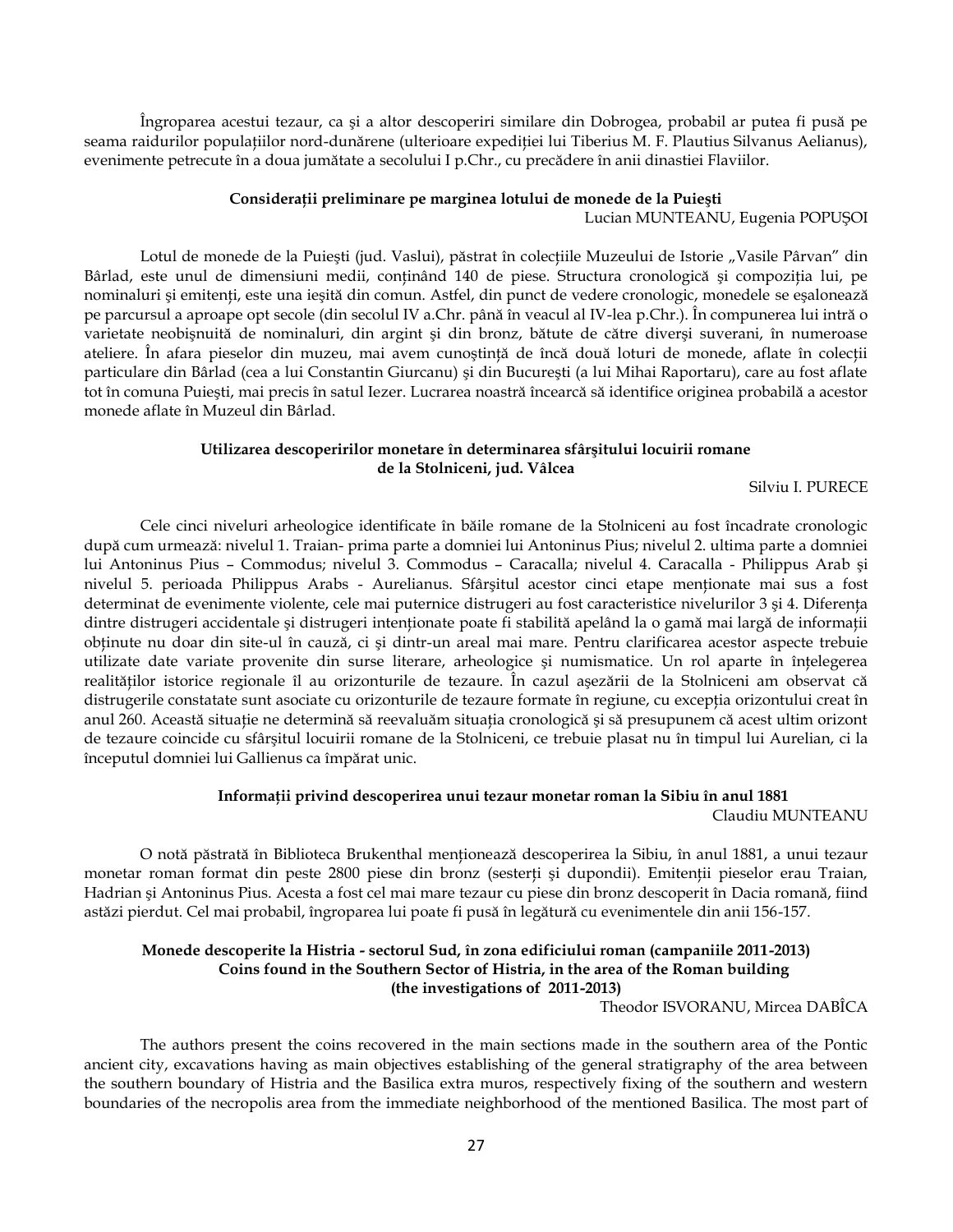Îngroparea acestui tezaur, ca şi a altor descoperiri similare din Dobrogea, probabil ar putea fi pusă pe seama raidurilor populaţiilor nord-dunărene (ulterioare expediţiei lui Tiberius M. F. Plautius Silvanus Aelianus), evenimente petrecute în a doua jumătate a secolului I p.Chr., cu precădere în anii dinastiei Flaviilor.

### Consideraţii preliminare pe marginea lotului de monede de la Puieşti

Lucian MUNTEANU, Eugenia POPUŞOI

Lotul de monede de la Puieşti (jud. Vaslui), păstrat în colecţiile Muzeului de Istorie „Vasile Pârvan" din Bârlad, este unul de dimensiuni medii, conţinând 140 de piese. Structura cronologică şi compoziţia lui, pe nominaluri şi emitenţi, este una ieşită din comun. Astfel, din punct de vedere cronologic, monedele se eşalonează pe parcursul a aproape opt secole (din secolul IV a.Chr. până în veacul al IV-lea p.Chr.). În compunerea lui intră o varietate neobişnuită de nominaluri, din argint şi din bronz, bătute de către diverşi suverani, în numeroase ateliere. În afara pieselor din muzeu, mai avem cunoştinţă de încă două loturi de monede, aflate în colecţii particulare din Bârlad (cea a lui Constantin Giurcanu) şi din Bucureşti (a lui Mihai Raportaru), care au fost aflate tot în comuna Puieşti, mai precis în satul Iezer. Lucrarea noastră încearcă să identifice originea probabilă a acestor monede aflate în Muzeul din Bârlad.

### Utilizarea descoperirilor monetare în determinarea sfârşitului locuirii romane de la Stolniceni, jud. Vâlcea

Silviu I. PURECE

Cele cinci niveluri arheologice identificate în băile romane de la Stolniceni au fost încadrate cronologic după cum urmează: nivelul 1. Traian- prima parte a domniei lui Antoninus Pius; nivelul 2. ultima parte a domniei lui Antoninus Pius – Commodus; nivelul 3. Commodus – Caracalla; nivelul 4. Caracalla - Philippus Arab şi nivelul 5. perioada Philippus Arabs - Aurelianus. Sfârşitul acestor cinci etape menţionate mai sus a fost determinat de evenimente violente, cele mai puternice distrugeri au fost caracteristice nivelurilor 3 şi 4. Diferenţa dintre distrugeri accidentale şi distrugeri intenţionate poate fi stabilită apelând la o gamă mai largă de informaţii obţinute nu doar din site-ul în cauză, ci şi dintr-un areal mai mare. Pentru clarificarea acestor aspecte trebuie utilizate date variate provenite din surse literare, arheologice şi numismatice. Un rol aparte în înţelegerea realităţilor istorice regionale îl au orizonturile de tezaure. În cazul aşezării de la Stolniceni am observat că distrugerile constatate sunt asociate cu orizonturile de tezaure formate în regiune, cu excepţia orizontului creat în anul 260. Această situaţie ne determină să reevaluăm situaţia cronologică şi să presupunem că acest ultim orizont de tezaure coincide cu sfârşitul locuirii romane de la Stolniceni, ce trebuie plasat nu în timpul lui Aurelian, ci la începutul domniei lui Gallienus ca împărat unic.

### Informaţii privind descoperirea unui tezaur monetar roman la Sibiu în anul 1881

Claudiu MUNTEANU

O notă păstrată în Biblioteca Brukenthal menţionează descoperirea la Sibiu, în anul 1881, a unui tezaur monetar roman format din peste 2800 piese din bronz (sesterţi şi dupondii). Emitenţii pieselor erau Traian, Hadrian şi Antoninus Pius. Acesta a fost cel mai mare tezaur cu piese din bronz descoperit în Dacia romană, fiind astăzi pierdut. Cel mai probabil, îngroparea lui poate fi pusă în legătură cu evenimentele din anii 156-157.

### Monede descoperite la Histria - sectorul Sud, în zona edificiului roman (campaniile 2011-2013)
### Coins found in the Southern Sector of Histria, in the area of the Roman building (the investigations of 2011-2013)

Theodor ISVORANU, Mircea DABÎCA

The authors present the coins recovered in the main sections made in the southern area of the Pontic ancient city, excavations having as main objectives establishing of the general stratigraphy of the area between the southern boundary of Histria and the Basilica extra muros, respectively fixing of the southern and western boundaries of the necropolis area from the immediate neighborhood of the mentioned Basilica. The most part of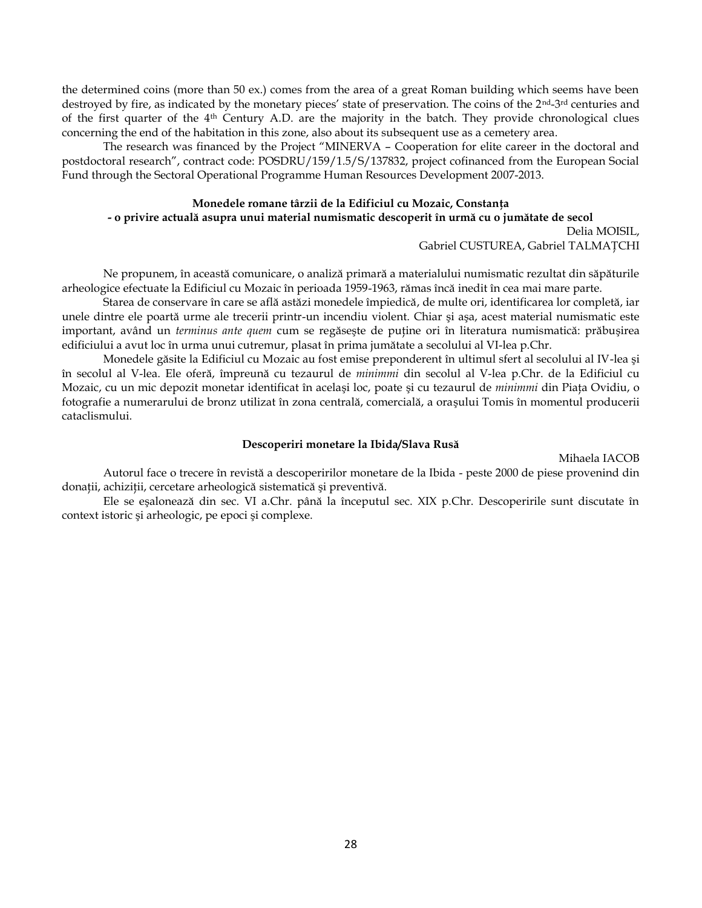the determined coins (more than 50 ex.) comes from the area of a great Roman building which seems have been destroyed by fire, as indicated by the monetary pieces' state of preservation. The coins of the 2nd-3rd centuries and of the first quarter of the 4th Century A.D. are the majority in the batch. They provide chronological clues concerning the end of the habitation in this zone, also about its subsequent use as a cemetery area.

The research was financed by the Project "MINERVA – Cooperation for elite career in the doctoral and postdoctoral research", contract code: POSDRU/159/1.5/S/137832, project cofinanced from the European Social Fund through the Sectoral Operational Programme Human Resources Development 2007-2013.

### Monedele romane târzii de la Edificiul cu Mozaic, Constanța - o privire actuală asupra unui material numismatic descoperit în urmă cu o jumătate de secol

Delia MOISIL,
Gabriel CUSTUREA, Gabriel TALMAȚCHI

Ne propunem, în această comunicare, o analiză primară a materialului numismatic rezultat din săpăturile arheologice efectuate la Edificiul cu Mozaic în perioada 1959-1963, rămas încă inedit în cea mai mare parte.

Starea de conservare în care se află astăzi monedele împiedică, de multe ori, identificarea lor completă, iar unele dintre ele poartă urme ale trecerii printr-un incendiu violent. Chiar şi aşa, acest material numismatic este important, având un *terminus ante quem* cum se regăseşte de puține ori în literatura numismatică: prăbuşirea edificiului a avut loc în urma unui cutremur, plasat în prima jumătate a secolului al VI-lea p.Chr.

Monedele găsite la Edificiul cu Mozaic au fost emise preponderent în ultimul sfert al secolului al IV-lea şi în secolul al V-lea. Ele oferă, împreună cu tezaurul de *minimmi* din secolul al V-lea p.Chr. de la Edificiul cu Mozaic, cu un mic depozit monetar identificat în acelaşi loc, poate şi cu tezaurul de *minimmi* din Piața Ovidiu, o fotografie a numerarului de bronz utilizat în zona centrală, comercială, a oraşului Tomis în momentul producerii cataclismului.

### Descoperiri monetare la Ibida/Slava Rusă

Mihaela IACOB

Autorul face o trecere în revistă a descoperirilor monetare de la Ibida - peste 2000 de piese provenind din donații, achiziții, cercetare arheologică sistematică şi preventivă.

Ele se eşalonează din sec. VI a.Chr. până la începutul sec. XIX p.Chr. Descoperirile sunt discutate în context istoric şi arheologic, pe epoci şi complexe.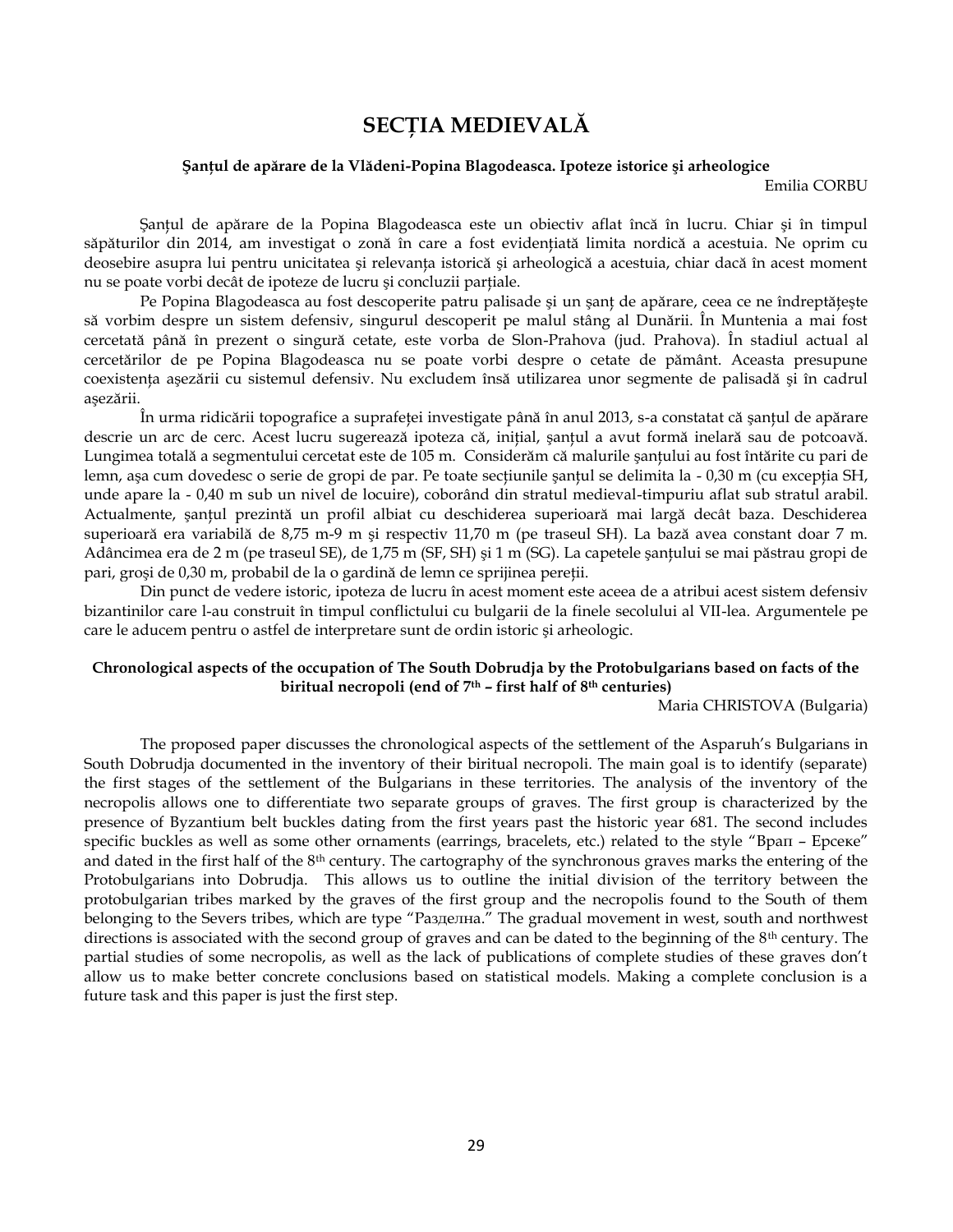# SECȚIA MEDIEVALĂ

**Şanţul de apărare de la Vlădeni-Popina Blagodeasca. Ipoteze istorice şi arheologice**

Emilia CORBU

Șanțul de apărare de la Popina Blagodeasca este un obiectiv aflat încă în lucru. Chiar și în timpul săpăturilor din 2014, am investigat o zonă în care a fost evidențiată limita nordică a acestuia. Ne oprim cu deosebire asupra lui pentru unicitatea și relevanța istorică și arheologică a acestuia, chiar dacă în acest moment nu se poate vorbi decât de ipoteze de lucru și concluzii parțiale.

Pe Popina Blagodeasca au fost descoperite patru palisade şi un şanţ de apărare, ceea ce ne îndreptăţeşte să vorbim despre un sistem defensiv, singurul descoperit pe malul stâng al Dunării. În Muntenia a mai fost cercetată până în prezent o singură cetate, este vorba de Slon-Prahova (jud. Prahova). În stadiul actual al cercetărilor de pe Popina Blagodeasca nu se poate vorbi despre o cetate de pământ. Aceasta presupune coexistența așezării cu sistemul defensiv. Nu excludem însă utilizarea unor segmente de palisadă și în cadrul așezării.

În urma ridicării topografice a suprafeței investigate până în anul 2013, s-a constatat că șanțul de apărare descrie un arc de cerc. Acest lucru sugerează ipoteza că, inițial, șanțul a avut formă inelară sau de potcoavă. Lungimea totală a segmentului cercetat este de 105 m. Considerăm că malurile șanțului au fost întărite cu pari de lemn, așa cum dovedesc o serie de gropi de par. Pe toate secțiunile șanțul se delimita la - 0,30 m (cu excepția SH, unde apare la - 0,40 m sub un nivel de locuire), coborând din stratul medieval-timpuriu aflat sub stratul arabil. Actualmente, șanțul prezintă un profil albiat cu deschiderea superioară mai largă decât baza. Deschiderea superioară era variabilă de 8,75 m-9 m și respectiv 11,70 m (pe traseul SH). La bază avea constant doar 7 m. Adâncimea era de 2 m (pe traseul SE), de 1,75 m (SF, SH) și 1 m (SG). La capetele șanțului se mai păstrau gropi de pari, groși de 0,30 m, probabil de la o gardină de lemn ce sprijinea pereții.

Din punct de vedere istoric, ipoteza de lucru în acest moment este aceea de a atribui acest sistem defensiv bizantinilor care l-au construit în timpul conflictului cu bulgarii de la finele secolului al VII-lea. Argumentele pe care le aducem pentru o astfel de interpretare sunt de ordin istoric și arheologic.

**Chronological aspects of the occupation of The South Dobrudja by the Protobulgarians based on facts of the biritual necropoli (end of 7th – first half of 8th centuries)**

Maria CHRISTOVA (Bulgaria)

The proposed paper discusses the chronological aspects of the settlement of the Asparuh's Bulgarians in South Dobrudja documented in the inventory of their biritual necropoli. The main goal is to identify (separate) the first stages of the settlement of the Bulgarians in these territories. The analysis of the inventory of the necropolis allows one to differentiate two separate groups of graves. The first group is characterized by the presence of Byzantium belt buckles dating from the first years past the historic year 681. The second includes specific buckles as well as some other ornaments (earrings, bracelets, etc.) related to the style "Врап – Ерсеке" and dated in the first half of the 8th century. The cartography of the synchronous graves marks the entering of the Protobulgarians into Dobrudja. This allows us to outline the initial division of the territory between the protobulgarian tribes marked by the graves of the first group and the necropolis found to the South of them belonging to the Severs tribes, which are type "Разделна." The gradual movement in west, south and northwest directions is associated with the second group of graves and can be dated to the beginning of the 8th century. The partial studies of some necropolis, as well as the lack of publications of complete studies of these graves don't allow us to make better concrete conclusions based on statistical models. Making a complete conclusion is a future task and this paper is just the first step.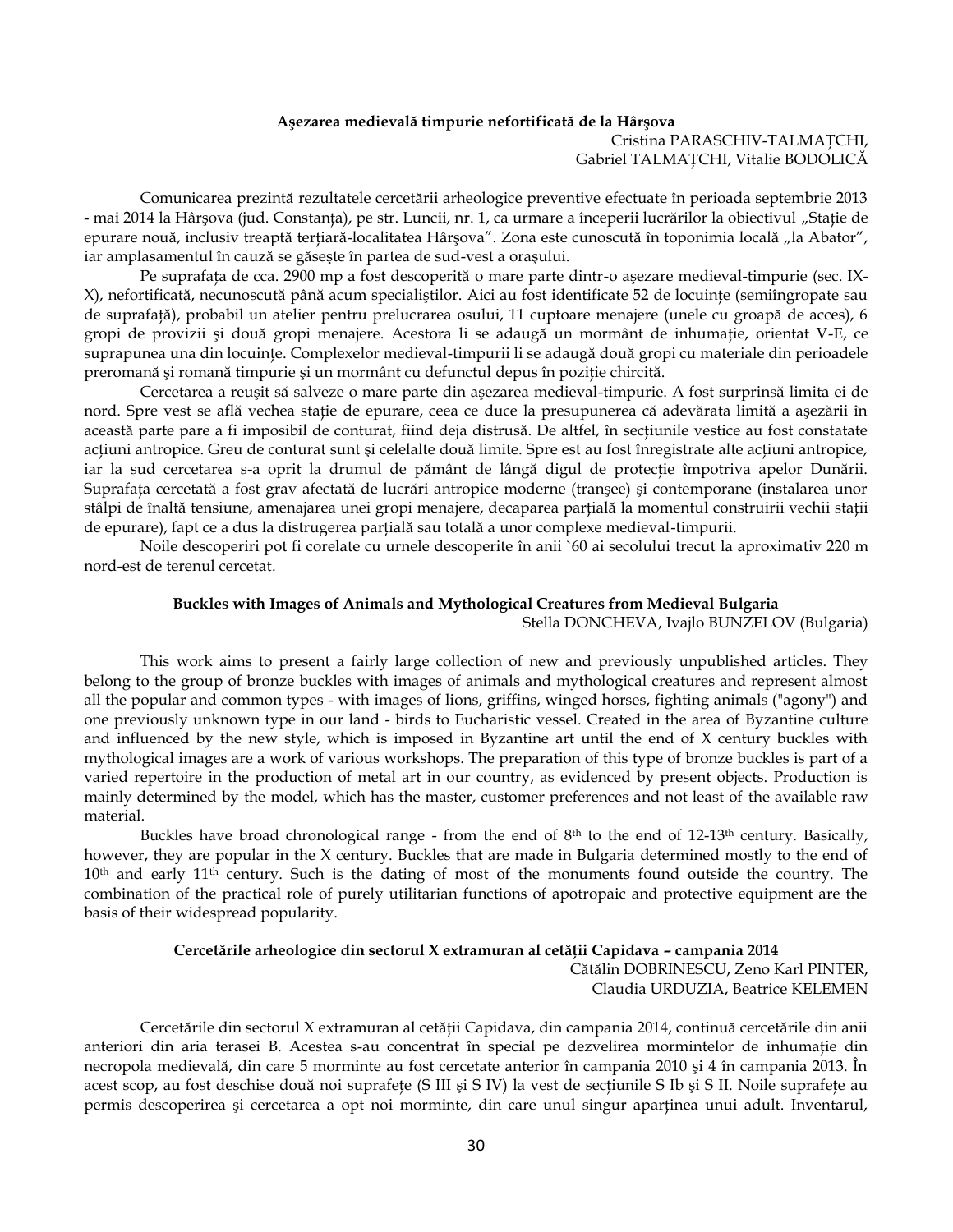### Aşezarea medievală timpurie nefortificată de la Hârşova

Cristina PARASCHIV-TALMAŢCHI,
Gabriel TALMAŢCHI, Vitalie BODOLICĂ

Comunicarea prezintă rezultatele cercetării arheologice preventive efectuate în perioada septembrie 2013 - mai 2014 la Hârşova (jud. Constanța), pe str. Luncii, nr. 1, ca urmare a începerii lucrărilor la obiectivul „Stație de epurare nouă, inclusiv treaptă terțiară-localitatea Hârşova". Zona este cunoscută în toponimia locală „la Abator", iar amplasamentul în cauză se găseşte în partea de sud-vest a oraşului.

Pe suprafața de cca. 2900 mp a fost descoperită o mare parte dintr-o aşezare medieval-timpurie (sec. IX-X), nefortificată, necunoscută până acum specialiştilor. Aici au fost identificate 52 de locuințe (semiîngropate sau de suprafață), probabil un atelier pentru prelucrarea osului, 11 cuptoare menajere (unele cu groapă de acces), 6 gropi de provizii şi două gropi menajere. Acestora li se adaugă un mormânt de inhumație, orientat V-E, ce suprapunea una din locuințe. Complexelor medieval-timpurii li se adaugă două gropi cu materiale din perioadele preromană şi romană timpurie şi un mormânt cu defunctul depus în poziție chircită.

Cercetarea a reuşit să salveze o mare parte din aşezarea medieval-timpurie. A fost surprinsă limita ei de nord. Spre vest se află vechea stație de epurare, ceea ce duce la presupunerea că adevărata limită a aşezării în această parte pare a fi imposibil de conturat, fiind deja distrusă. De altfel, în secțiunile vestice au fost constatate acțiuni antropice. Greu de conturat sunt şi celelalte două limite. Spre est au fost înregistrate alte acțiuni antropice, iar la sud cercetarea s-a oprit la drumul de pământ de lângă digul de protecție împotriva apelor Dunării. Suprafața cercetată a fost grav afectată de lucrări antropice moderne (tranşee) şi contemporane (instalarea unor stâlpi de înaltă tensiune, amenajarea unei gropi menajere, decaparea parțială la momentul construirii vechii stații de epurare), fapt ce a dus la distrugerea parțială sau totală a unor complexe medieval-timpurii.

Noile descoperiri pot fi corelate cu urnele descoperite în anii `60 ai secolului trecut la aproximativ 220 m nord-est de terenul cercetat.

### Buckles with Images of Animals and Mythological Creatures from Medieval Bulgaria

Stella DONCHEVA, Ivajlo BUNZELOV (Bulgaria)

This work aims to present a fairly large collection of new and previously unpublished articles. They belong to the group of bronze buckles with images of animals and mythological creatures and represent almost all the popular and common types - with images of lions, griffins, winged horses, fighting animals ("agony") and one previously unknown type in our land - birds to Eucharistic vessel. Created in the area of Byzantine culture and influenced by the new style, which is imposed in Byzantine art until the end of X century buckles with mythological images are a work of various workshops. The preparation of this type of bronze buckles is part of a varied repertoire in the production of metal art in our country, as evidenced by present objects. Production is mainly determined by the model, which has the master, customer preferences and not least of the available raw material.

Buckles have broad chronological range - from the end of 8th to the end of 12-13th century. Basically, however, they are popular in the X century. Buckles that are made in Bulgaria determined mostly to the end of 10th and early 11th century. Such is the dating of most of the monuments found outside the country. The combination of the practical role of purely utilitarian functions of apotropaic and protective equipment are the basis of their widespread popularity.

### Cercetările arheologice din sectorul X extramuran al cetății Capidava – campania 2014

Cătălin DOBRINESCU, Zeno Karl PINTER,
Claudia URDUZIA, Beatrice KELEMEN

Cercetările din sectorul X extramuran al cetății Capidava, din campania 2014, continuă cercetările din anii anteriori din aria terasei B. Acestea s-au concentrat în special pe dezvelirea mormintelor de inhumație din necropola medievală, din care 5 morminte au fost cercetate anterior în campania 2010 şi 4 în campania 2013. În acest scop, au fost deschise două noi suprafețe (S III şi S IV) la vest de secțiunile S Ib şi S II. Noile suprafețe au permis descoperirea şi cercetarea a opt noi morminte, din care unul singur aparținea unui adult. Inventarul,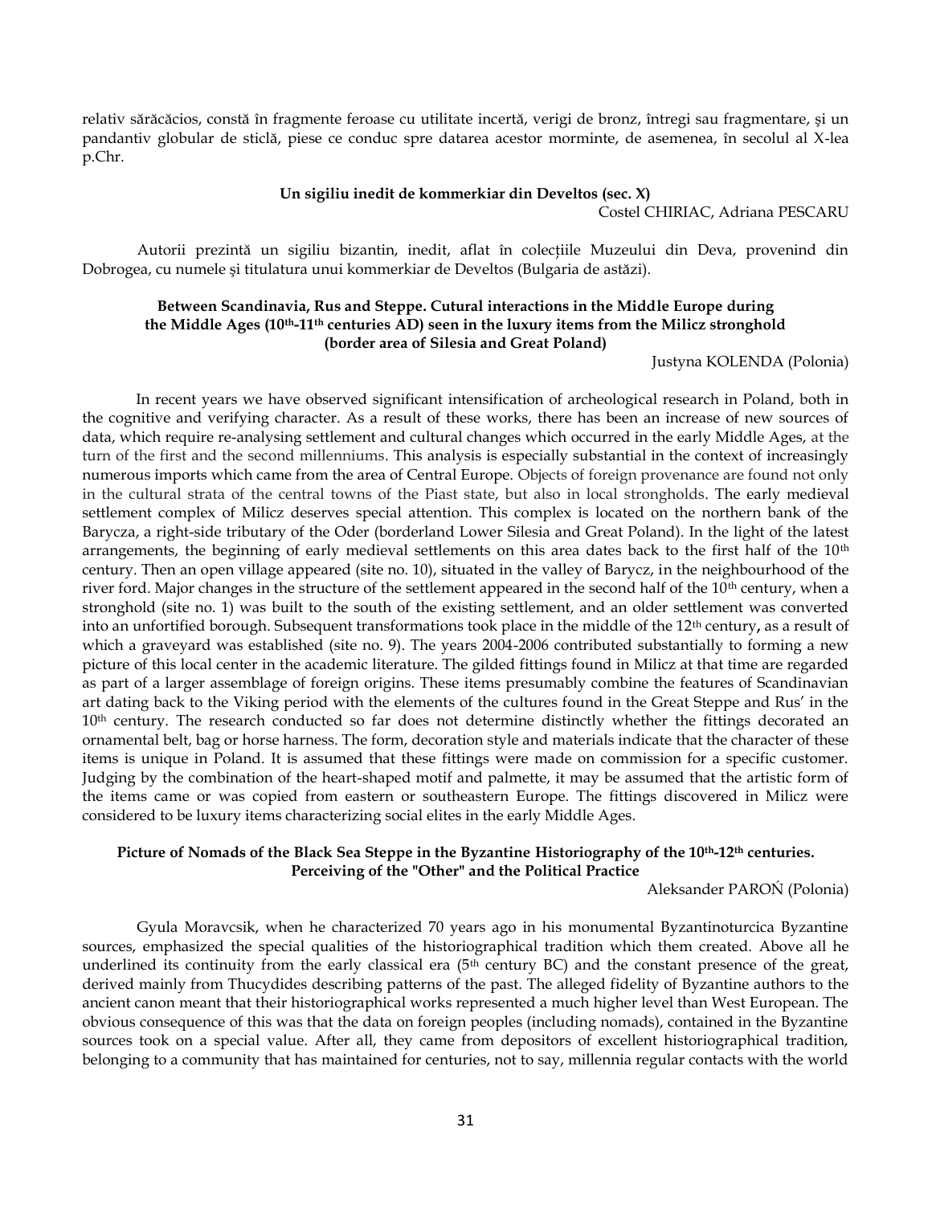relativ sărăcăcios, constă în fragmente feroase cu utilitate incertă, verigi de bronz, întregi sau fragmentare, şi un pandantiv globular de sticlă, piese ce conduc spre datarea acestor morminte, de asemenea, în secolul al X-lea p.Chr.

### Un sigiliu inedit de kommerkiar din Develtos (sec. X)

Costel CHIRIAC, Adriana PESCARU

Autorii prezintă un sigiliu bizantin, inedit, aflat în colecțiile Muzeului din Deva, provenind din Dobrogea, cu numele şi titulatura unui kommerkiar de Develtos (Bulgaria de astăzi).

### Between Scandinavia, Rus and Steppe. Cutural interactions in the Middle Europe during the Middle Ages (10th-11th centuries AD) seen in the luxury items from the Milicz stronghold (border area of Silesia and Great Poland)

Justyna KOLENDA (Polonia)

In recent years we have observed significant intensification of archeological research in Poland, both in the cognitive and verifying character. As a result of these works, there has been an increase of new sources of data, which require re-analysing settlement and cultural changes which occurred in the early Middle Ages, at the turn of the first and the second millenniums. This analysis is especially substantial in the context of increasingly numerous imports which came from the area of Central Europe. Objects of foreign provenance are found not only in the cultural strata of the central towns of the Piast state, but also in local strongholds. The early medieval settlement complex of Milicz deserves special attention. This complex is located on the northern bank of the Barycza, a right-side tributary of the Oder (borderland Lower Silesia and Great Poland). In the light of the latest arrangements, the beginning of early medieval settlements on this area dates back to the first half of the 10th century. Then an open village appeared (site no. 10), situated in the valley of Barycz, in the neighbourhood of the river ford. Major changes in the structure of the settlement appeared in the second half of the 10th century, when a stronghold (site no. 1) was built to the south of the existing settlement, and an older settlement was converted into an unfortified borough. Subsequent transformations took place in the middle of the 12th century**,** as a result of which a graveyard was established (site no. 9). The years 2004-2006 contributed substantially to forming a new picture of this local center in the academic literature. The gilded fittings found in Milicz at that time are regarded as part of a larger assemblage of foreign origins. These items presumably combine the features of Scandinavian art dating back to the Viking period with the elements of the cultures found in the Great Steppe and Rus' in the 10th century. The research conducted so far does not determine distinctly whether the fittings decorated an ornamental belt, bag or horse harness. The form, decoration style and materials indicate that the character of these items is unique in Poland. It is assumed that these fittings were made on commission for a specific customer. Judging by the combination of the heart-shaped motif and palmette, it may be assumed that the artistic form of the items came or was copied from eastern or southeastern Europe. The fittings discovered in Milicz were considered to be luxury items characterizing social elites in the early Middle Ages.

### Picture of Nomads of the Black Sea Steppe in the Byzantine Historiography of the 10th-12th centuries. Perceiving of the "Other" and the Political Practice

Aleksander PAROŃ (Polonia)

Gyula Moravcsik, when he characterized 70 years ago in his monumental Byzantinoturcica Byzantine sources, emphasized the special qualities of the historiographical tradition which them created. Above all he underlined its continuity from the early classical era (5th century BC) and the constant presence of the great, derived mainly from Thucydides describing patterns of the past. The alleged fidelity of Byzantine authors to the ancient canon meant that their historiographical works represented a much higher level than West European. The obvious consequence of this was that the data on foreign peoples (including nomads), contained in the Byzantine sources took on a special value. After all, they came from depositors of excellent historiographical tradition, belonging to a community that has maintained for centuries, not to say, millennia regular contacts with the world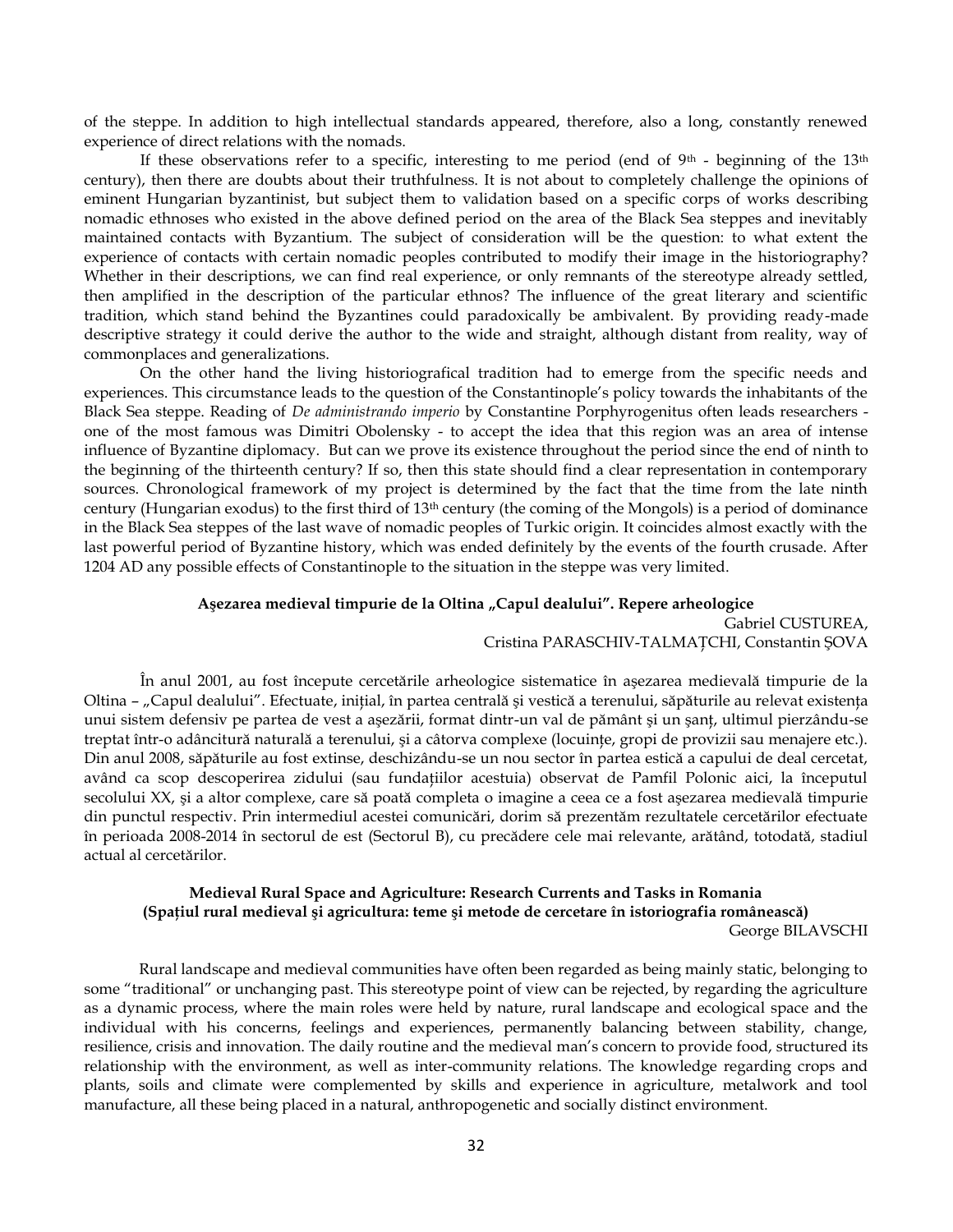of the steppe. In addition to high intellectual standards appeared, therefore, also a long, constantly renewed experience of direct relations with the nomads.

If these observations refer to a specific, interesting to me period (end of 9th - beginning of the 13th century), then there are doubts about their truthfulness. It is not about to completely challenge the opinions of eminent Hungarian byzantinist, but subject them to validation based on a specific corps of works describing nomadic ethnoses who existed in the above defined period on the area of the Black Sea steppes and inevitably maintained contacts with Byzantium. The subject of consideration will be the question: to what extent the experience of contacts with certain nomadic peoples contributed to modify their image in the historiography? Whether in their descriptions, we can find real experience, or only remnants of the stereotype already settled, then amplified in the description of the particular ethnos? The influence of the great literary and scientific tradition, which stand behind the Byzantines could paradoxically be ambivalent. By providing ready-made descriptive strategy it could derive the author to the wide and straight, although distant from reality, way of commonplaces and generalizations.

On the other hand the living historiografical tradition had to emerge from the specific needs and experiences. This circumstance leads to the question of the Constantinople's policy towards the inhabitants of the Black Sea steppe. Reading of *De administrando imperio* by Constantine Porphyrogenitus often leads researchers - one of the most famous was Dimitri Obolensky - to accept the idea that this region was an area of intense influence of Byzantine diplomacy. But can we prove its existence throughout the period since the end of ninth to the beginning of the thirteenth century? If so, then this state should find a clear representation in contemporary sources. Chronological framework of my project is determined by the fact that the time from the late ninth century (Hungarian exodus) to the first third of 13th century (the coming of the Mongols) is a period of dominance in the Black Sea steppes of the last wave of nomadic peoples of Turkic origin. It coincides almost exactly with the last powerful period of Byzantine history, which was ended definitely by the events of the fourth crusade. After 1204 AD any possible effects of Constantinople to the situation in the steppe was very limited.

### Aşezarea medieval timpurie de la Oltina „Capul dealului". Repere arheologice

Gabriel CUSTUREA,
Cristina PARASCHIV-TALMAȚCHI, Constantin ȘOVA

În anul 2001, au fost începute cercetările arheologice sistematice în așezarea medievală timpurie de la Oltina – „Capul dealului". Efectuate, inițial, în partea centrală și vestică a terenului, săpăturile au relevat existența unui sistem defensiv pe partea de vest a așezării, format dintr-un val de pământ și un șanț, ultimul pierzându-se treptat într-o adâncitură naturală a terenului, și a câtorva complexe (locuințe, gropi de provizii sau menajere etc.). Din anul 2008, săpăturile au fost extinse, deschizându-se un nou sector în partea estică a capului de deal cercetat, având ca scop descoperirea zidului (sau fundațiilor acestuia) observat de Pamfil Polonic aici, la începutul secolului XX, și a altor complexe, care să poată completa o imagine a ceea ce a fost așezarea medievală timpurie din punctul respectiv. Prin intermediul acestei comunicări, dorim să prezentăm rezultatele cercetărilor efectuate în perioada 2008-2014 în sectorul de est (Sectorul B), cu precădere cele mai relevante, arătând, totodată, stadiul actual al cercetărilor.

### Medieval Rural Space and Agriculture: Research Currents and Tasks in Romania
### (Spațiul rural medieval şi agricultura: teme şi metode de cercetare în istoriografia românească)

George BILAVSCHI

Rural landscape and medieval communities have often been regarded as being mainly static, belonging to some "traditional" or unchanging past. This stereotype point of view can be rejected, by regarding the agriculture as a dynamic process, where the main roles were held by nature, rural landscape and ecological space and the individual with his concerns, feelings and experiences, permanently balancing between stability, change, resilience, crisis and innovation. The daily routine and the medieval man's concern to provide food, structured its relationship with the environment, as well as inter-community relations. The knowledge regarding crops and plants, soils and climate were complemented by skills and experience in agriculture, metalwork and tool manufacture, all these being placed in a natural, anthropogenetic and socially distinct environment.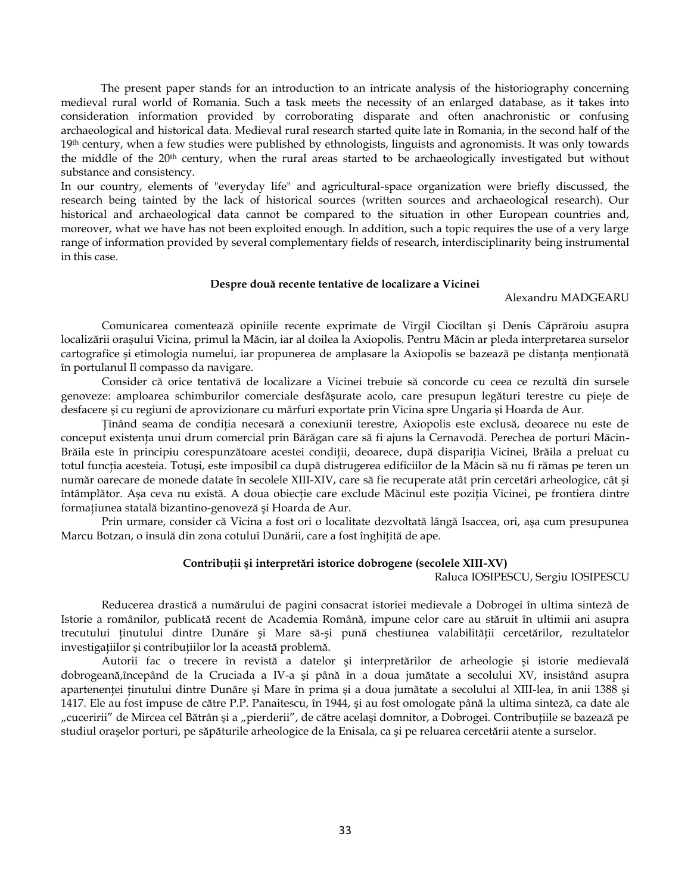The present paper stands for an introduction to an intricate analysis of the historiography concerning medieval rural world of Romania. Such a task meets the necessity of an enlarged database, as it takes into consideration information provided by corroborating disparate and often anachronistic or confusing archaeological and historical data. Medieval rural research started quite late in Romania, in the second half of the 19th century, when a few studies were published by ethnologists, linguists and agronomists. It was only towards the middle of the 20th century, when the rural areas started to be archaeologically investigated but without substance and consistency.

In our country, elements of "everyday life" and agricultural-space organization were briefly discussed, the research being tainted by the lack of historical sources (written sources and archaeological research). Our historical and archaeological data cannot be compared to the situation in other European countries and, moreover, what we have has not been exploited enough. In addition, such a topic requires the use of a very large range of information provided by several complementary fields of research, interdisciplinarity being instrumental in this case.

### Despre două recente tentative de localizare a Vicinei

Alexandru MADGEARU

Comunicarea comentează opiniile recente exprimate de Virgil Ciocîltan şi Denis Căprăroiu asupra localizării oraşului Vicina, primul la Măcin, iar al doilea la Axiopolis. Pentru Măcin ar pleda interpretarea surselor cartografice şi etimologia numelui, iar propunerea de amplasare la Axiopolis se bazează pe distanța menționată în portulanul Il compasso da navigare.

Consider că orice tentativă de localizare a Vicinei trebuie să concorde cu ceea ce rezultă din sursele genoveze: amploarea schimburilor comerciale desfăşurate acolo, care presupun legături terestre cu piețe de desfacere şi cu regiuni de aprovizionare cu mărfuri exportate prin Vicina spre Ungaria şi Hoarda de Aur.

Ținând seama de condiția necesară a conexiunii terestre, Axiopolis este exclusă, deoarece nu este de conceput existența unui drum comercial prin Bărăgan care să fi ajuns la Cernavodă. Perechea de porturi Măcin-Brăila este în principiu corespunzătoare acestei condiții, deoarece, după dispariția Vicinei, Brăila a preluat cu totul funcția acesteia. Totuşi, este imposibil ca după distrugerea edificiilor de la Măcin să nu fi rămas pe teren un număr oarecare de monede datate în secolele XIII-XIV, care să fie recuperate atât prin cercetări arheologice, cât şi întâmplător. Aşa ceva nu există. A doua obiecție care exclude Măcinul este poziția Vicinei, pe frontiera dintre formațiunea statală bizantino-genoveză şi Hoarda de Aur.

Prin urmare, consider că Vicina a fost ori o localitate dezvoltată lângă Isaccea, ori, aşa cum presupunea Marcu Botzan, o insulă din zona cotului Dunării, care a fost înghițită de ape.

### Contribuții şi interpretări istorice dobrogene (secolele XIII-XV)

Raluca IOSIPESCU, Sergiu IOSIPESCU

Reducerea drastică a numărului de pagini consacrat istoriei medievale a Dobrogei în ultima sinteză de Istorie a românilor, publicată recent de Academia Română, impune celor care au stăruit în ultimii ani asupra trecutului ținutului dintre Dunăre şi Mare să-şi pună chestiunea valabilității cercetărilor, rezultatelor investigațiilor şi contribuțiilor lor la această problemă.

Autorii fac o trecere în revistă a datelor şi interpretărilor de arheologie şi istorie medievală dobrogeană,începând de la Cruciada a IV-a şi până în a doua jumătate a secolului XV, insistând asupra apartenenței ținutului dintre Dunăre şi Mare în prima şi a doua jumătate a secolului al XIII-lea, în anii 1388 şi 1417. Ele au fost impuse de către P.P. Panaitescu, în 1944, şi au fost omologate până la ultima sinteză, ca date ale „cuceririi" de Mircea cel Bătrân şi a „pierderii", de către acelaşi domnitor, a Dobrogei. Contribuțiile se bazează pe studiul oraşelor porturi, pe săpăturile arheologice de la Enisala, ca şi pe reluarea cercetării atente a surselor.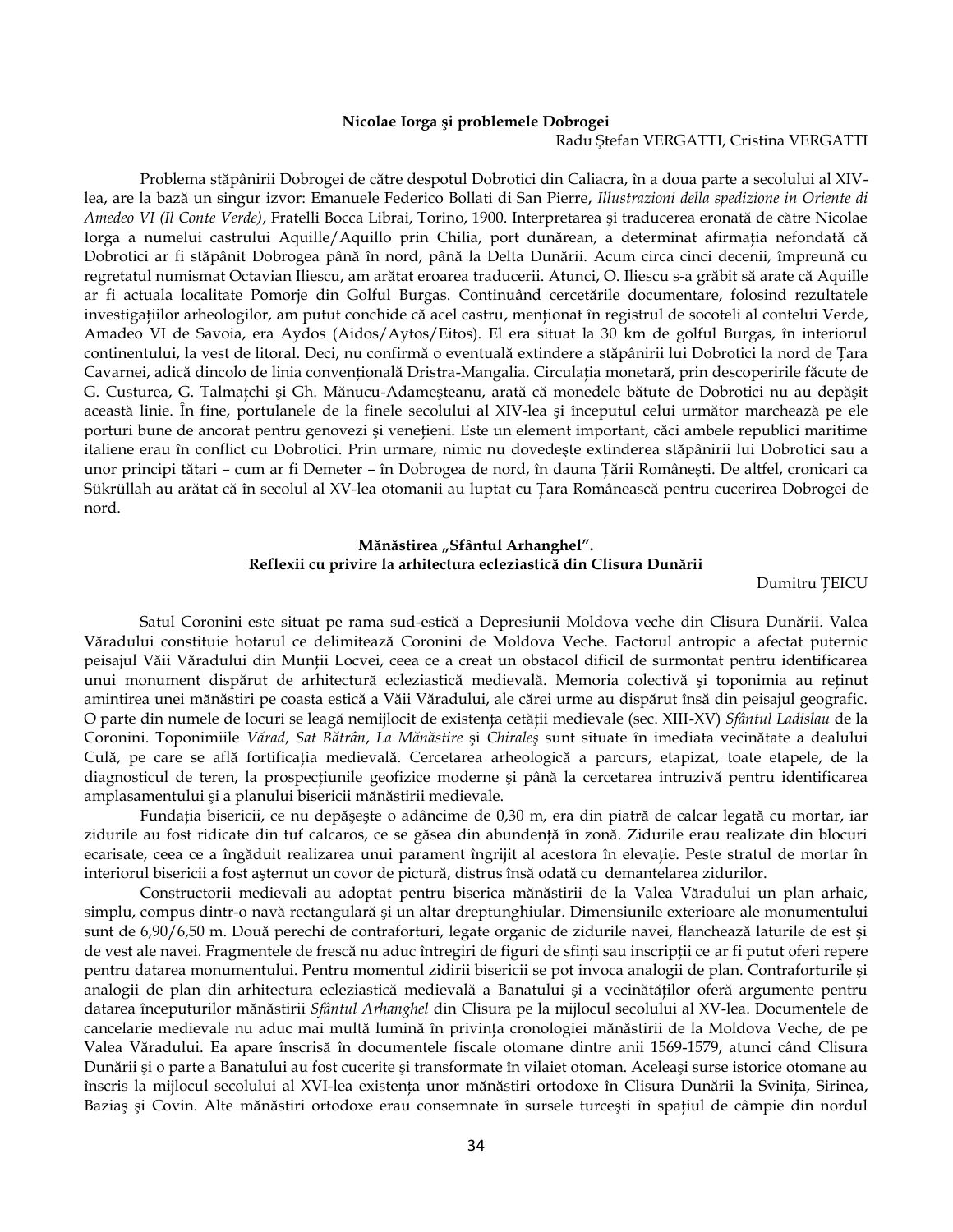**Nicolae Iorga şi problemele Dobrogei**

Radu Ștefan VERGATTI, Cristina VERGATTI

Problema stăpânirii Dobrogei de către despotul Dobrotici din Caliacra, în a doua parte a secolului al XIV-lea, are la bază un singur izvor: Emanuele Federico Bollati di San Pierre, *Illustrazioni della spedizione in Oriente di Amedeo VI (Il Conte Verde)*, Fratelli Bocca Librai, Torino, 1900. Interpretarea şi traducerea eronată de către Nicolae Iorga a numelui castrului Aquille/Aquillo prin Chilia, port dunărean, a determinat afirmația nefondată că Dobrotici ar fi stăpânit Dobrogea până în nord, până la Delta Dunării. Acum circa cinci decenii, împreună cu regretatul numismat Octavian Iliescu, am arătat eroarea traducerii. Atunci, O. Iliescu s-a grăbit să arate că Aquille ar fi actuala localitate Pomorje din Golful Burgas. Continuând cercetările documentare, folosind rezultatele investigațiilor arheologilor, am putut conchide că acel castru, menționat în registrul de socoteli al contelui Verde, Amadeo VI de Savoia, era Aydos (Aidos/Aytos/Eitos). El era situat la 30 km de golful Burgas, în interiorul continentului, la vest de litoral. Deci, nu confirmă o eventuală extindere a stăpânirii lui Dobrotici la nord de Țara Cavarnei, adică dincolo de linia convențională Dristra-Mangalia. Circulația monetară, prin descoperirile făcute de G. Custurea, G. Talmațchi și Gh. Mănucu-Adameșteanu, arată că monedele bătute de Dobrotici nu au depășit această linie. În fine, portulanele de la finele secolului al XIV-lea şi începutul celui următor marchează pe ele porturi bune de ancorat pentru genovezi şi venețieni. Este un element important, căci ambele republici maritime italiene erau în conflict cu Dobrotici. Prin urmare, nimic nu dovedește extinderea stăpânirii lui Dobrotici sau a unor principi tătari – cum ar fi Demeter – în Dobrogea de nord, în dauna Țării Româneşti. De altfel, cronicari ca Sükrüllah au arătat că în secolul al XV-lea otomanii au luptat cu Țara Românească pentru cucerirea Dobrogei de nord.

**Mănăstirea „Sfântul Arhanghel".**
**Reflexii cu privire la arhitectura ecleziastică din Clisura Dunării**

Dumitru ȚEICU

Satul Coronini este situat pe rama sud-estică a Depresiunii Moldova veche din Clisura Dunării. Valea Vărадului constituie hotarul ce delimitează Coronini de Moldova Veche. Factorul antropic a afectat puternic peisajul Văii Văradului din Munții Locvei, ceea ce a creat un obstacol dificil de surmontat pentru identificarea unui monument dispărut de arhitectură ecleziastică medievală. Memoria colectivă şi toponimia au reținut amintirea unei mănăstiri pe coasta estică a Văii Văradului, ale cărei urme au dispărut însă din peisajul geografic. O parte din numele de locuri se leagă nemijlocit de existența cetății medievale (sec. XIII-XV) *Sfântul Ladislau* de la Coronini. Toponimiile *Vărad*, *Sat Bătrân*, *La Mănăstire* şi *Chiraleş* sunt situate în imediata vecinătate a dealului Culă, pe care se află fortificația medievală. Cercetarea arheologică a parcurs, etapizat, toate etapele, de la diagnosticul de teren, la prospecțiunile geofizice moderne şi până la cercetarea intruzivă pentru identificarea amplasamentului şi a planului bisericii mănăstirii medievale.

Fundația bisericii, ce nu depăşeşte o adâncime de 0,30 m, era din piatră de calcar legată cu mortar, iar zidurile au fost ridicate din tuf calcaros, ce se găsea din abundență în zonă. Zidurile erau realizate din blocuri ecarisate, ceea ce a îngăduit realizarea unui parament îngrijit al acestora în elevație. Peste stratul de mortar în interiorul bisericii a fost aşternut un covor de pictură, distrus însă odată cu demantelarea zidurilor.

Constructorii medievali au adoptat pentru biserica mănăstirii de la Valea Văradului un plan arhaic, simplu, compus dintr-o navă rectangulară şi un altar dreptunghiular. Dimensiunile exterioare ale monumentului sunt de 6,90/6,50 m. Două perechi de contraforturi, legate organic de zidurile navei, flanchează laturile de est şi de vest ale navei. Fragmentele de frescă nu aduc întregiri de figuri de sfinți sau inscripții ce ar fi putut oferi repere pentru datarea monumentului. Pentru momentul zidirii bisericii se pot invoca analogii de plan. Contraforturile şi analogii de plan din arhitectura ecleziastică medievală a Banatului şi a vecinătăților oferă argumente pentru datarea începuturilor mănăstirii *Sfântul Arhanghel* din Clisura pe la mijlocul secolului al XV-lea. Documentele de cancelarie medievale nu aduc mai multă lumină în privința cronologiei mănăstirii de la Moldova Veche, de pe Valea Văradului. Ea apare înscrisă în documentele fiscale otomane dintre anii 1569-1579, atunci când Clisura Dunării şi o parte a Banatului au fost cucerite şi transformate în vilaiet otoman. Aceleaşi surse istorice otomane au înscris la mijlocul secolului al XVI-lea existența unor mănăstiri ortodoxe în Clisura Dunării la Svinița, Sirinea, Baziaş şi Covin. Alte mănăstiri ortodoxe erau consemnate în sursele turceşti în spațiul de câmpie din nordul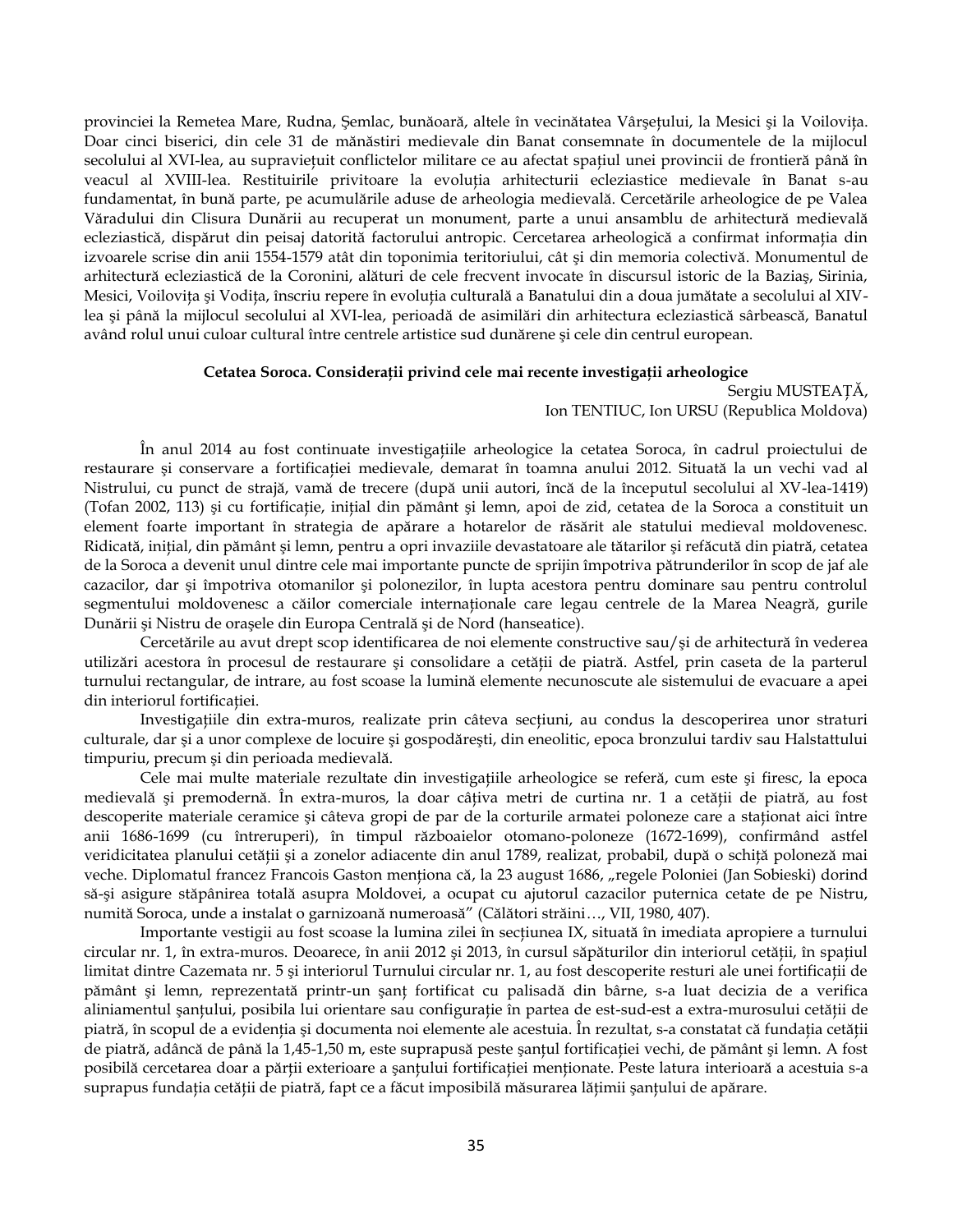provinciei la Remetea Mare, Rudna, Şemlac, bunăoară, altele în vecinătatea Vârşeţului, la Mesici şi la Voiloviţa. Doar cinci biserici, din cele 31 de mănăstiri medievale din Banat consemnate în documentele de la mijlocul secolului al XVI-lea, au supravieţuit conflictelor militare ce au afectat spaţiul unei provincii de frontieră până în veacul al XVIII-lea. Restituirile privitoare la evoluţia arhitecturii ecleziastice medievale în Banat s-au fundamentat, în bună parte, pe acumulările aduse de arheologia medievală. Cercetările arheologice de pe Valea Văradului din Clisura Dunării au recuperat un monument, parte a unui ansamblu de arhitectură medievală ecleziastică, dispărut din peisaj datorită factorului antropic. Cercetarea arheologică a confirmat informaţia din izvoarele scrise din anii 1554-1579 atât din toponimia teritoriului, cât şi din memoria colectivă. Monumentul de arhitectură ecleziastică de la Coronini, alături de cele frecvent invocate în discursul istoric de la Baziaş, Sirinia, Mesici, Voiloviţa şi Vodiţa, înscriu repere în evoluţia culturală a Banatului din a doua jumătate a secolului al XIV-lea şi până la mijlocul secolului al XVI-lea, perioadă de asimilări din arhitectura ecleziastică sârbească, Banatul având rolul unui culoar cultural între centrele artistice sud dunărene şi cele din centrul european.

**Cetatea Soroca. Consideraţii privind cele mai recente investigaţii arheologice**

Sergiu MUSTEAŢĂ,
Ion TENTIUC, Ion URSU (Republica Moldova)

În anul 2014 au fost continuate investigaţiile arheologice la cetatea Soroca, în cadrul proiectului de restaurare şi conservare a fortificaţiei medievale, demarat în toamna anului 2012. Situată la un vechi vad al Nistrului, cu punct de strajă, vamă de trecere (după unii autori, încă de la începutul secolului al XV-lea-1419) (Tofan 2002, 113) şi cu fortificaţie, iniţial din pământ şi lemn, apoi de zid, cetatea de la Soroca a constituit un element foarte important în strategia de apărare a hotarelor de răsărit ale statului medieval moldovenesc. Ridicată, iniţial, din pământ şi lemn, pentru a opri invaziile devastatoare ale tătarilor şi refăcută din piatră, cetatea de la Soroca a devenit unul dintre cele mai importante puncte de sprijin împotriva pătrunderilor în scop de jaf ale cazacilor, dar şi împotriva otomanilor şi polonezilor, în lupta acestora pentru dominare sau pentru controlul segmentului moldovenesc a căilor comerciale internaţionale care legau centrele de la Marea Neagră, gurile Dunării şi Nistru de oraşele din Europa Centrală şi de Nord (hanseatice).

Cercetările au avut drept scop identificarea de noi elemente constructive sau/şi de arhitectură în vederea utilizări acestora în procesul de restaurare şi consolidare a cetăţii de piatră. Astfel, prin caseta de la parterul turnului rectangular, de intrare, au fost scoase la lumină elemente necunoscute ale sistemului de evacuare a apei din interiorul fortificaţiei.

Investigaţiile din extra-muros, realizate prin câteva secţiuni, au condus la descoperirea unor straturi culturale, dar şi a unor complexe de locuire şi gospodăreşti, din eneolitic, epoca bronzului tardiv sau Halstattului timpuriu, precum şi din perioada medievală.

Cele mai multe materiale rezultate din investigaţiile arheologice se referă, cum este şi firesc, la epoca medievală şi premodernă. În extra-muros, la doar câţiva metri de curtina nr. 1 a cetăţii de piatră, au fost descoperite materiale ceramice şi câteva gropi de par de la corturile armatei poloneze care a staţionat aici între anii 1686-1699 (cu întreruperi), în timpul războaielor otomano-poloneze (1672-1699), confirmând astfel veridicitatea planului cetăţii şi a zonelor adiacente din anul 1789, realizat, probabil, după o schiţă poloneză mai veche. Diplomatul francez Francois Gaston menţiona că, la 23 august 1686, „regele Poloniei (Jan Sobieski) dorind să-şi asigure stăpânirea totală asupra Moldovei, a ocupat cu ajutorul cazacilor puternica cetate de pe Nistru, numită Soroca, unde a instalat o garnizoană numeroasă" (Călători străini…, VII, 1980, 407).

Importante vestigii au fost scoase la lumina zilei în secţiunea IX, situată în imediata apropiere a turnului circular nr. 1, în extra-muros. Deoarece, în anii 2012 şi 2013, în cursul săpăturilor din interiorul cetăţii, în spaţiul limitat dintre Cazemata nr. 5 şi interiorul Turnului circular nr. 1, au fost descoperite resturi ale unei fortificaţii de pământ şi lemn, reprezentată printr-un şanţ fortificat cu palisadă din bârne, s-a luat decizia de a verifica aliniamentul şanţului, posibila lui orientare sau configuraţie în partea de est-sud-est a extra-murosului cetăţii de piatră, în scopul de a evidenţia şi documenta noi elemente ale acestuia. În rezultat, s-a constatat că fundaţia cetăţii de piatră, adâncă de până la 1,45-1,50 m, este suprapusă peste şanţul fortificaţiei vechi, de pământ şi lemn. A fost posibilă cercetarea doar a părţii exterioare a şanţului fortificaţiei menţionate. Peste latura interioară a acestuia s-a suprapus fundaţia cetăţii de piatră, fapt ce a făcut imposibilă măsurarea lăţimii şanţului de apărare.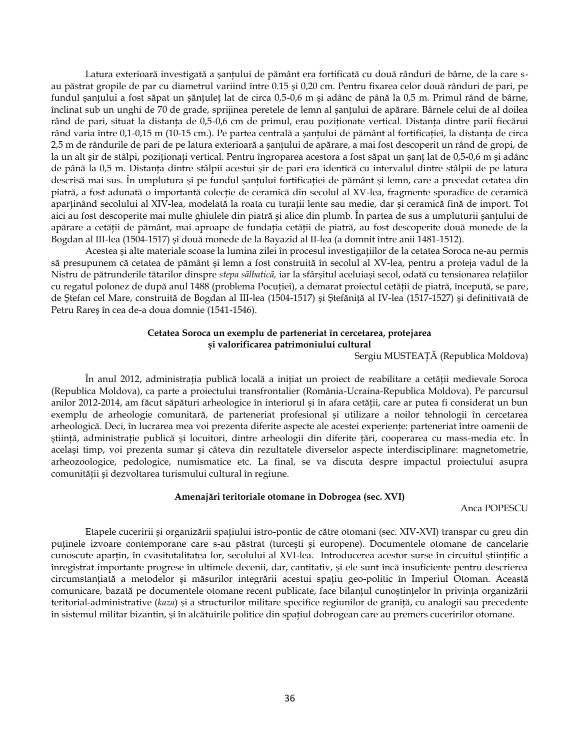Latura exterioară investigată a şanţului de pământ era fortificată cu două rânduri de bârne, de la care s-au păstrat gropile de par cu diametrul variind între 0.15 şi 0,20 cm. Pentru fixarea celor două rânduri de pari, pe fundul şanţului a fost săpat un şănţuleţ lat de circa 0,5-0,6 m şi adânc de până la 0,5 m. Primul rând de bârne, înclinat sub un unghi de 70 de grade, sprijinea peretele de lemn al şanţului de apărare. Bârnele celui de al doilea rând de pari, situat la distanţa de 0,5-0,6 cm de primul, erau poziţionate vertical. Distanţa dintre parii fiecărui rând varia între 0,1-0,15 m (10-15 cm.). Pe partea centrală a şanţului de pământ al fortificaţiei, la distanţa de circa 2,5 m de rândurile de pari de pe latura exterioară a şanţului de apărare, a mai fost descoperit un rând de gropi, de la un alt şir de stâlpi, poziţionaţi vertical. Pentru îngroparea acestora a fost săpat un şanţ lat de 0,5-0,6 m şi adânc de până la 0,5 m. Distanţa dintre stâlpii acestui şir de pari era identică cu intervalul dintre stâlpii de pe latura descrisă mai sus. În umplutura şi pe fundul şanţului fortificaţiei de pământ şi lemn, care a precedat cetatea din piatră, a fost adunată o importantă colecţie de ceramică din secolul al XV-lea, fragmente sporadice de ceramică aparţinând secolului al XIV-lea, modelată la roata cu turaţii lente sau medie, dar şi ceramică fină de import. Tot aici au fost descoperite mai multe ghiulele din piatră şi alice din plumb. În partea de sus a umpluturii şanţului de apărare a cetăţii de pământ, mai aproape de fundaţia cetăţii de piatră, au fost descoperite două monede de la Bogdan al III-lea (1504-1517) şi două monede de la Bayazid al II-lea (a domnit între anii 1481-1512).

Acestea şi alte materiale scoase la lumina zilei în procesul investigaţiilor de la cetatea Soroca ne-au permis să presupunem că cetatea de pământ şi lemn a fost construită în secolul al XV-lea, pentru a proteja vadul de la Nistru de pătrunderile tătarilor dinspre *stepa sălbatică,* iar la sfârşitul aceluiaşi secol, odată cu tensionarea relaţiilor cu regatul polonez de după anul 1488 (problema Pocuţiei), a demarat proiectul cetăţii de piatră, începută, se pare, de Ştefan cel Mare, construită de Bogdan al III-lea (1504-1517) şi Ştefăniţă al IV-lea (1517-1527) şi definitivată de Petru Rareş în cea de-a doua domnie (1541-1546).

### Cetatea Soroca un exemplu de parteneriat în cercetarea, protejarea şi valorificarea patrimoniului cultural

Sergiu MUSTEAŢĂ (Republica Moldova)

În anul 2012, administraţia publică locală a iniţiat un proiect de reabilitare a cetăţii medievale Soroca (Republica Moldova), ca parte a proiectului transfrontalier (România-Ucraina-Republica Moldova). Pe parcursul anilor 2012-2014, am făcut săpături arheologice în interiorul şi în afara cetăţii, care ar putea fi considerat un bun exemplu de arheologie comunitară, de parteneriat profesional şi utilizare a noilor tehnologii în cercetarea arheologică. Deci, în lucrarea mea voi prezenta diferite aspecte ale acestei experienţe: parteneriat între oamenii de ştiinţă, administraţie publică şi locuitori, dintre arheologii din diferite ţări, cooperarea cu mass-media etc. În acelaşi timp, voi prezenta sumar şi câteva din rezultatele diverselor aspecte interdisciplinare: magnetometrie, arheozoologice, pedologice, numismatice etc. La final, se va discuta despre impactul proiectului asupra comunităţii şi dezvoltarea turismului cultural în regiune.

### Amenajări teritoriale otomane în Dobrogea (sec. XVI)

Anca POPESCU

Etapele cuceririi şi organizării spaţiului istro-pontic de către otomani (sec. XIV-XVI) transpar cu greu din puţinele izvoare contemporane care s-au păstrat (turceşti şi europene). Documentele otomane de cancelarie cunoscute aparţin, în cvasitotalitatea lor, secolului al XVI-lea. Introducerea acestor surse în circuitul ştiinţific a înregistrat importante progrese în ultimele decenii, dar, cantitativ, şi ele sunt încă insuficiente pentru descrierea circumstanţiată a metodelor şi măsurilor integrării acestui spaţiu geo-politic în Imperiul Otoman. Această comunicare, bazată pe documentele otomane recent publicate, face bilanţul cunoştinţelor în privinţa organizării teritorial-administrative (*kaza*) şi a structurilor militare specifice regiunilor de graniţă, cu analogii sau precedente în sistemul militar bizantin, şi în alcătuirile politice din spaţiul dobrogean care au premers cuceririlor otomane.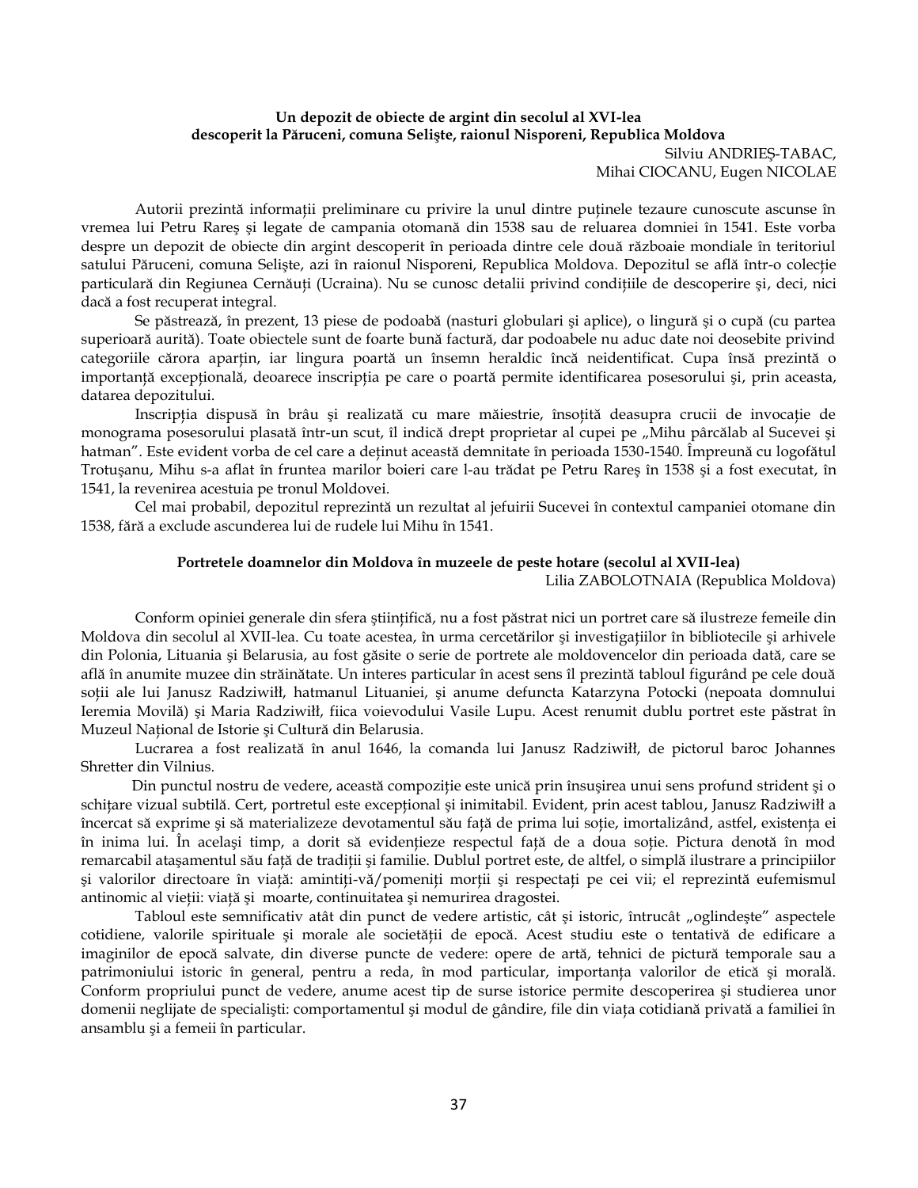### Un depozit de obiecte de argint din secolul al XVI-lea descoperit la Păruceni, comuna Selişte, raionul Nisporeni, Republica Moldova

Silviu ANDRIEŞ-TABAC,
Mihai CIOCANU, Eugen NICOLAE

Autorii prezintă informații preliminare cu privire la unul dintre puținele tezaure cunoscute ascunse în vremea lui Petru Rareş şi legate de campania otomană din 1538 sau de reluarea domniei în 1541. Este vorba despre un depozit de obiecte din argint descoperit în perioada dintre cele două războaie mondiale în teritoriul satului Păruceni, comuna Selişte, azi în raionul Nisporeni, Republica Moldova. Depozitul se află într-o colecție particulară din Regiunea Cernăuți (Ucraina). Nu se cunosc detalii privind condițiile de descoperire şi, deci, nici dacă a fost recuperat integral.

Se păstrează, în prezent, 13 piese de podoabă (nasturi globulari şi aplice), o lingură şi o cupă (cu partea superioară aurită). Toate obiectele sunt de foarte bună factură, dar podoabele nu aduc date noi deosebite privind categoriile cărora aparțin, iar lingura poartă un însemn heraldic încă neidentificat. Cupa însă prezintă o importanță excepțională, deoarece inscripția pe care o poartă permite identificarea posesorului şi, prin aceasta, datarea depozitului.

Inscripția dispusă în brâu şi realizată cu mare măiestrie, însoțită deasupra crucii de invocație de monograma posesorului plasată într-un scut, îl indică drept proprietar al cupei pe „Mihu pârcălab al Sucevei şi hatman". Este evident vorba de cel care a deținut această demnitate în perioada 1530-1540. Împreună cu logofătul Trotuşanu, Mihu s-a aflat în fruntea marilor boieri care l-au trădat pe Petru Rareş în 1538 şi a fost executat, în 1541, la revenirea acestuia pe tronul Moldovei.

Cel mai probabil, depozitul reprezintă un rezultat al jefuirii Sucevei în contextul campaniei otomane din 1538, fără a exclude ascunderea lui de rudele lui Mihu în 1541.

### Portretele doamnelor din Moldova în muzeele de peste hotare (secolul al XVII-lea)

Lilia ZABOLOTNAIA (Republica Moldova)

Conform opiniei generale din sfera ştiințifică, nu a fost păstrat nici un portret care să ilustreze femeile din Moldova din secolul al XVII-lea. Cu toate acestea, în urma cercetărilor şi investigațiilor în bibliotecile şi arhivele din Polonia, Lituania şi Belarusia, au fost găsite o serie de portrete ale moldovencelor din perioada dată, care se află în anumite muzee din străinătate. Un interes particular în acest sens îl prezintă tabloul figurând pe cele două soții ale lui Janusz Radziwiłł, hatmanul Lituaniei, şi anume defuncta Katarzyna Potocki (nepoata domnului Ieremia Movilă) şi Maria Radziwiłł, fiica voievodului Vasile Lupu. Acest renumit dublu portret este păstrat în Muzeul Național de Istorie şi Cultură din Belarusia.

Lucrarea a fost realizată în anul 1646, la comanda lui Janusz Radziwiłł, de pictorul baroc Johannes Shretter din Vilnius.

Din punctul nostru de vedere, această compoziție este unică prin însuşirea unui sens profund strident şi o schițare vizual subtilă. Cert, portretul este excepțional şi inimitabil. Evident, prin acest tablou, Janusz Radziwiłł a încercat să exprime şi să materializeze devotamentul său față de prima lui soție, imortalizând, astfel, existența ei în inima lui. În acelaşi timp, a dorit să evidențieze respectul față de a doua soție. Pictura denotă în mod remarcabil ataşamentul său față de tradiții şi familie. Dublul portret este, de altfel, o simplă ilustrare a principiilor şi valorilor directoare în viață: amintiți-vă/pomeniți morții şi respectați pe cei vii; el reprezintă eufemismul antinomic al vieții: viață şi moarte, continuitatea şi nemurirea dragostei.

Tabloul este semnificativ atât din punct de vedere artistic, cât şi istoric, întrucât „oglindeşte" aspectele cotidiene, valorile spirituale şi morale ale societății de epocă. Acest studiu este o tentativă de edificare a imaginilor de epocă salvate, din diverse puncte de vedere: opere de artă, tehnici de pictură temporale sau a patrimoniului istoric în general, pentru a reda, în mod particular, importanța valorilor de etică şi morală. Conform propriului punct de vedere, anume acest tip de surse istorice permite descoperirea şi studierea unor domenii neglijate de specialişti: comportamentul şi modul de gândire, file din viața cotidiană privată a familiei în ansamblu şi a femeii în particular.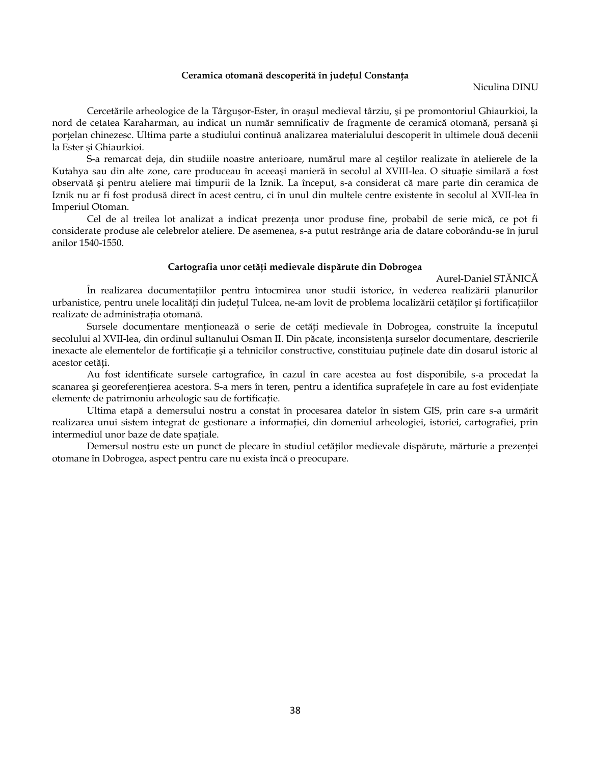### Ceramica otomană descoperită în județul Constanța

Niculina DINU

Cercetările arheologice de la Târgușor-Ester, în orașul medieval târziu, și pe promontoriul Ghiaurkioi, la nord de cetatea Karaharman, au indicat un număr semnificativ de fragmente de ceramică otomană, persană și porțelan chinezesc. Ultima parte a studiului continuă analizarea materialului descoperit în ultimele două decenii la Ester și Ghiaurkioi.

S-a remarcat deja, din studiile noastre anterioare, numărul mare al ceștilor realizate în atelierele de la Kutahya sau din alte zone, care produceau în aceeași manieră în secolul al XVIII-lea. O situație similară a fost observată și pentru ateliere mai timpurii de la Iznik. La început, s-a considerat că mare parte din ceramica de Iznik nu ar fi fost produsă direct în acest centru, ci în unul din multele centre existente în secolul al XVII-lea în Imperiul Otoman.

Cel de al treilea lot analizat a indicat prezența unor produse fine, probabil de serie mică, ce pot fi considerate produse ale celebrelor ateliere. De asemenea, s-a putut restrânge aria de datare coborându-se în jurul anilor 1540-1550.

### Cartografia unor cetăți medievale dispărute din Dobrogea

Aurel-Daniel STĂNICĂ

În realizarea documentațiilor pentru întocmirea unor studii istorice, în vederea realizării planurilor urbanistice, pentru unele localități din județul Tulcea, ne-am lovit de problema localizării cetăților și fortificațiilor realizate de administrația otomană.

Sursele documentare menționează o serie de cetăți medievale în Dobrogea, construite la începutul secolului al XVII-lea, din ordinul sultanului Osman II. Din păcate, inconsistența surselor documentare, descrierile inexacte ale elementelor de fortificație și a tehnicilor constructive, constituiau puținele date din dosarul istoric al acestor cetăți.

Au fost identificate sursele cartografice, în cazul în care acestea au fost disponibile, s-a procedat la scanarea și georeferențierea acestora. S-a mers în teren, pentru a identifica suprafețele în care au fost evidențiate elemente de patrimoniu arheologic sau de fortificație.

Ultima etapă a demersului nostru a constat în procesarea datelor în sistem GIS, prin care s-a urmărit realizarea unui sistem integrat de gestionare a informației, din domeniul arheologiei, istoriei, cartografiei, prin intermediul unor baze de date spațiale.

Demersul nostru este un punct de plecare în studiul cetăților medievale dispărute, mărturie a prezenței otomane în Dobrogea, aspect pentru care nu exista încă o preocupare.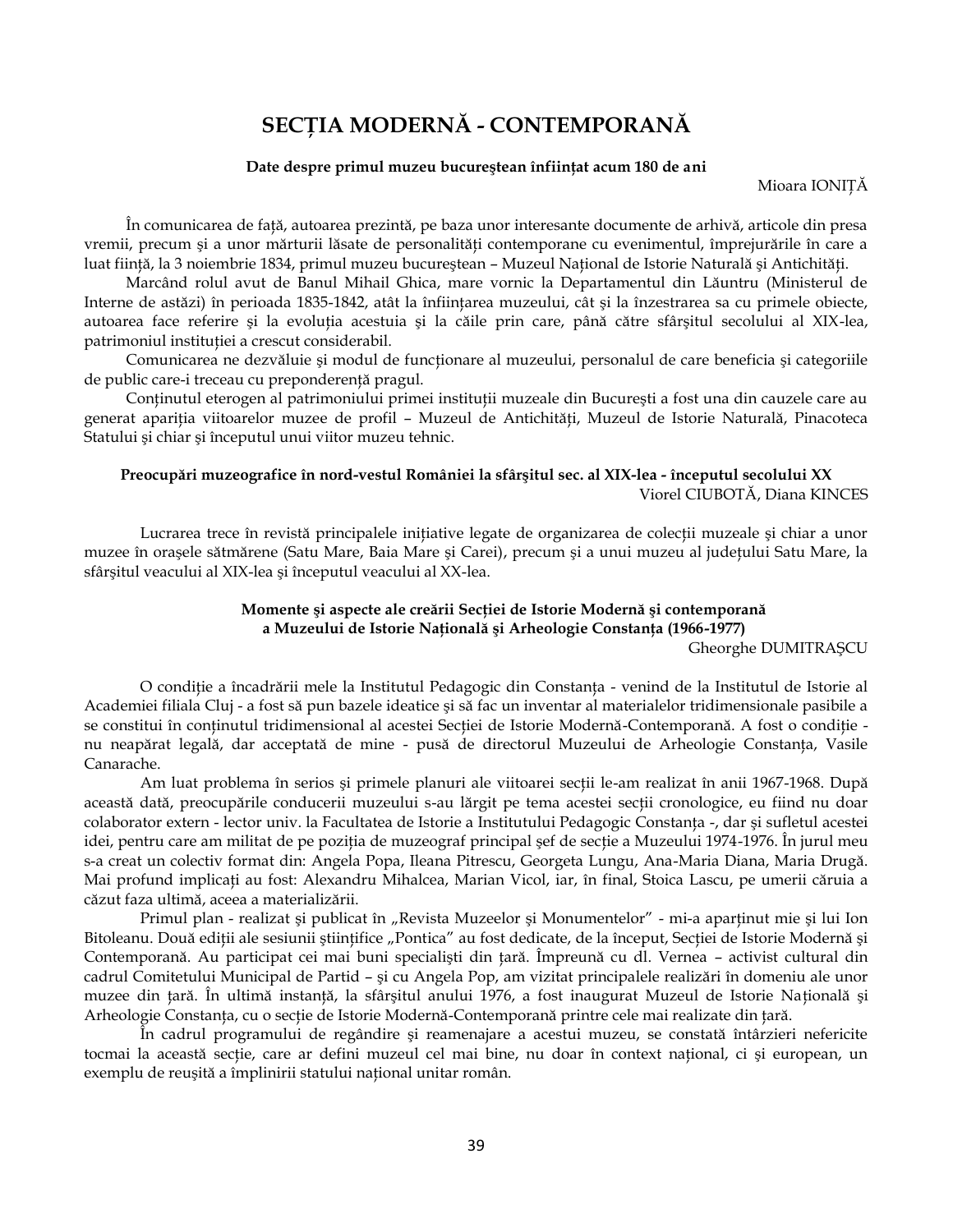# SECȚIA MODERNĂ - CONTEMPORANĂ

### Date despre primul muzeu bucureştean înființat acum 180 de ani

Mioara IONIȚĂ

În comunicarea de față, autoarea prezintă, pe baza unor interesante documente de arhivă, articole din presa vremii, precum şi a unor mărturii lăsate de personalități contemporane cu evenimentul, împrejurările în care a luat ființă, la 3 noiembrie 1834, primul muzeu bucureştean – Muzeul Național de Istorie Naturală şi Antichități.

Marcând rolul avut de Banul Mihail Ghica, mare vornic la Departamentul din Lăuntru (Ministerul de Interne de astăzi) în perioada 1835-1842, atât la înființarea muzeului, cât şi la înzestrarea sa cu primele obiecte, autoarea face referire şi la evoluția acestuia şi la căile prin care, până către sfârşitul secolului al XIX-lea, patrimoniul instituției a crescut considerabil.

Comunicarea ne dezvăluie şi modul de funcționare al muzeului, personalul de care beneficia şi categoriile de public care-i treceau cu preponderență pragul.

Conținutul eterogen al patrimoniului primei instituții muzeale din Bucureşti a fost una din cauzele care au generat apariția viitoarelor muzee de profil – Muzeul de Antichități, Muzeul de Istorie Naturală, Pinacoteca Statului şi chiar şi începutul unui viitor muzeu tehnic.

### Preocupări muzeografice în nord-vestul României la sfârşitul sec. al XIX-lea - începutul secolului XX

Viorel CIUBOTĂ, Diana KINCES

Lucrarea trece în revistă principalele inițiative legate de organizarea de colecții muzeale şi chiar a unor muzee în oraşele sătmărene (Satu Mare, Baia Mare şi Carei), precum şi a unui muzeu al județului Satu Mare, la sfârşitul veacului al XIX-lea şi începutul veacului al XX-lea.

### Momente şi aspecte ale creării Secției de Istorie Modernă şi contemporană a Muzeului de Istorie Națională şi Arheologie Constanța (1966-1977)

Gheorghe DUMITRAŞCU

O condiție a încadrării mele la Institutul Pedagogic din Constanța - venind de la Institutul de Istorie al Academiei filiala Cluj - a fost să pun bazele ideatice şi să fac un inventar al materialelor tridimensionale pasibile a se constitui în conținutul tridimensional al acestei Secției de Istorie Modernă-Contemporană. A fost o condiție - nu neapărat legală, dar acceptată de mine - pusă de directorul Muzeului de Arheologie Constanța, Vasile Canarache.

Am luat problema în serios şi primele planuri ale viitoarei secții le-am realizat în anii 1967-1968. După această dată, preocupările conducerii muzeului s-au lărgit pe tema acestei secții cronologice, eu fiind nu doar colaborator extern - lector univ. la Facultatea de Istorie a Institutului Pedagogic Constanța -, dar şi sufletul acestei idei, pentru care am militat de pe poziția de muzeograf principal şef de secție a Muzeului 1974-1976. În jurul meu s-a creat un colectiv format din: Angela Popa, Ileana Pitrescu, Georgeta Lungu, Ana-Maria Diana, Maria Drugă. Mai profund implicați au fost: Alexandru Mihalcea, Marian Vicol, iar, în final, Stoica Lascu, pe umerii căruia a căzut faza ultimă, aceea a materializării.

Primul plan - realizat şi publicat în „Revista Muzeelor şi Monumentelor" - mi-a aparținut mie şi lui Ion Bitoleanu. Două ediții ale sesiunii ştiințifice „Pontica" au fost dedicate, de la început, Secției de Istorie Modernă şi Contemporană. Au participat cei mai buni specialişti din țară. Împreună cu dl. Vernea – activist cultural din cadrul Comitetului Municipal de Partid – şi cu Angela Pop, am vizitat principalele realizări în domeniu ale unor muzee din țară. În ultimă instanță, la sfârşitul anului 1976, a fost inaugurat Muzeul de Istorie Națională şi Arheologie Constanța, cu o secție de Istorie Modernă-Contemporană printre cele mai realizate din țară.

În cadrul programului de regândire şi reamenajare a acestui muzeu, se constată întârzieri nefericite tocmai la această secție, care ar defini muzeul cel mai bine, nu doar în context național, ci şi european, un exemplu de reuşită a împlinirii statului național unitar român.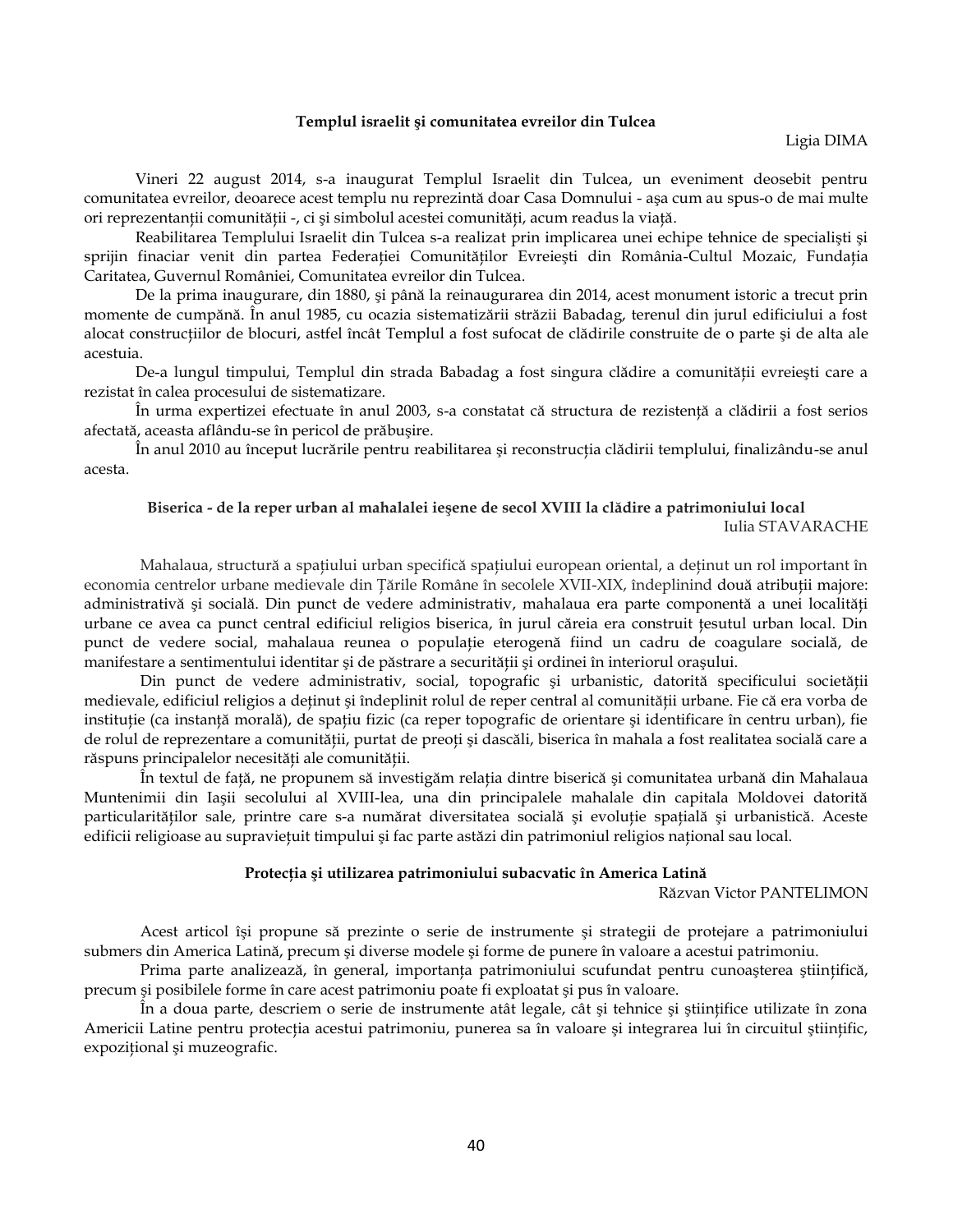### Templul israelit şi comunitatea evreilor din Tulcea

Ligia DIMA

Vineri 22 august 2014, s-a inaugurat Templul Israelit din Tulcea, un eveniment deosebit pentru comunitatea evreilor, deoarece acest templu nu reprezintă doar Casa Domnului - aşa cum au spus-o de mai multe ori reprezentanţii comunităţii -, ci şi simbolul acestei comunităţi, acum readus la viaţă.

Reabilitarea Templului Israelit din Tulcea s-a realizat prin implicarea unei echipe tehnice de specialişti şi sprijin finaciar venit din partea Federaţiei Comunităţilor Evreieşti din România-Cultul Mozaic, Fundaţia Caritatea, Guvernul României, Comunitatea evreilor din Tulcea.

De la prima inaugurare, din 1880, şi până la reinaugurarea din 2014, acest monument istoric a trecut prin momente de cumpănă. În anul 1985, cu ocazia sistematizării străzii Babadag, terenul din jurul edificiului a fost alocat construcţiilor de blocuri, astfel încât Templul a fost sufocat de clădirile construite de o parte şi de alta ale acestuia.

De-a lungul timpului, Templul din strada Babadag a fost singura clădire a comunităţii evreieşti care a rezistat în calea procesului de sistematizare.

În urma expertizei efectuate în anul 2003, s-a constatat că structura de rezistenţă a clădirii a fost serios afectată, aceasta aflându-se în pericol de prăbuşire.

În anul 2010 au început lucrările pentru reabilitarea şi reconstrucţia clădirii templului, finalizându-se anul acesta.

### Biserica - de la reper urban al mahalalei ieşene de secol XVIII la clădire a patrimoniului local

Iulia STAVARACHE

Mahalaua, structură a spaţiului urban specifică spaţiului european oriental, a deţinut un rol important în economia centrelor urbane medievale din Ţările Române în secolele XVII-XIX, îndeplinind două atribuţii majore: administrativă şi socială. Din punct de vedere administrativ, mahalaua era parte componentă a unei localităţi urbane ce avea ca punct central edificiul religios biserica, în jurul căreia era construit ţesutul urban local. Din punct de vedere social, mahalaua reunea o populaţie eterogenă fiind un cadru de coagulare socială, de manifestare a sentimentului identitar şi de păstrare a securităţii şi ordinei în interiorul oraşului.

Din punct de vedere administrativ, social, topografic şi urbanistic, datorită specificului societăţii medievale, edificiul religios a deţinut şi îndeplinit rolul de reper central al comunităţii urbane. Fie că era vorba de instituţie (ca instanţă morală), de spaţiu fizic (ca reper topografic de orientare şi identificare în centru urban), fie de rolul de reprezentare a comunităţii, purtat de preoţi şi dascăli, biserica în mahala a fost realitatea socială care a răspuns principalelor necesităţi ale comunităţii.

În textul de faţă, ne propunem să investigăm relaţia dintre biserică şi comunitatea urbană din Mahalaua Muntenimii din Iaşii secolului al XVIII-lea, una din principalele mahalale din capitala Moldovei datorită particularităţilor sale, printre care s-a numărat diversitatea socială şi evoluţie spaţială şi urbanistică. Aceste edificii religioase au supravieţuit timpului şi fac parte astăzi din patrimoniul religios naţional sau local.

### Protecţia şi utilizarea patrimoniului subacvatic în America Latină

Răzvan Victor PANTELIMON

Acest articol îşi propune să prezinte o serie de instrumente şi strategii de protejare a patrimoniului submers din America Latină, precum şi diverse modele şi forme de punere în valoare a acestui patrimoniu.

Prima parte analizează, în general, importanţa patrimoniului scufundat pentru cunoaşterea ştiinţifică, precum şi posibilele forme în care acest patrimoniu poate fi exploatat şi pus în valoare.

În a doua parte, descriem o serie de instrumente atât legale, cât şi tehnice şi ştiinţifice utilizate în zona Americii Latine pentru protecţia acestui patrimoniu, punerea sa în valoare şi integrarea lui în circuitul ştiinţific, expoziţional şi muzeografic.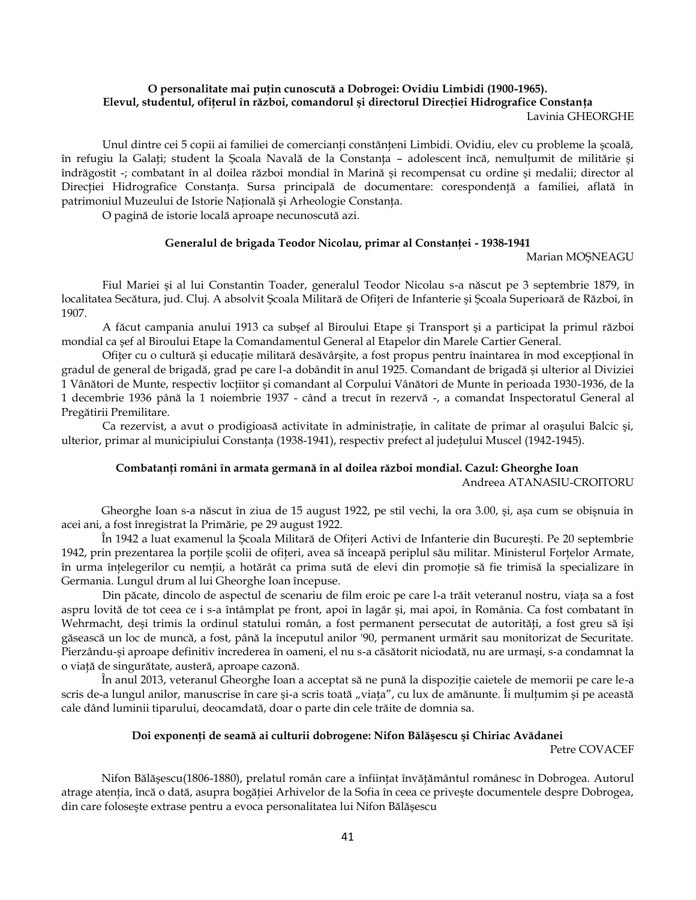**O personalitate mai puțin cunoscută a Dobrogei: Ovidiu Limbidi (1900-1965). Elevul, studentul, ofițerul în război, comandorul și directorul Direcției Hidrografice Constanța**

Lavinia GHEORGHE

Unul dintre cei 5 copii ai familiei de comercianți constănțeni Limbidi. Ovidiu, elev cu probleme la școală, în refugiu la Galați; student la Școala Navală de la Constanța – adolescent încă, nemulțumit de militărie și îndrăgostit -; combatant în al doilea război mondial în Marină și recompensat cu ordine și medalii; director al Direcției Hidrografice Constanța. Sursa principală de documentare: corespondență a familiei, aflată în patrimoniul Muzeului de Istorie Națională și Arheologie Constanța.

O pagină de istorie locală aproape necunoscută azi.

**Generalul de brigada Teodor Nicolau, primar al Constanței - 1938-1941**

Marian MOȘNEAGU

Fiul Mariei și al lui Constantin Toader, generalul Teodor Nicolau s-a născut pe 3 septembrie 1879, în localitatea Secătura, jud. Cluj. A absolvit Școala Militară de Ofițeri de Infanterie și Școala Superioară de Război, în 1907.

A făcut campania anului 1913 ca subșef al Biroului Etape și Transport și a participat la primul război mondial ca șef al Biroului Etape la Comandamentul General al Etapelor din Marele Cartier General.

Ofițer cu o cultură și educație militară desăvârșite, a fost propus pentru înaintarea în mod excepțional în gradul de general de brigadă, grad pe care l-a dobândit în anul 1925. Comandant de brigadă și ulterior al Diviziei 1 Vânători de Munte, respectiv locțiitor și comandant al Corpului Vânători de Munte în perioada 1930-1936, de la 1 decembrie 1936 până la 1 noiembrie 1937 - când a trecut în rezervă -, a comandat Inspectoratul General al Pregătirii Premilitare.

Ca rezervist, a avut o prodigioasă activitate în administrație, în calitate de primar al orașului Balcic și, ulterior, primar al municipiului Constanța (1938-1941), respectiv prefect al județului Muscel (1942-1945).

**Combatanți români în armata germană în al doilea război mondial. Cazul: Gheorghe Ioan**

Andreea ATANASIU-CROITORU

Gheorghe Ioan s-a născut în ziua de 15 august 1922, pe stil vechi, la ora 3.00, și, așa cum se obișnuia în acei ani, a fost înregistrat la Primărie, pe 29 august 1922.

În 1942 a luat examenul la Școala Militară de Ofițeri Activi de Infanterie din București. Pe 20 septembrie 1942, prin prezentarea la porțile școlii de ofițeri, avea să înceapă periplul său militar. Ministerul Forțelor Armate, în urma înțelegerilor cu nemții, a hotărât ca prima sută de elevi din promoție să fie trimisă la specializare în Germania. Lungul drum al lui Gheorghe Ioan începuse.

Din păcate, dincolo de aspectul de scenariu de film eroic pe care l-a trăit veteranul nostru, viața sa a fost aspru lovită de tot ceea ce i s-a întâmplat pe front, apoi în lagăr și, mai apoi, în România. Ca fost combatant în Wehrmacht, deși trimis la ordinul statului român, a fost permanent persecutat de autorități, a fost greu să își găsească un loc de muncă, a fost, până la începutul anilor '90, permanent urmărit sau monitorizat de Securitate. Pierzându-și aproape definitiv încrederea în oameni, el nu s-a căsătorit niciodată, nu are urmași, s-a condamnat la o viață de singurătate, austeră, aproape cazonă.

În anul 2013, veteranul Gheorghe Ioan a acceptat să ne pună la dispoziție caietele de memorii pe care le-a scris de-a lungul anilor, manuscrise în care și-a scris toată „viața", cu lux de amănunte. Îi mulțumim și pe această cale dând luminii tiparului, deocamdată, doar o parte din cele trăite de domnia sa.

**Doi exponenți de seamă ai culturii dobrogene: Nifon Bălășescu și Chiriac Avădanei**

Petre COVACEF

Nifon Bălășescu(1806-1880), prelatul român care a înființat învățământul românesc în Dobrogea. Autorul atrage atenția, încă o dată, asupra bogăției Arhivelor de la Sofia în ceea ce privește documentele despre Dobrogea, din care folosește extrase pentru a evoca personalitatea lui Nifon Bălășescu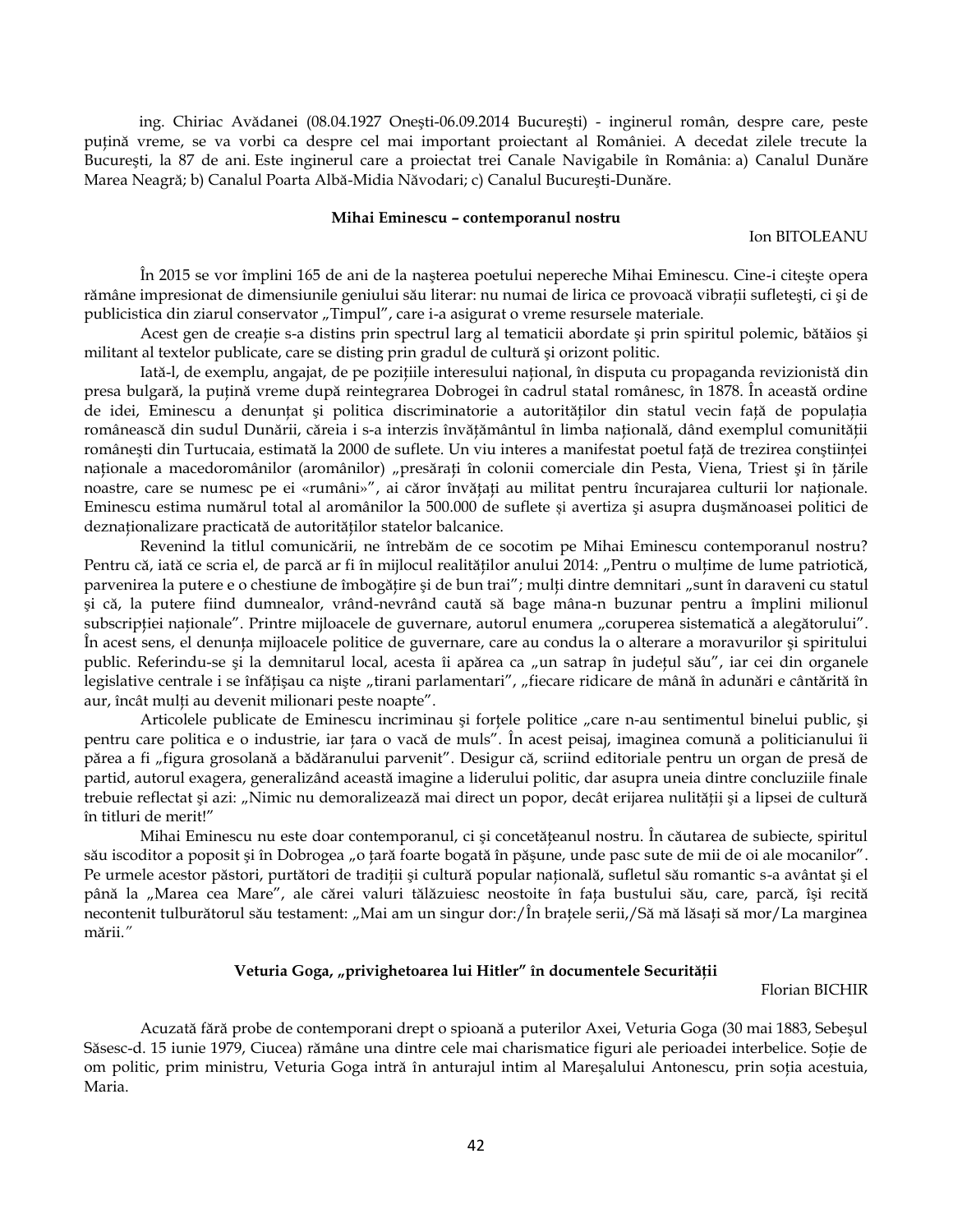ing. Chiriac Avădanei (08.04.1927 Oneşti-06.09.2014 Bucureşti) - inginerul român, despre care, peste puţină vreme, se va vorbi ca despre cel mai important proiectant al României. A decedat zilele trecute la Bucureşti, la 87 de ani. Este inginerul care a proiectat trei Canale Navigabile în România: a) Canalul Dunăre Marea Neagră; b) Canalul Poarta Albă-Midia Năvodari; c) Canalul Bucureşti-Dunăre.

### Mihai Eminescu – contemporanul nostru

Ion BITOLEANU

În 2015 se vor împlini 165 de ani de la naşterea poetului nepereche Mihai Eminescu. Cine-i citeşte opera rămâne impresionat de dimensiunile geniului său literar: nu numai de lirica ce provoacă vibraţii sufleteşti, ci şi de publicistica din ziarul conservator „Timpul", care i-a asigurat o vreme resursele materiale.

Acest gen de creaţie s-a distins prin spectrul larg al tematicii abordate şi prin spiritul polemic, bătăios şi militant al textelor publicate, care se disting prin gradul de cultură şi orizont politic.

Iată-l, de exemplu, angajat, de pe poziţiile interesului naţional, în disputa cu propaganda revizionistă din presa bulgară, la puţină vreme după reintegrarea Dobrogei în cadrul statal românesc, în 1878. În această ordine de idei, Eminescu a denunţat şi politica discriminatorie a autorităţilor din statul vecin faţă de populaţia românească din sudul Dunării, căreia i s-a interzis învăţământul în limba naţională, dând exemplul comunităţii româneşti din Turtucaia, estimată la 2000 de suflete. Un viu interes a manifestat poetul faţă de trezirea conştiinţei naţionale a macedoromânilor (aromânilor) „presăraţi în colonii comerciale din Pesta, Viena, Triest şi în ţările noastre, care se numesc pe ei «rumâni»", ai căror învăţaţi au militat pentru încurajarea culturii lor naţionale. Eminescu estima numărul total al aromânilor la 500.000 de suflete şi avertiza şi asupra duşmănoasei politici de deznaţionalizare practicată de autorităţilor statelor balcanice.

Revenind la titlul comunicării, ne întrebăm de ce socotim pe Mihai Eminescu contemporanul nostru? Pentru că, iată ce scria el, de parcă ar fi în mijlocul realităţilor anului 2014: „Pentru o mulţime de lume patriotică, parvenirea la putere e o chestiune de îmbogăţire şi de bun trai"; mulţi dintre demnitari „sunt în daraveni cu statul şi că, la putere fiind dumnealor, vrând-nevrând caută să bage mâna-n buzunar pentru a împlini milionul subscripţiei naţionale". Printre mijloacele de guvernare, autorul enumera „coruperea sistematică a alegătorului". În acest sens, el denunţa mijloacele politice de guvernare, care au condus la o alterare a moravurilor şi spiritului public. Referindu-se şi la demnitarul local, acesta îi apărea ca „un satrap în judeţul său", iar cei din organele legislative centrale i se înfăţişau ca nişte „tirani parlamentari", „fiecare ridicare de mână în adunări e cântărită în aur, încât mulţi au devenit milionari peste noapte".

Articolele publicate de Eminescu incriminau şi forţele politice „care n-au sentimentul binelui public, şi pentru care politica e o industrie, iar ţara o vacă de muls". În acest peisaj, imaginea comună a politicianului îi părea a fi „figura grosolană a bădăranului parvenit". Desigur că, scriind editoriale pentru un organ de presă de partid, autorul exagera, generalizând această imagine a liderului politic, dar asupra uneia dintre concluziile finale trebuie reflectat şi azi: „Nimic nu demoralizează mai direct un popor, decât erijarea nulităţii şi a lipsei de cultură în titluri de merit!"

Mihai Eminescu nu este doar contemporanul, ci şi concetăţeanul nostru. În căutarea de subiecte, spiritul său iscoditor a poposit şi în Dobrogea „o ţară foarte bogată în păşune, unde pasc sute de mii de oi ale mocanilor". Pe urmele acestor păstori, purtători de tradiţii şi cultură popular naţională, sufletul său romantic s-a avântat şi el până la „Marea cea Mare", ale cărei valuri tălăzuiesc neostoite în faţa bustului său, care, parcă, îşi recită necontenit tulburătorul său testament: „Mai am un singur dor:/În braţele serii,/Să mă lăsaţi să mor/La marginea mării."

### Veturia Goga, „privighetoarea lui Hitler" în documentele Securităţii

Florian BICHIR

Acuzată fără probe de contemporani drept o spioană a puterilor Axei, Veturia Goga (30 mai 1883, Sebeşul Săsesc-d. 15 iunie 1979, Ciucea) rămâne una dintre cele mai charismatice figuri ale perioadei interbelice. Soţie de om politic, prim ministru, Veturia Goga intră în anturajul intim al Mareşalului Antonescu, prin soţia acestuia, Maria.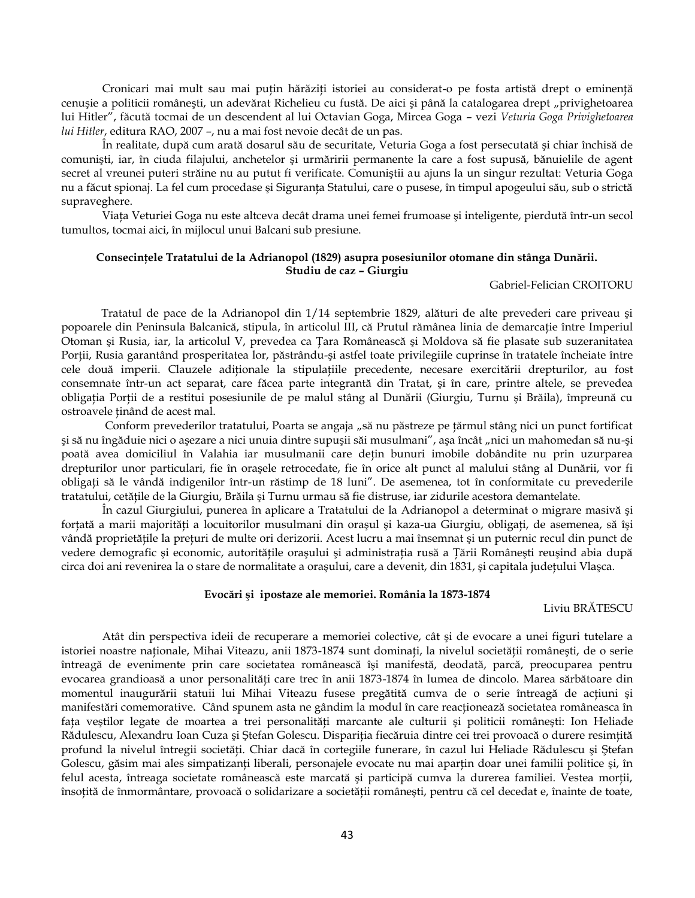Cronicari mai mult sau mai puțin hărăziți istoriei au considerat-o pe fosta artistă drept o eminență cenușie a politicii românești, un adevărat Richelieu cu fustă. De aici și până la catalogarea drept „privighetoarea lui Hitler", făcută tocmai de un descendent al lui Octavian Goga, Mircea Goga – vezi *Veturia Goga Privighetoarea lui Hitler*, editura RAO, 2007 –, nu a mai fost nevoie decât de un pas.

În realitate, după cum arată dosarul său de securitate, Veturia Goga a fost persecutată și chiar închisă de comuniști, iar, în ciuda filajului, anchetelor și urmăririi permanente la care a fost supusă, bănuielile de agent secret al vreunei puteri străine nu au putut fi verificate. Comuniștii au ajuns la un singur rezultat: Veturia Goga nu a făcut spionaj. La fel cum procedase și Siguranța Statului, care o pusese, în timpul apogeului său, sub o strictă supraveghere.

Viața Veturiei Goga nu este altceva decât drama unei femei frumoase și inteligente, pierdută într-un secol tumultos, tocmai aici, în mijlocul unui Balcani sub presiune.

**Consecințele Tratatului de la Adrianopol (1829) asupra posesiunilor otomane din stânga Dunării. Studiu de caz – Giurgiu**

Gabriel-Felician CROITORU

Tratatul de pace de la Adrianopol din 1/14 septembrie 1829, alături de alte prevederi care priveau și popoarele din Peninsula Balcanică, stipula, în articolul III, că Prutul rămânea linia de demarcație între Imperiul Otoman și Rusia, iar, la articolul V, prevedea ca Țara Românească și Moldova să fie plasate sub suzeranitatea Porții, Rusia garantând prosperitatea lor, păstrându-și astfel toate privilegiile cuprinse în tratatele încheiate între cele două imperii. Clauzele adiționale la stipulațiile precedente, necesare exercitării drepturilor, au fost consemnate într-un act separat, care făcea parte integrantă din Tratat, și în care, printre altele, se prevedea obligația Porții de a restitui posesiunile de pe malul stâng al Dunării (Giurgiu, Turnu și Brăila), împreună cu ostroavele ținând de acest mal.

Conform prevederilor tratatului, Poarta se angaja „să nu păstreze pe țărmul stâng nici un punct fortificat și să nu îngăduie nici o așezare a nici unuia dintre supușii săi musulmani", așa încât „nici un mahomedan să nu-și poată avea domiciliul în Valahia iar musulmanii care dețin bunuri imobile dobândite nu prin uzurparea drepturilor unor particulari, fie în orașele retrocedate, fie în orice alt punct al malului stâng al Dunării, vor fi obligați să le vândă indigenilor într-un răstimp de 18 luni". De asemenea, tot în conformitate cu prevederile tratatului, cetățile de la Giurgiu, Brăila și Turnu urmau să fie distruse, iar zidurile acestora demantelate.

În cazul Giurgiului, punerea în aplicare a Tratatului de la Adrianopol a determinat o migrare masivă și forțată a marii majorități a locuitorilor musulmani din orașul și kaza-ua Giurgiu, obligați, de asemenea, să își vândă proprietățile la prețuri de multe ori derizorii. Acest lucru a mai însemnat și un puternic recul din punct de vedere demografic și economic, autoritățile orașului și administrația rusă a Țării Românești reușind abia după circa doi ani revenirea la o stare de normalitate a orașului, care a devenit, din 1831, și capitala județului Vlașca.

**Evocări și ipostaze ale memoriei. România la 1873-1874**

Liviu BRĂTESCU

Atât din perspectiva ideii de recuperare a memoriei colective, cât și de evocare a unei figuri tutelare a istoriei noastre naționale, Mihai Viteazu, anii 1873-1874 sunt dominați, la nivelul societății românești, de o serie întreagă de evenimente prin care societatea românească își manifestă, deodată, parcă, preocuparea pentru evocarea grandioasă a unor personalități care trec în anii 1873-1874 în lumea de dincolo. Marea sărbătoare din momentul inaugurării statuii lui Mihai Viteazu fusese pregătită cumva de o serie întreagă de acțiuni și manifestări comemorative. Când spunem asta ne gândim la modul în care reacționează societatea românească în fața veștilor legate de moartea a trei personalități marcante ale culturii și politicii românești: Ion Heliade Rădulescu, Alexandru Ioan Cuza și Ștefan Golescu. Dispariția fiecăruia dintre cei trei provoacă o durere resimțită profund la nivelul întregii societăți. Chiar dacă în cortegiile funerare, în cazul lui Heliade Rădulescu și Ștefan Golescu, găsim mai ales simpatizanți liberali, personajele evocate nu mai aparțin doar unei familii politice și, în felul acesta, întreaga societate românească este marcată și participă cumva la durerea familiei. Vestea morții, însoțită de înmormântare, provoacă o solidarizare a societății românești, pentru că cel decedat e, înainte de toate,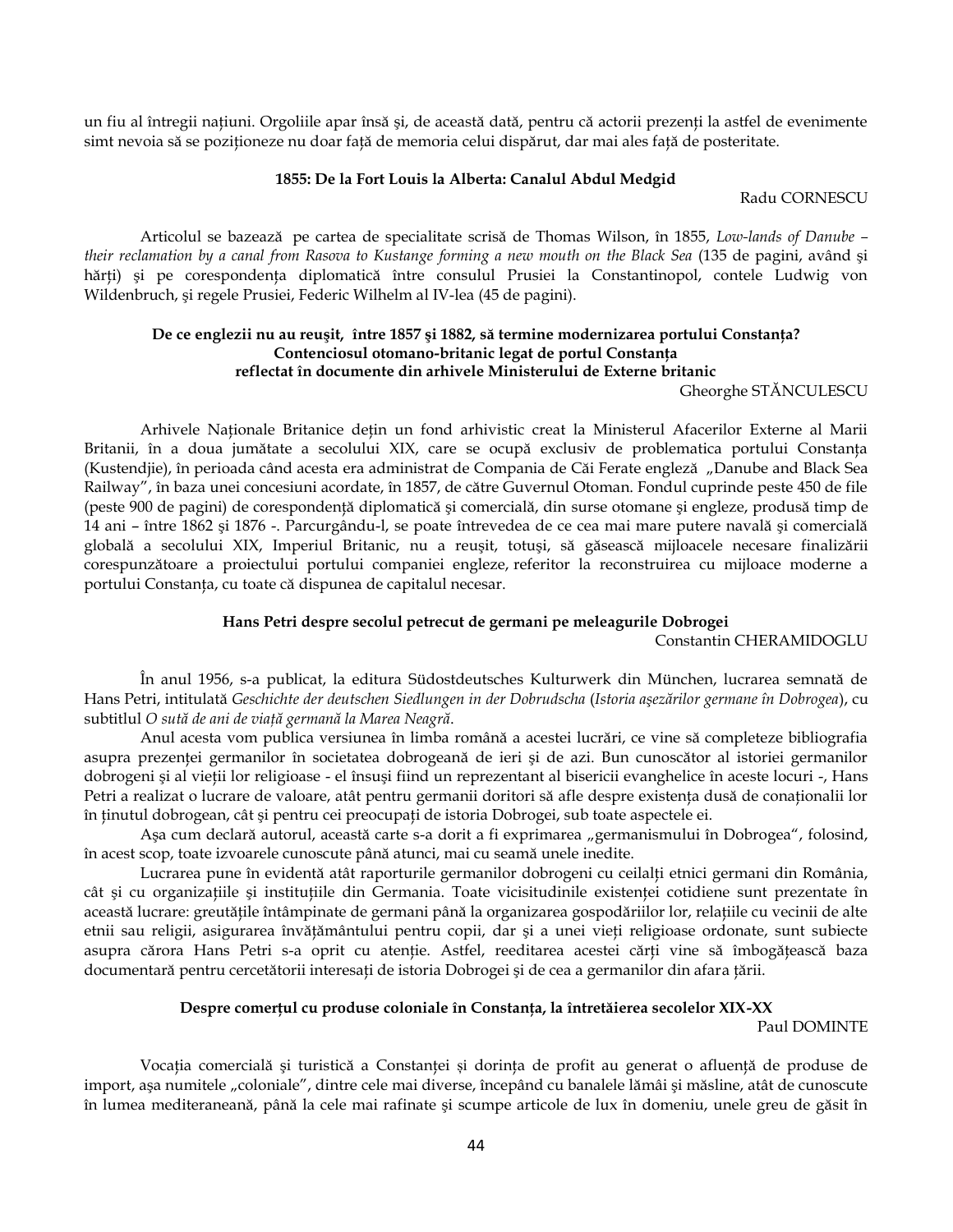un fiu al întregii națiuni. Orgoliile apar însă și, de această dată, pentru că actorii prezenți la astfel de evenimente simt nevoia să se poziționeze nu doar față de memoria celui dispărut, dar mai ales față de posteritate.

### 1855: De la Fort Louis la Alberta: Canalul Abdul Medgid

Radu CORNESCU

Articolul se bazează pe cartea de specialitate scrisă de Thomas Wilson, în 1855, *Low-lands of Danube – their reclamation by a canal from Rasova to Kustange forming a new mouth on the Black Sea* (135 de pagini, având și hărți) și pe corespondența diplomatică între consulul Prusiei la Constantinopol, contele Ludwig von Wildenbruch, și regele Prusiei, Federic Wilhelm al IV-lea (45 de pagini).

### De ce englezii nu au reușit, între 1857 și 1882, să termine modernizarea portului Constanța? Contenciosul otomano-britanic legat de portul Constanța reflectat în documente din arhivele Ministerului de Externe britanic

Gheorghe STĂNCULESCU

Arhivele Naționale Britanice dețin un fond arhivistic creat la Ministerul Afacerilor Externe al Marii Britanii, în a doua jumătate a secolului XIX, care se ocupă exclusiv de problematica portului Constanța (Kustendjie), în perioada când acesta era administrat de Compania de Căi Ferate engleză „Danube and Black Sea Railway”, în baza unei concesiuni acordate, în 1857, de către Guvernul Otoman. Fondul cuprinde peste 450 de file (peste 900 de pagini) de corespondență diplomatică și comercială, din surse otomane și engleze, produsă timp de 14 ani – între 1862 și 1876 -. Parcurgându-l, se poate întrevedea de ce cea mai mare putere navală și comercială globală a secolului XIX, Imperiul Britanic, nu a reușit, totuși, să găsească mijloacele necesare finalizării corespunzătoare a proiectului portului companiei engleze, referitor la reconstruirea cu mijloace moderne a portului Constanța, cu toate că dispunea de capitalul necesar.

### Hans Petri despre secolul petrecut de germani pe meleagurile Dobrogei

Constantin CHERAMIDOGLU

În anul 1956, s-a publicat, la editura Südostdeutsches Kulturwerk din München, lucrarea semnată de Hans Petri, intitulată *Geschichte der deutschen Siedlungen in der Dobrudscha* (*Istoria așezărilor germane în Dobrogea*), cu subtitlul *O sută de ani de viață germană la Marea Neagră*.

Anul acesta vom publica versiunea în limba română a acestei lucrări, ce vine să completeze bibliografia asupra prezenței germanilor în societatea dobrogeană de ieri și de azi. Bun cunoscător al istoriei germanilor dobrogeni și al vieții lor religioase - el însuși fiind un reprezentant al bisericii evanghelice în aceste locuri -, Hans Petri a realizat o lucrare de valoare, atât pentru germanii doritori să afle despre existența dusă de conaționalii lor în ținutul dobrogean, cât și pentru cei preocupați de istoria Dobrogei, sub toate aspectele ei.

Așa cum declară autorul, această carte s-a dorit a fi exprimarea „germanismului în Dobrogea”, folosind, în acest scop, toate izvoarele cunoscute până atunci, mai cu seamă unele inedite.

Lucrarea pune în evidență atât raporturile germanilor dobrogeni cu ceilalți etnici germani din România, cât și cu organizațiile și instituțiile din Germania. Toate vicisitudinile existenței cotidiene sunt prezentate în această lucrare: greutățile întâmpinate de germani până la organizarea gospodăriilor lor, relațiile cu vecinii de alte etnii sau religii, asigurarea învățământului pentru copii, dar și a unei vieți religioase ordonate, sunt subiecte asupra cărora Hans Petri s-a oprit cu atenție. Astfel, reeditarea acestei cărți vine să îmbogățească baza documentară pentru cercetătorii interesați de istoria Dobrogei și de cea a germanilor din afara țării.

### Despre comerțul cu produse coloniale în Constanța, la întretăierea secolelor XIX-XX

Paul DOMINTE

Vocația comercială și turistică a Constanței și dorința de profit au generat o afluență de produse de import, așa numitele „coloniale”, dintre cele mai diverse, începând cu banalele lămâi și măsline, atât de cunoscute în lumea mediteraneană, până la cele mai rafinate și scumpe articole de lux în domeniu, unele greu de găsit în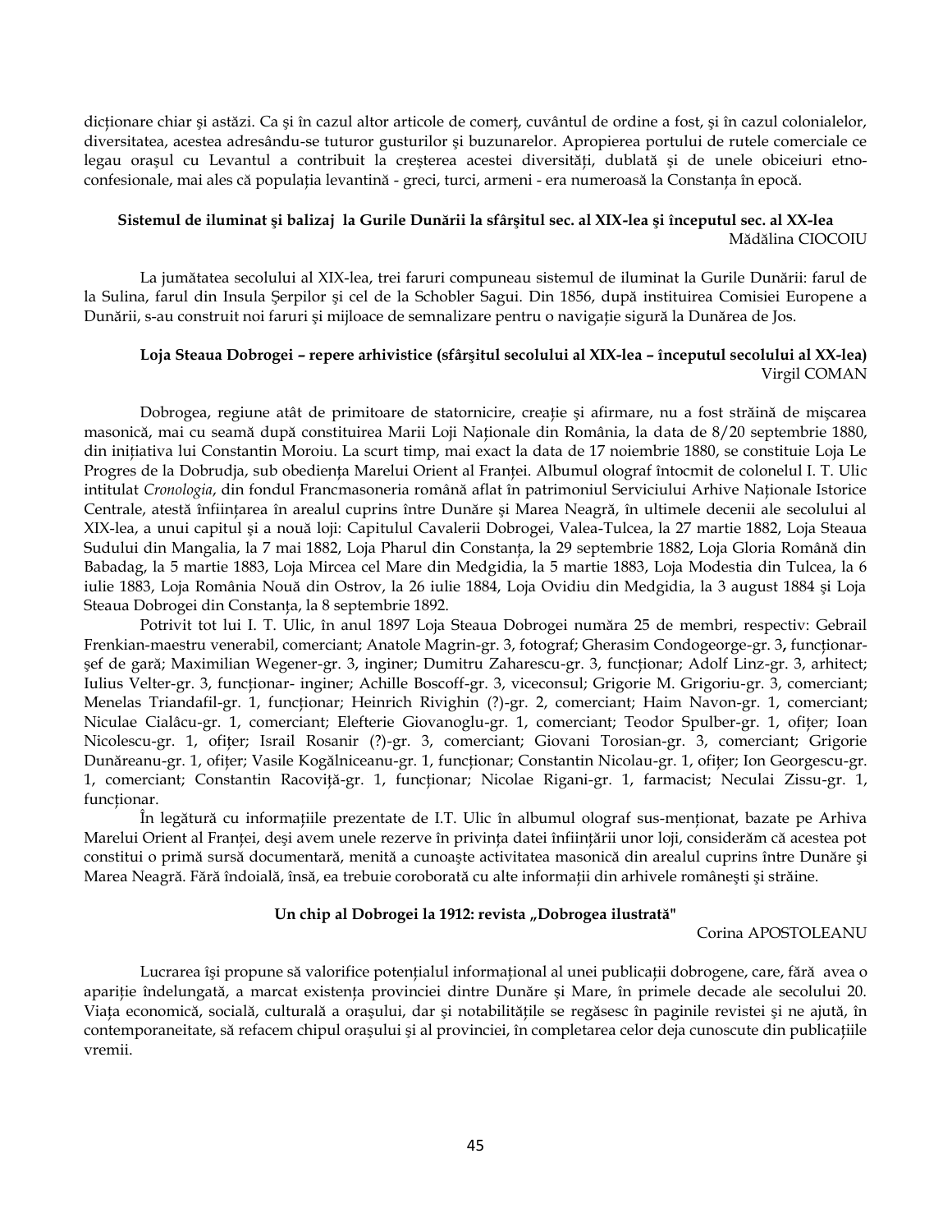dicționare chiar și astăzi. Ca și în cazul altor articole de comerț, cuvântul de ordine a fost, și în cazul colonialelor, diversitatea, acestea adresându-se tuturor gusturilor și buzunarelor. Apropierea portului de rutele comerciale ce legau orașul cu Levantul a contribuit la creșterea acestei diversități, dublată și de unele obiceiuri etno-confesionale, mai ales că populația levantină - greci, turci, armeni - era numeroasă la Constanța în epocă.

### Sistemul de iluminat şi balizaj la Gurile Dunării la sfârşitul sec. al XIX-lea şi începutul sec. al XX-lea

Mădălina CIOCOIU

La jumătatea secolului al XIX-lea, trei faruri compuneau sistemul de iluminat la Gurile Dunării: farul de la Sulina, farul din Insula Șerpilor și cel de la Schobler Sagui. Din 1856, după instituirea Comisiei Europene a Dunării, s-au construit noi faruri și mijloace de semnalizare pentru o navigație sigură la Dunărea de Jos.

### Loja Steaua Dobrogei – repere arhivistice (sfârşitul secolului al XIX-lea – începutul secolului al XX-lea)

Virgil COMAN

Dobrogea, regiune atât de primitoare de statornicire, creație și afirmare, nu a fost străină de mișcarea masonică, mai cu seamă după constituirea Marii Loji Naționale din România, la data de 8/20 septembrie 1880, din inițiativa lui Constantin Moroiu. La scurt timp, mai exact la data de 17 noiembrie 1880, se constituie Loja Le Progres de la Dobrudja, sub obediența Marelui Orient al Franței. Albumul olograf întocmit de colonelul I. T. Ulic intitulat *Cronologia*, din fondul Francmasoneria română aflat în patrimoniul Serviciului Arhive Naționale Istorice Centrale, atestă înființarea în arealul cuprins între Dunăre și Marea Neagră, în ultimele decenii ale secolului al XIX-lea, a unui capitul și a nouă loji: Capitulul Cavalerii Dobrogei, Valea-Tulcea, la 27 martie 1882, Loja Steaua Sudului din Mangalia, la 7 mai 1882, Loja Pharul din Constanța, la 29 septembrie 1882, Loja Gloria Română din Babadag, la 5 martie 1883, Loja Mircea cel Mare din Medgidia, la 5 martie 1883, Loja Modestia din Tulcea, la 6 iulie 1883, Loja România Nouă din Ostrov, la 26 iulie 1884, Loja Ovidiu din Medgidia, la 3 august 1884 și Loja Steaua Dobrogei din Constanța, la 8 septembrie 1892.

Potrivit tot lui I. T. Ulic, în anul 1897 Loja Steaua Dobrogei număra 25 de membri, respectiv: Gebrail Frenkian-maestru venerabil, comerciant; Anatole Magrin-gr. 3, fotograf; Gherasim Condogeorge-gr. 3**,** funcționar-șef de gară; Maximilian Wegener-gr. 3, inginer; Dumitru Zaharescu-gr. 3, funcționar; Adolf Linz-gr. 3, arhitect; Iulius Velter-gr. 3, funcționar- inginer; Achille Boscoff-gr. 3, viceconsul; Grigorie M. Grigoriu-gr. 3, comerciant; Menelas Triandafil-gr. 1, funcționar; Heinrich Rivighin (?)-gr. 2, comerciant; Haim Navon-gr. 1, comerciant; Niculae Cialâcu-gr. 1, comerciant; Elefterie Giovanoglu-gr. 1, comerciant; Teodor Spulber-gr. 1, ofițer; Ioan Nicolescu-gr. 1, ofițer; Israil Rosanir (?)-gr. 3, comerciant; Giovani Torosian-gr. 3, comerciant; Grigorie Dunăreanu-gr. 1, ofițer; Vasile Kogălniceanu-gr. 1, funcționar; Constantin Nicolau-gr. 1, ofițer; Ion Georgescu-gr. 1, comerciant; Constantin Racoviță-gr. 1, funcționar; Nicolae Rigani-gr. 1, farmacist; Neculai Zissu-gr. 1, funcționar.

În legătură cu informațiile prezentate de I.T. Ulic în albumul olograf sus-menționat, bazate pe Arhiva Marelui Orient al Franței, deși avem unele rezerve în privința datei înființării unor loji, considerăm că acestea pot constitui o primă sursă documentară, menită a cunoaște activitatea masonică din arealul cuprins între Dunăre și Marea Neagră. Fără îndoială, însă, ea trebuie coroborată cu alte informații din arhivele românești și străine.

### Un chip al Dobrogei la 1912: revista „Dobrogea ilustrată"

Corina APOSTOLEANU

Lucrarea își propune să valorifice potențialul informațional al unei publicații dobrogene, care, fără avea o apariție îndelungată, a marcat existența provinciei dintre Dunăre și Mare, în primele decade ale secolului 20. Viața economică, socială, culturală a orașului, dar și notabilitățile se regăsesc în paginile revistei și ne ajută, în contemporaneitate, să refacem chipul orașului și al provinciei, în completarea celor deja cunoscute din publicațiile vremii.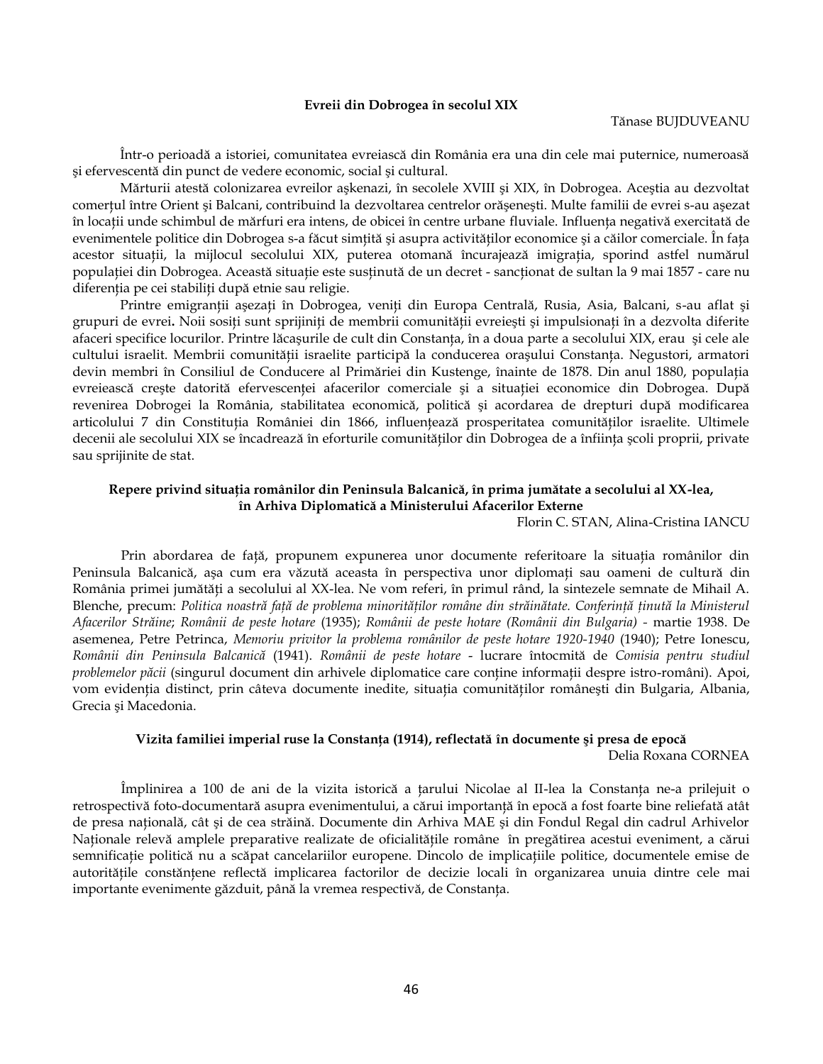## Evreii din Dobrogea în secolul XIX

Tănase BUJDUVEANU

Într-o perioadă a istoriei, comunitatea evreiască din România era una din cele mai puternice, numeroasă şi efervescentă din punct de vedere economic, social şi cultural.

Mărturii atestă colonizarea evreilor aşkenazi, în secolele XVIII şi XIX, în Dobrogea. Aceştia au dezvoltat comerţul între Orient şi Balcani, contribuind la dezvoltarea centrelor orăşeneşti. Multe familii de evrei s-au aşezat în locaţii unde schimbul de mărfuri era intens, de obicei în centre urbane fluviale. Influenţa negativă exercitată de evenimentele politice din Dobrogea s-a făcut simţită şi asupra activităţilor economice şi a căilor comerciale. În faţa acestor situaţii, la mijlocul secolului XIX, puterea otomană încurajează imigraţia, sporind astfel numărul populaţiei din Dobrogea. Această situaţie este susţinută de un decret - sancţionat de sultan la 9 mai 1857 - care nu diferenţia pe cei stabiliţi după etnie sau religie.

Printre emigranţii aşezaţi în Dobrogea, veniţi din Europa Centrală, Rusia, Asia, Balcani, s-au aflat şi grupuri de evrei**.** Noii sosiţi sunt sprijiniţi de membrii comunităţii evreieşti şi impulsionaţi în a dezvolta diferite afaceri specifice locurilor. Printre lăcaşurile de cult din Constanţa, în a doua parte a secolului XIX, erau şi cele ale cultului israelit. Membrii comunităţii israelite participă la conducerea oraşului Constanţa. Negustori, armatori devin membri în Consiliul de Conducere al Primăriei din Kustenge, înainte de 1878. Din anul 1880, populaţia evreiească creşte datorită efervescenţei afacerilor comerciale şi a situaţiei economice din Dobrogea. După revenirea Dobrogei la România, stabilitatea economică, politică şi acordarea de drepturi după modificarea articolului 7 din Constituţia României din 1866, influenţează prosperitatea comunităţilor israelite. Ultimele decenii ale secolului XIX se încadrează în eforturile comunităţilor din Dobrogea de a înfiinţa şcoli proprii, private sau sprijinite de stat.

## Repere privind situaţia românilor din Peninsula Balcanică, în prima jumătate a secolului al XX-lea, în Arhiva Diplomatică a Ministerului Afacerilor Externe

Florin C. STAN, Alina-Cristina IANCU

Prin abordarea de faţă, propunem expunerea unor documente referitoare la situaţia românilor din Peninsula Balcanică, aşa cum era văzută aceasta în perspectiva unor diplomaţi sau oameni de cultură din România primei jumătăţi a secolului al XX-lea. Ne vom referi, în primul rând, la sintezele semnate de Mihail A. Blenche, precum: *Politica noastră faţă de problema minorităţilor române din străinătate. Conferinţă ţinută la Ministerul Afacerilor Străine*; *Românii de peste hotare* (1935); *Românii de peste hotare (Românii din Bulgaria)* - martie 1938. De asemenea, Petre Petrinca, *Memoriu privitor la problema românilor de peste hotare 1920-1940* (1940); Petre Ionescu, *Românii din Peninsula Balcanică* (1941). *Românii de peste hotare* - lucrare întocmită de *Comisia pentru studiul problemelor păcii* (singurul document din arhivele diplomatice care conţine informaţii despre istro-români). Apoi, vom evidenţia distinct, prin câteva documente inedite, situaţia comunităţilor româneşti din Bulgaria, Albania, Grecia şi Macedonia.

## Vizita familiei imperial ruse la Constanţa (1914), reflectată în documente şi presa de epocă

Delia Roxana CORNEA

Împlinirea a 100 de ani de la vizita istorică a ţarului Nicolae al II-lea la Constanţa ne-a prilejuit o retrospectivă foto-documentară asupra evenimentului, a cărui importanţă în epocă a fost foarte bine reliefată atât de presa naţională, cât şi de cea străină. Documente din Arhiva MAE şi din Fondul Regal din cadrul Arhivelor Naţionale relevă amplele preparative realizate de oficialităţile române în pregătirea acestui eveniment, a cărui semnificaţie politică nu a scăpat cancelariilor europene. Dincolo de implicaţiile politice, documentele emise de autorităţile constănţene reflectă implicarea factorilor de decizie locali în organizarea unuia dintre cele mai importante evenimente găzduit, până la vremea respectivă, de Constanţa.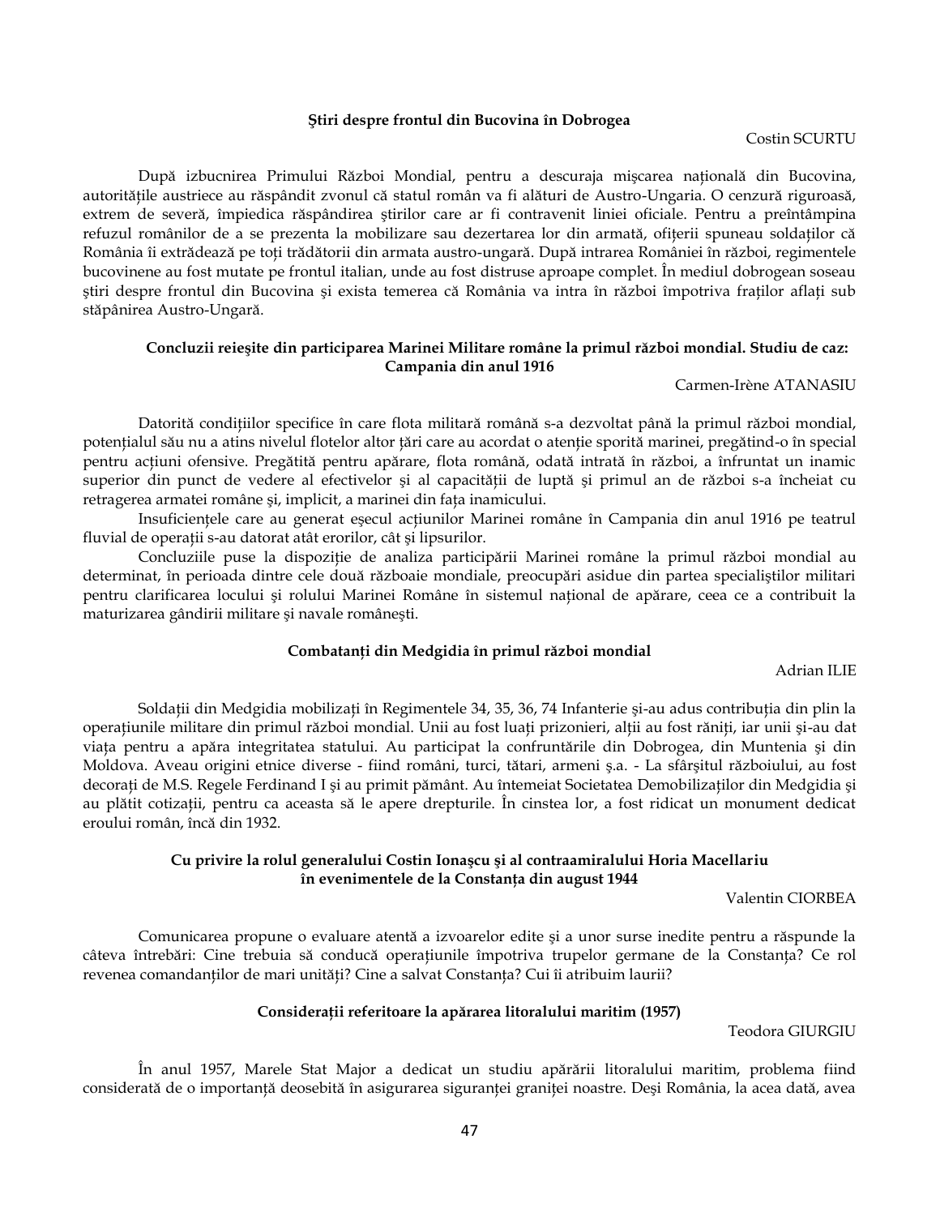### Ştiri despre frontul din Bucovina în Dobrogea

Costin SCURTU

După izbucnirea Primului Război Mondial, pentru a descuraja mişcarea naţională din Bucovina, autorităţile austriece au răspândit zvonul că statul român va fi alături de Austro-Ungaria. O cenzură riguroasă, extrem de severă, împiedica răspândirea ştirilor care ar fi contravenit liniei oficiale. Pentru a preîntâmpina refuzul românilor de a se prezenta la mobilizare sau dezertarea lor din armată, ofiţerii spuneau soldaţilor că România îi extrădează pe toţi trădătorii din armata austro-ungară. După intrarea României în război, regimentele bucovinene au fost mutate pe frontul italian, unde au fost distruse aproape complet. În mediul dobrogean soseau ştiri despre frontul din Bucovina şi exista temerea că România va intra în război împotriva fraţilor aflaţi sub stăpânirea Austro-Ungară.

### Concluzii reieşite din participarea Marinei Militare române la primul război mondial. Studiu de caz: Campania din anul 1916

Carmen-Irène ATANASIU

Datorită condiţiilor specifice în care flota militară română s-a dezvoltat până la primul război mondial, potenţialul său nu a atins nivelul flotelor altor ţări care au acordat o atenţie sporită marinei, pregătind-o în special pentru acţiuni ofensive. Pregătită pentru apărare, flota română, odată intrată în război, a înfruntat un inamic superior din punct de vedere al efectivelor şi al capacităţii de luptă şi primul an de război s-a încheiat cu retragerea armatei române şi, implicit, a marinei din faţa inamicului.

Insuficienţele care au generat eşecul acţiunilor Marinei române în Campania din anul 1916 pe teatrul fluvial de operaţii s-au datorat atât erorilor, cât şi lipsurilor.

Concluziile puse la dispoziţie de analiza participării Marinei române la primul război mondial au determinat, în perioada dintre cele două războaie mondiale, preocupări asidue din partea specialiştilor militari pentru clarificarea locului şi rolului Marinei Române în sistemul naţional de apărare, ceea ce a contribuit la maturizarea gândirii militare şi navale româneşti.

### Combatanţi din Medgidia în primul război mondial

Adrian ILIE

Soldaţii din Medgidia mobilizaţi în Regimentele 34, 35, 36, 74 Infanterie şi-au adus contribuţia din plin la operaţiunile militare din primul război mondial. Unii au fost luaţi prizonieri, alţii au fost răniţi, iar unii şi-au dat viaţa pentru a apăra integritatea statului. Au participat la confruntările din Dobrogea, din Muntenia şi din Moldova. Aveau origini etnice diverse - fiind români, turci, tătari, armeni ş.a. - La sfârşitul războiului, au fost decoraţi de M.S. Regele Ferdinand I şi au primit pământ. Au întemeiat Societatea Demobilizaţilor din Medgidia şi au plătit cotizaţii, pentru ca aceasta să le apere drepturile. În cinstea lor, a fost ridicat un monument dedicat eroului român, încă din 1932.

### Cu privire la rolul generalului Costin Ionaşcu şi al contraamiralului Horia Macellariu în evenimentele de la Constanţa din august 1944

Valentin CIORBEA

Comunicarea propune o evaluare atentă a izvoarelor edite şi a unor surse inedite pentru a răspunde la câteva întrebări: Cine trebuia să conducă operaţiunile împotriva trupelor germane de la Constanţa? Ce rol revenea comandanţilor de mari unităţi? Cine a salvat Constanţa? Cui îi atribuim laurii?

### Consideraţii referitoare la apărarea litoralului maritim (1957)

Teodora GIURGIU

În anul 1957, Marele Stat Major a dedicat un studiu apărării litoralului maritim, problema fiind considerată de o importanţă deosebită în asigurarea siguranţei graniţei noastre. Deşi România, la acea dată, avea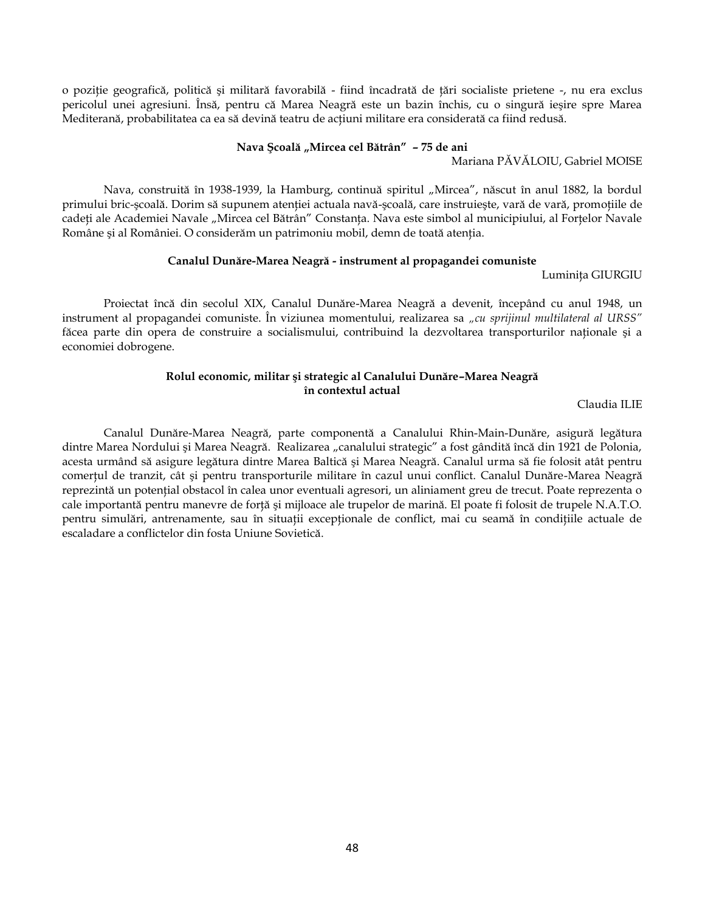o poziție geografică, politică şi militară favorabilă - fiind încadrată de țări socialiste prietene -, nu era exclus pericolul unei agresiuni. Însă, pentru că Marea Neagră este un bazin închis, cu o singură ieşire spre Marea Mediterană, probabilitatea ca ea să devină teatru de acțiuni militare era considerată ca fiind redusă.

### Nava Şcoală „Mircea cel Bătrân" – 75 de ani

Mariana PĂVĂLOIU, Gabriel MOISE

Nava, construită în 1938-1939, la Hamburg, continuă spiritul „Mircea", născut în anul 1882, la bordul primului bric-şcoală. Dorim să supunem atenției actuala navă-şcoală, care instruieşte, vară de vară, promoțiile de cadeți ale Academiei Navale „Mircea cel Bătrân" Constanța. Nava este simbol al municipiului, al Forțelor Navale Române şi al României. O considerăm un patrimoniu mobil, demn de toată atenția.

### Canalul Dunăre-Marea Neagră - instrument al propagandei comuniste

Luminița GIURGIU

Proiectat încă din secolul XIX, Canalul Dunăre-Marea Neagră a devenit, începând cu anul 1948, un instrument al propagandei comuniste. În viziunea momentului, realizarea sa *„cu sprijinul multilateral al URSS"* făcea parte din opera de construire a socialismului, contribuind la dezvoltarea transporturilor naționale şi a economiei dobrogene.

### Rolul economic, militar şi strategic al Canalului Dunăre–Marea Neagră în contextul actual

Claudia ILIE

Canalul Dunăre-Marea Neagră, parte componentă a Canalului Rhin-Main-Dunăre, asigură legătura dintre Marea Nordului şi Marea Neagră. Realizarea „canalului strategic" a fost gândită încă din 1921 de Polonia, acesta urmând să asigure legătura dintre Marea Baltică şi Marea Neagră. Canalul urma să fie folosit atât pentru comerțul de tranzit, cât şi pentru transporturile militare în cazul unui conflict. Canalul Dunăre-Marea Neagră reprezintă un potențial obstacol în calea unor eventuali agresori, un aliniament greu de trecut. Poate reprezenta o cale importantă pentru manevre de forță şi mijloace ale trupelor de marină. El poate fi folosit de trupele N.A.T.O. pentru simulări, antrenamente, sau în situații excepționale de conflict, mai cu seamă în condițiile actuale de escaladare a conflictelor din fosta Uniune Sovietică.